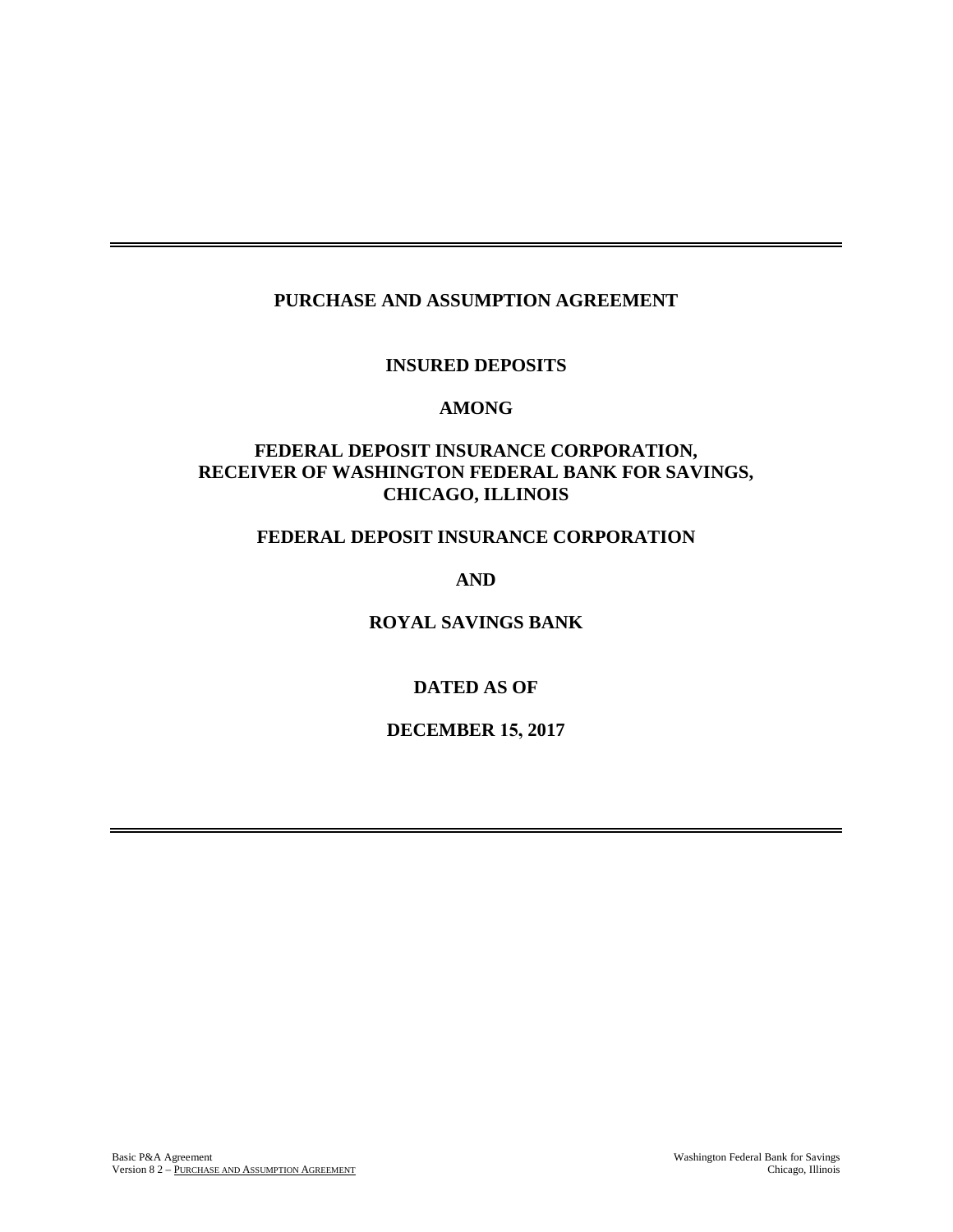# PURCHASE AND ASSUMPTION AGREEMENT

## INSURED DEPOSITS

## AMONG

## FEDERAL DEPOSIT INSURANCE CORPORATION, RECEIVER OF WASHINGTON FEDERAL BANK FOR SAVINGS, CHICAGO, ILLINOIS

## FEDERAL DEPOSIT INSURANCE CORPORATION

## AND

## ROYAL SAVINGS BANK

## DATED AS OF

## DECEMBER 15, 2017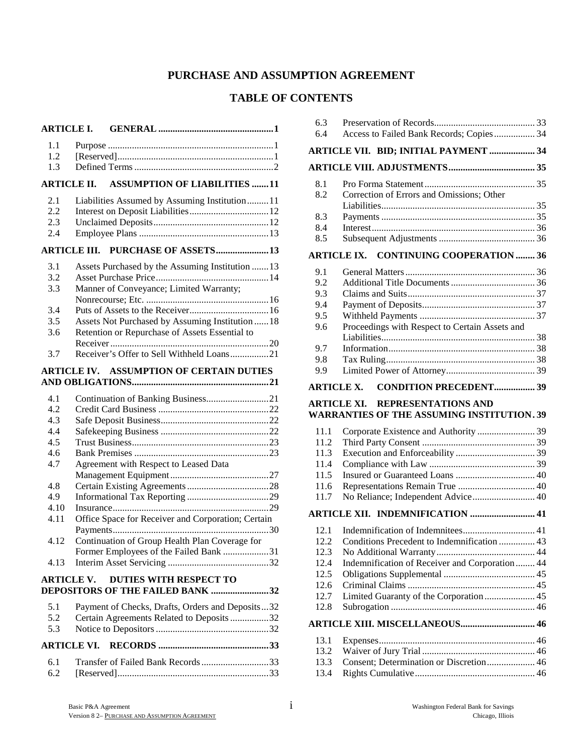# PURCHASE AND ASSUMPTION AGREEMENT

## TABLE OF CONTENTS

**ARTICLE I. GENERAL ............................................... 1**

1.1 Purpose ................................................................... 1
1.2 [Reserved]................................................................ 1
1.3 Defined Terms .......................................................... 2

**ARTICLE II. ASSUMPTION OF LIABILITIES ....... 11**

2.1 Liabilities Assumed by Assuming Institution......... 11
2.2 Interest on Deposit Liabilities................................. 12
2.3 Unclaimed Deposits................................................ 12
2.4 Employee Plans ...................................................... 13

**ARTICLE III. PURCHASE OF ASSETS...................... 13**

3.1 Assets Purchased by the Assuming Institution ....... 13
3.2 Asset Purchase Price............................................... 14
3.3 Manner of Conveyance; Limited Warranty; Nonrecourse; Etc. .................................................. 16
3.4 Puts of Assets to the Receiver................................. 16
3.5 Assets Not Purchased by Assuming Institution ...... 18
3.6 Retention or Repurchase of Assets Essential to Receiver ................................................................. 20
3.7 Receiver's Offer to Sell Withheld Loans................ 21

**ARTICLE IV. ASSUMPTION OF CERTAIN DUTIES AND OBLIGATIONS......................................................... 21**

4.1 Continuation of Banking Business.......................... 21
4.2 Credit Card Business .............................................. 22
4.3 Safe Deposit Business............................................. 22
4.4 Safekeeping Business ............................................. 22
4.5 Trust Business......................................................... 23
4.6 Bank Premises ........................................................ 23
4.7 Agreement with Respect to Leased Data Management Equipment.......................................... 27
4.8 Certain Existing Agreements.................................. 28
4.9 Informational Tax Reporting .................................. 29
4.10 Insurance................................................................. 29
4.11 Office Space for Receiver and Corporation; Certain Payments................................................................. 30
4.12 Continuation of Group Health Plan Coverage for Former Employees of the Failed Bank ................... 31
4.13 Interim Asset Servicing .......................................... 32

**ARTICLE V. DUTIES WITH RESPECT TO DEPOSITORS OF THE FAILED BANK ........................ 32**

5.1 Payment of Checks, Drafts, Orders and Deposits... 32
5.2 Certain Agreements Related to Deposits ................ 32
5.3 Notice to Depositors ............................................... 32

**ARTICLE VI. RECORDS ............................................. 33**

6.1 Transfer of Failed Bank Records............................ 33
6.2 [Reserved]............................................................... 33
6.3 Preservation of Records.......................................... 33
6.4 Access to Failed Bank Records; Copies................. 34

**ARTICLE VII. BID; INITIAL PAYMENT ................... 34**

**ARTICLE VIII. ADJUSTMENTS.................................... 35**

8.1 Pro Forma Statement .............................................. 35
8.2 Correction of Errors and Omissions; Other Liabilities................................................................ 35
8.3 Payments ................................................................ 35
8.4 Interest.................................................................... 36
8.5 Subsequent Adjustments ........................................ 36

**ARTICLE IX. CONTINUING COOPERATION ........ 36**

9.1 General Matters ...................................................... 36
9.2 Additional Title Documents ................................... 36
9.3 Claims and Suits..................................................... 37
9.4 Payment of Deposits............................................... 37
9.5 Withheld Payments ................................................ 37
9.6 Proceedings with Respect to Certain Assets and Liabilities................................................................ 38
9.7 Information............................................................. 38
9.8 Tax Ruling.............................................................. 38
9.9 Limited Power of Attorney..................................... 39

**ARTICLE X. CONDITION PRECEDENT................. 39**

**ARTICLE XI. REPRESENTATIONS AND WARRANTIES OF THE ASSUMING INSTITUTION. 39**

11.1 Corporate Existence and Authority ........................ 39
11.2 Third Party Consent ............................................... 39
11.3 Execution and Enforceability ................................. 39
11.4 Compliance with Law ............................................ 39
11.5 Insured or Guaranteed Loans ................................. 40
11.6 Representations Remain True ................................ 40
11.7 No Reliance; Independent Advice.......................... 40

**ARTICLE XII. INDEMNIFICATION ........................... 41**

12.1 Indemnification of Indemnitees.............................. 41
12.2 Conditions Precedent to Indemnification ............... 43
12.3 No Additional Warranty......................................... 44
12.4 Indemnification of Receiver and Corporation........ 44
12.5 Obligations Supplemental ...................................... 45
12.6 Criminal Claims ..................................................... 45
12.7 Limited Guaranty of the Corporation..................... 45
12.8 Subrogation ............................................................ 46

**ARTICLE XIII. MISCELLANEOUS............................... 46**

13.1 Expenses................................................................. 46
13.2 Waiver of Jury Trial ............................................... 46
13.3 Consent; Determination or Discretion.................... 46
13.4 Rights Cumulative.................................................. 46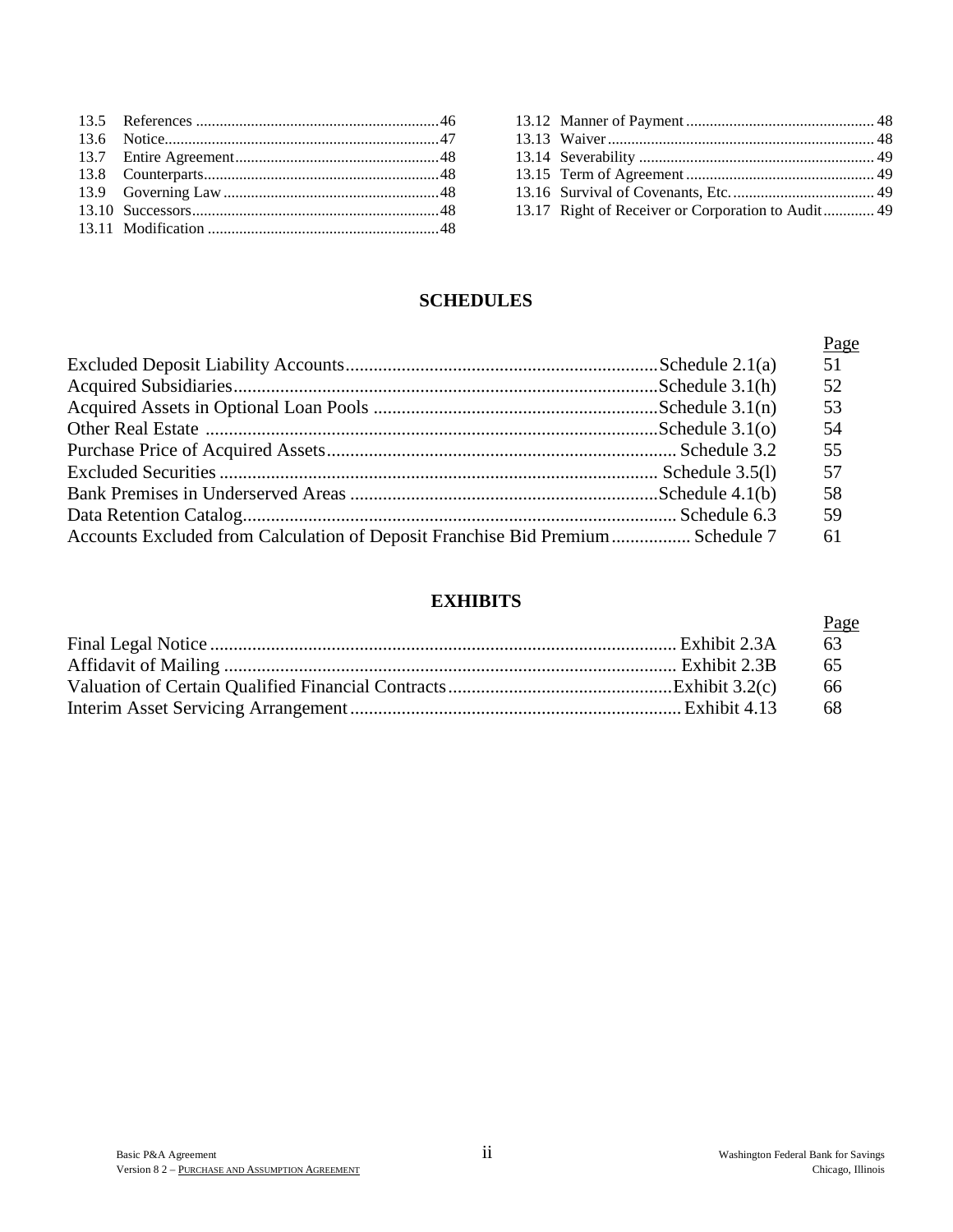| | | |
|---|---|---|
| 13.5 | References | 46 |
| 13.6 | Notice | 47 |
| 13.7 | Entire Agreement | 48 |
| 13.8 | Counterparts | 48 |
| 13.9 | Governing Law | 48 |
| 13.10 | Successors | 48 |
| 13.11 | Modification | 48 |
| 13.12 | Manner of Payment | 48 |
| 13.13 | Waiver | 48 |
| 13.14 | Severability | 49 |
| 13.15 | Term of Agreement | 49 |
| 13.16 | Survival of Covenants, Etc. | 49 |
| 13.17 | Right of Receiver or Corporation to Audit | 49 |

## SCHEDULES

| | | Page |
|---|---|---|
| Excluded Deposit Liability Accounts | Schedule 2.1(a) | 51 |
| Acquired Subsidiaries | Schedule 3.1(h) | 52 |
| Acquired Assets in Optional Loan Pools | Schedule 3.1(n) | 53 |
| Other Real Estate | Schedule 3.1(o) | 54 |
| Purchase Price of Acquired Assets | Schedule 3.2 | 55 |
| Excluded Securities | Schedule 3.5(l) | 57 |
| Bank Premises in Underserved Areas | Schedule 4.1(b) | 58 |
| Data Retention Catalog | Schedule 6.3 | 59 |
| Accounts Excluded from Calculation of Deposit Franchise Bid Premium | Schedule 7 | 61 |

## EXHIBITS

| | | Page |
|---|---|---|
| Final Legal Notice | Exhibit 2.3A | 63 |
| Affidavit of Mailing | Exhibit 2.3B | 65 |
| Valuation of Certain Qualified Financial Contracts | Exhibit 3.2(c) | 66 |
| Interim Asset Servicing Arrangement | Exhibit 4.13 | 68 |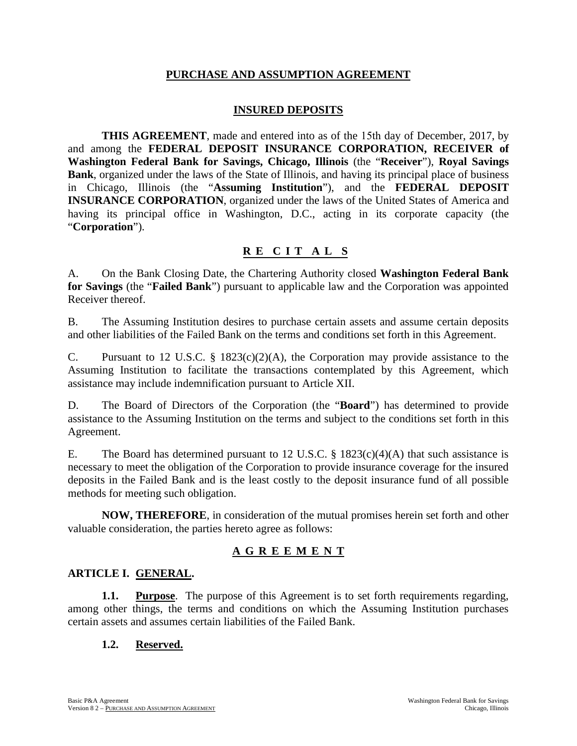# PURCHASE AND ASSUMPTION AGREEMENT

## INSURED DEPOSITS

**THIS AGREEMENT**, made and entered into as of the 15th day of December, 2017, by and among the **FEDERAL DEPOSIT INSURANCE CORPORATION, RECEIVER of Washington Federal Bank for Savings, Chicago, Illinois** (the "**Receiver**"), **Royal Savings Bank**, organized under the laws of the State of Illinois, and having its principal place of business in Chicago, Illinois (the "**Assuming Institution**"), and the **FEDERAL DEPOSIT INSURANCE CORPORATION**, organized under the laws of the United States of America and having its principal office in Washington, D.C., acting in its corporate capacity (the "**Corporation**").

## R E C I T A L S

A. On the Bank Closing Date, the Chartering Authority closed **Washington Federal Bank for Savings** (the "**Failed Bank**") pursuant to applicable law and the Corporation was appointed Receiver thereof.

B. The Assuming Institution desires to purchase certain assets and assume certain deposits and other liabilities of the Failed Bank on the terms and conditions set forth in this Agreement.

C. Pursuant to 12 U.S.C. § 1823(c)(2)(A), the Corporation may provide assistance to the Assuming Institution to facilitate the transactions contemplated by this Agreement, which assistance may include indemnification pursuant to Article XII.

D. The Board of Directors of the Corporation (the "**Board**") has determined to provide assistance to the Assuming Institution on the terms and subject to the conditions set forth in this Agreement.

E. The Board has determined pursuant to 12 U.S.C. § 1823(c)(4)(A) that such assistance is necessary to meet the obligation of the Corporation to provide insurance coverage for the insured deposits in the Failed Bank and is the least costly to the deposit insurance fund of all possible methods for meeting such obligation.

**NOW, THEREFORE**, in consideration of the mutual promises herein set forth and other valuable consideration, the parties hereto agree as follows:

## A G R E E M E N T

### ARTICLE I. GENERAL.

**1.1. Purpose**. The purpose of this Agreement is to set forth requirements regarding, among other things, the terms and conditions on which the Assuming Institution purchases certain assets and assumes certain liabilities of the Failed Bank.

**1.2. Reserved.**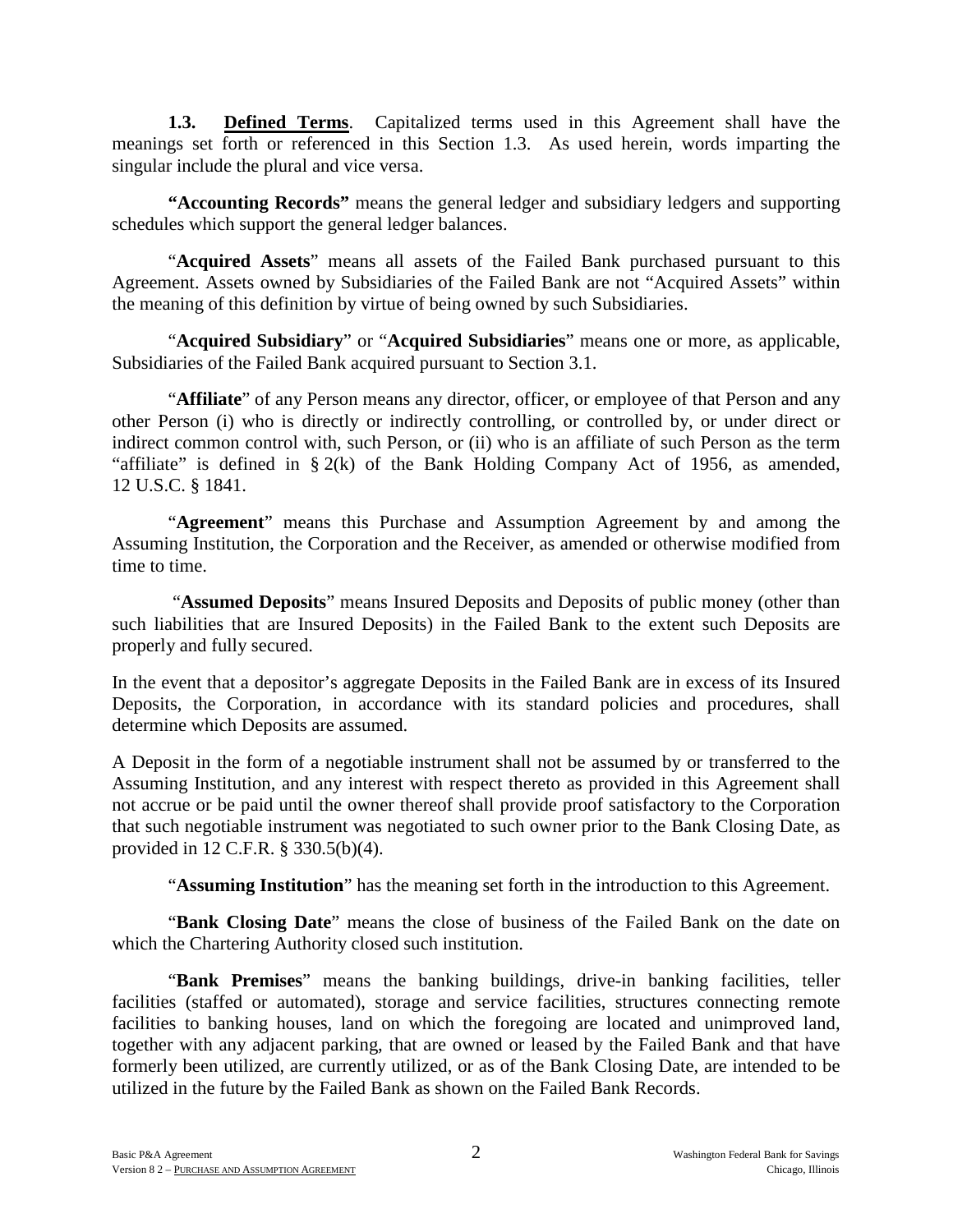**1.3. Defined Terms**. Capitalized terms used in this Agreement shall have the meanings set forth or referenced in this Section 1.3. As used herein, words imparting the singular include the plural and vice versa.

**"Accounting Records"** means the general ledger and subsidiary ledgers and supporting schedules which support the general ledger balances.

"**Acquired Assets**" means all assets of the Failed Bank purchased pursuant to this Agreement. Assets owned by Subsidiaries of the Failed Bank are not "Acquired Assets" within the meaning of this definition by virtue of being owned by such Subsidiaries.

"**Acquired Subsidiary**" or "**Acquired Subsidiaries**" means one or more, as applicable, Subsidiaries of the Failed Bank acquired pursuant to Section 3.1.

"**Affiliate**" of any Person means any director, officer, or employee of that Person and any other Person (i) who is directly or indirectly controlling, or controlled by, or under direct or indirect common control with, such Person, or (ii) who is an affiliate of such Person as the term "affiliate" is defined in § 2(k) of the Bank Holding Company Act of 1956, as amended, 12 U.S.C. § 1841.

"**Agreement**" means this Purchase and Assumption Agreement by and among the Assuming Institution, the Corporation and the Receiver, as amended or otherwise modified from time to time.

"**Assumed Deposits**" means Insured Deposits and Deposits of public money (other than such liabilities that are Insured Deposits) in the Failed Bank to the extent such Deposits are properly and fully secured.

In the event that a depositor's aggregate Deposits in the Failed Bank are in excess of its Insured Deposits, the Corporation, in accordance with its standard policies and procedures, shall determine which Deposits are assumed.

A Deposit in the form of a negotiable instrument shall not be assumed by or transferred to the Assuming Institution, and any interest with respect thereto as provided in this Agreement shall not accrue or be paid until the owner thereof shall provide proof satisfactory to the Corporation that such negotiable instrument was negotiated to such owner prior to the Bank Closing Date, as provided in 12 C.F.R. § 330.5(b)(4).

"**Assuming Institution**" has the meaning set forth in the introduction to this Agreement.

"**Bank Closing Date**" means the close of business of the Failed Bank on the date on which the Chartering Authority closed such institution.

"**Bank Premises**" means the banking buildings, drive-in banking facilities, teller facilities (staffed or automated), storage and service facilities, structures connecting remote facilities to banking houses, land on which the foregoing are located and unimproved land, together with any adjacent parking, that are owned or leased by the Failed Bank and that have formerly been utilized, are currently utilized, or as of the Bank Closing Date, are intended to be utilized in the future by the Failed Bank as shown on the Failed Bank Records.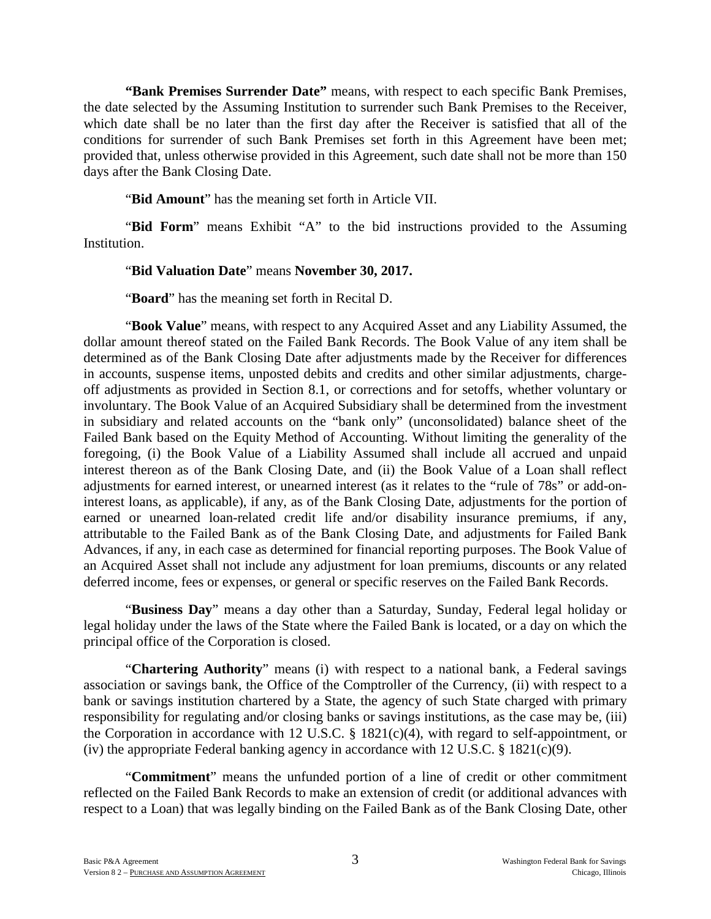**"Bank Premises Surrender Date"** means, with respect to each specific Bank Premises, the date selected by the Assuming Institution to surrender such Bank Premises to the Receiver, which date shall be no later than the first day after the Receiver is satisfied that all of the conditions for surrender of such Bank Premises set forth in this Agreement have been met; provided that, unless otherwise provided in this Agreement, such date shall not be more than 150 days after the Bank Closing Date.

"**Bid Amount**" has the meaning set forth in Article VII.

"**Bid Form**" means Exhibit "A" to the bid instructions provided to the Assuming Institution.

"**Bid Valuation Date**" means **November 30, 2017.**

"**Board**" has the meaning set forth in Recital D.

"**Book Value**" means, with respect to any Acquired Asset and any Liability Assumed, the dollar amount thereof stated on the Failed Bank Records. The Book Value of any item shall be determined as of the Bank Closing Date after adjustments made by the Receiver for differences in accounts, suspense items, unposted debits and credits and other similar adjustments, charge-off adjustments as provided in Section 8.1, or corrections and for setoffs, whether voluntary or involuntary. The Book Value of an Acquired Subsidiary shall be determined from the investment in subsidiary and related accounts on the "bank only" (unconsolidated) balance sheet of the Failed Bank based on the Equity Method of Accounting. Without limiting the generality of the foregoing, (i) the Book Value of a Liability Assumed shall include all accrued and unpaid interest thereon as of the Bank Closing Date, and (ii) the Book Value of a Loan shall reflect adjustments for earned interest, or unearned interest (as it relates to the "rule of 78s" or add-on-interest loans, as applicable), if any, as of the Bank Closing Date, adjustments for the portion of earned or unearned loan-related credit life and/or disability insurance premiums, if any, attributable to the Failed Bank as of the Bank Closing Date, and adjustments for Failed Bank Advances, if any, in each case as determined for financial reporting purposes. The Book Value of an Acquired Asset shall not include any adjustment for loan premiums, discounts or any related deferred income, fees or expenses, or general or specific reserves on the Failed Bank Records.

"**Business Day**" means a day other than a Saturday, Sunday, Federal legal holiday or legal holiday under the laws of the State where the Failed Bank is located, or a day on which the principal office of the Corporation is closed.

"**Chartering Authority**" means (i) with respect to a national bank, a Federal savings association or savings bank, the Office of the Comptroller of the Currency, (ii) with respect to a bank or savings institution chartered by a State, the agency of such State charged with primary responsibility for regulating and/or closing banks or savings institutions, as the case may be, (iii) the Corporation in accordance with 12 U.S.C. § 1821(c)(4), with regard to self-appointment, or (iv) the appropriate Federal banking agency in accordance with 12 U.S.C. § 1821(c)(9).

"**Commitment**" means the unfunded portion of a line of credit or other commitment reflected on the Failed Bank Records to make an extension of credit (or additional advances with respect to a Loan) that was legally binding on the Failed Bank as of the Bank Closing Date, other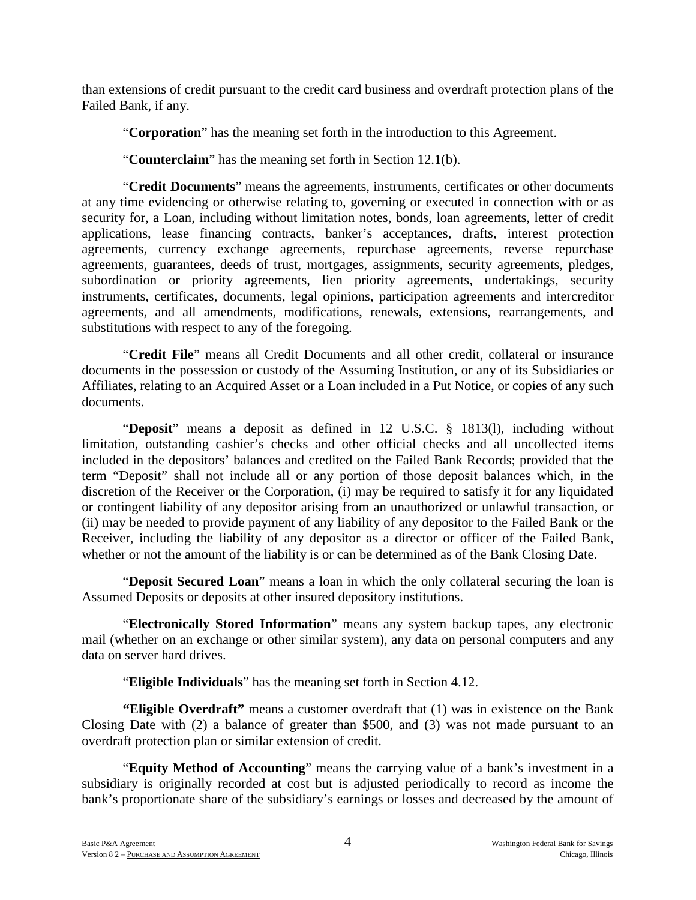than extensions of credit pursuant to the credit card business and overdraft protection plans of the Failed Bank, if any.

"**Corporation**" has the meaning set forth in the introduction to this Agreement.

"**Counterclaim**" has the meaning set forth in Section 12.1(b).

"**Credit Documents**" means the agreements, instruments, certificates or other documents at any time evidencing or otherwise relating to, governing or executed in connection with or as security for, a Loan, including without limitation notes, bonds, loan agreements, letter of credit applications, lease financing contracts, banker's acceptances, drafts, interest protection agreements, currency exchange agreements, repurchase agreements, reverse repurchase agreements, guarantees, deeds of trust, mortgages, assignments, security agreements, pledges, subordination or priority agreements, lien priority agreements, undertakings, security instruments, certificates, documents, legal opinions, participation agreements and intercreditor agreements, and all amendments, modifications, renewals, extensions, rearrangements, and substitutions with respect to any of the foregoing.

"**Credit File**" means all Credit Documents and all other credit, collateral or insurance documents in the possession or custody of the Assuming Institution, or any of its Subsidiaries or Affiliates, relating to an Acquired Asset or a Loan included in a Put Notice, or copies of any such documents.

"**Deposit**" means a deposit as defined in 12 U.S.C. § 1813(l), including without limitation, outstanding cashier's checks and other official checks and all uncollected items included in the depositors' balances and credited on the Failed Bank Records; provided that the term "Deposit" shall not include all or any portion of those deposit balances which, in the discretion of the Receiver or the Corporation, (i) may be required to satisfy it for any liquidated or contingent liability of any depositor arising from an unauthorized or unlawful transaction, or (ii) may be needed to provide payment of any liability of any depositor to the Failed Bank or the Receiver, including the liability of any depositor as a director or officer of the Failed Bank, whether or not the amount of the liability is or can be determined as of the Bank Closing Date.

"**Deposit Secured Loan**" means a loan in which the only collateral securing the loan is Assumed Deposits or deposits at other insured depository institutions.

"**Electronically Stored Information**" means any system backup tapes, any electronic mail (whether on an exchange or other similar system), any data on personal computers and any data on server hard drives.

"**Eligible Individuals**" has the meaning set forth in Section 4.12.

**"Eligible Overdraft"** means a customer overdraft that (1) was in existence on the Bank Closing Date with (2) a balance of greater than $500, and (3) was not made pursuant to an overdraft protection plan or similar extension of credit.

"**Equity Method of Accounting**" means the carrying value of a bank's investment in a subsidiary is originally recorded at cost but is adjusted periodically to record as income the bank's proportionate share of the subsidiary's earnings or losses and decreased by the amount of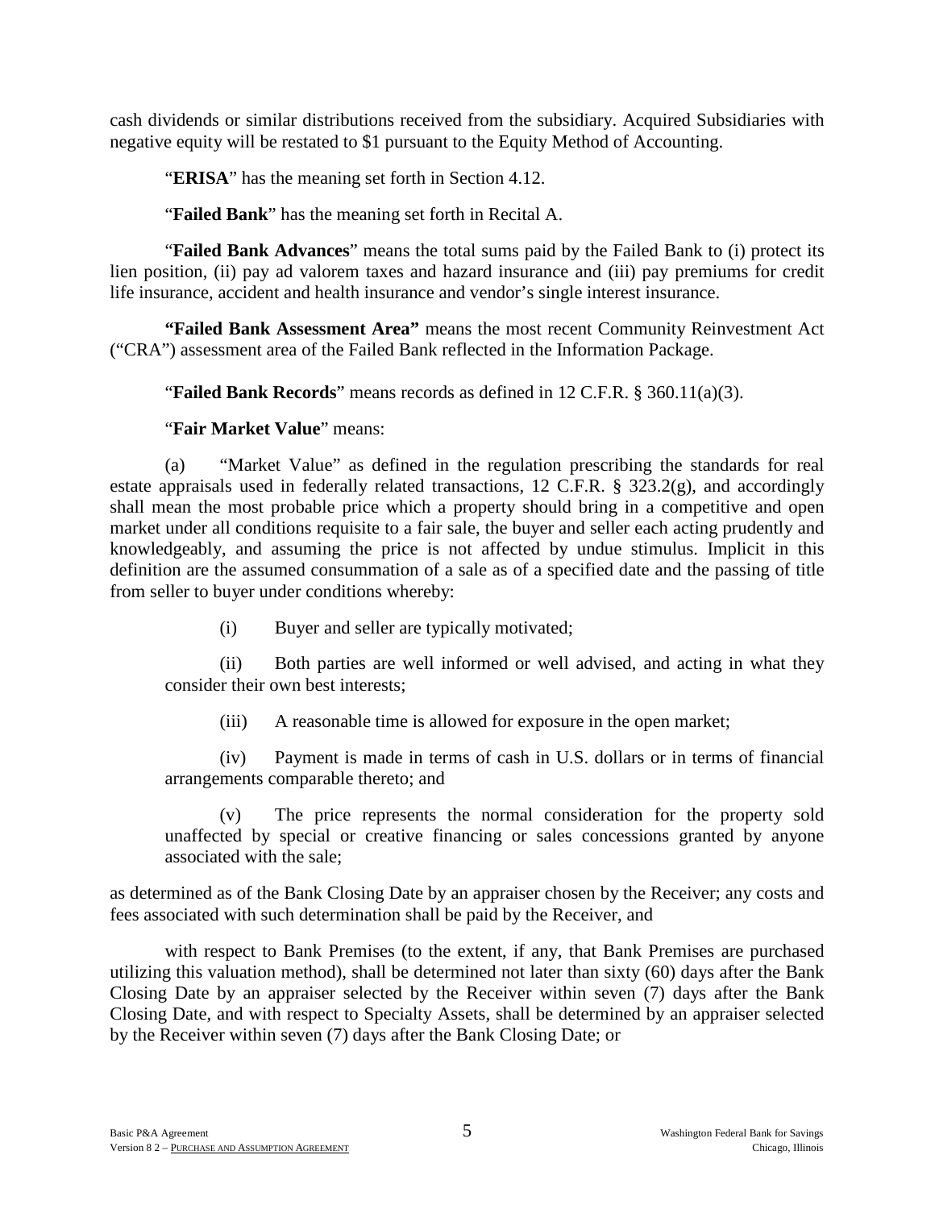cash dividends or similar distributions received from the subsidiary. Acquired Subsidiaries with negative equity will be restated to $1 pursuant to the Equity Method of Accounting.

"**ERISA**" has the meaning set forth in Section 4.12.

"**Failed Bank**" has the meaning set forth in Recital A.

"**Failed Bank Advances**" means the total sums paid by the Failed Bank to (i) protect its lien position, (ii) pay ad valorem taxes and hazard insurance and (iii) pay premiums for credit life insurance, accident and health insurance and vendor's single interest insurance.

**"Failed Bank Assessment Area"** means the most recent Community Reinvestment Act ("CRA") assessment area of the Failed Bank reflected in the Information Package.

"**Failed Bank Records**" means records as defined in 12 C.F.R. § 360.11(a)(3).

"**Fair Market Value**" means:

(a) "Market Value" as defined in the regulation prescribing the standards for real estate appraisals used in federally related transactions, 12 C.F.R. § 323.2(g), and accordingly shall mean the most probable price which a property should bring in a competitive and open market under all conditions requisite to a fair sale, the buyer and seller each acting prudently and knowledgeably, and assuming the price is not affected by undue stimulus. Implicit in this definition are the assumed consummation of a sale as of a specified date and the passing of title from seller to buyer under conditions whereby:

(i) Buyer and seller are typically motivated;

(ii) Both parties are well informed or well advised, and acting in what they consider their own best interests;

(iii) A reasonable time is allowed for exposure in the open market;

(iv) Payment is made in terms of cash in U.S. dollars or in terms of financial arrangements comparable thereto; and

(v) The price represents the normal consideration for the property sold unaffected by special or creative financing or sales concessions granted by anyone associated with the sale;

as determined as of the Bank Closing Date by an appraiser chosen by the Receiver; any costs and fees associated with such determination shall be paid by the Receiver, and

with respect to Bank Premises (to the extent, if any, that Bank Premises are purchased utilizing this valuation method), shall be determined not later than sixty (60) days after the Bank Closing Date by an appraiser selected by the Receiver within seven (7) days after the Bank Closing Date, and with respect to Specialty Assets, shall be determined by an appraiser selected by the Receiver within seven (7) days after the Bank Closing Date; or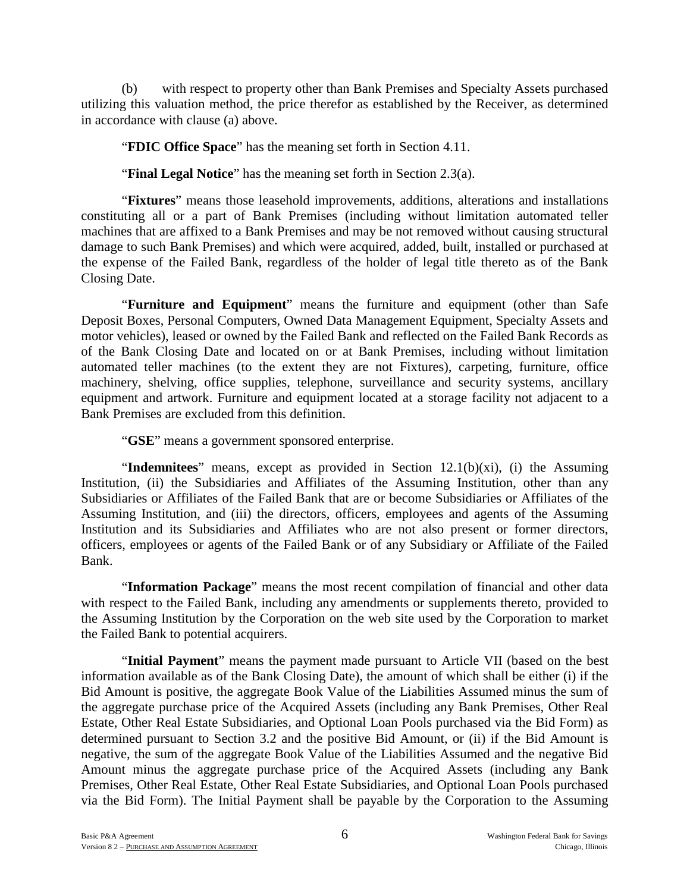(b) with respect to property other than Bank Premises and Specialty Assets purchased utilizing this valuation method, the price therefor as established by the Receiver, as determined in accordance with clause (a) above.

"**FDIC Office Space**" has the meaning set forth in Section 4.11.

"**Final Legal Notice**" has the meaning set forth in Section 2.3(a).

"**Fixtures**" means those leasehold improvements, additions, alterations and installations constituting all or a part of Bank Premises (including without limitation automated teller machines that are affixed to a Bank Premises and may be not removed without causing structural damage to such Bank Premises) and which were acquired, added, built, installed or purchased at the expense of the Failed Bank, regardless of the holder of legal title thereto as of the Bank Closing Date.

"**Furniture and Equipment**" means the furniture and equipment (other than Safe Deposit Boxes, Personal Computers, Owned Data Management Equipment, Specialty Assets and motor vehicles), leased or owned by the Failed Bank and reflected on the Failed Bank Records as of the Bank Closing Date and located on or at Bank Premises, including without limitation automated teller machines (to the extent they are not Fixtures), carpeting, furniture, office machinery, shelving, office supplies, telephone, surveillance and security systems, ancillary equipment and artwork. Furniture and equipment located at a storage facility not adjacent to a Bank Premises are excluded from this definition.

"**GSE**" means a government sponsored enterprise.

"**Indemnitees**" means, except as provided in Section 12.1(b)(xi), (i) the Assuming Institution, (ii) the Subsidiaries and Affiliates of the Assuming Institution, other than any Subsidiaries or Affiliates of the Failed Bank that are or become Subsidiaries or Affiliates of the Assuming Institution, and (iii) the directors, officers, employees and agents of the Assuming Institution and its Subsidiaries and Affiliates who are not also present or former directors, officers, employees or agents of the Failed Bank or of any Subsidiary or Affiliate of the Failed Bank.

"**Information Package**" means the most recent compilation of financial and other data with respect to the Failed Bank, including any amendments or supplements thereto, provided to the Assuming Institution by the Corporation on the web site used by the Corporation to market the Failed Bank to potential acquirers.

"**Initial Payment**" means the payment made pursuant to Article VII (based on the best information available as of the Bank Closing Date), the amount of which shall be either (i) if the Bid Amount is positive, the aggregate Book Value of the Liabilities Assumed minus the sum of the aggregate purchase price of the Acquired Assets (including any Bank Premises, Other Real Estate, Other Real Estate Subsidiaries, and Optional Loan Pools purchased via the Bid Form) as determined pursuant to Section 3.2 and the positive Bid Amount, or (ii) if the Bid Amount is negative, the sum of the aggregate Book Value of the Liabilities Assumed and the negative Bid Amount minus the aggregate purchase price of the Acquired Assets (including any Bank Premises, Other Real Estate, Other Real Estate Subsidiaries, and Optional Loan Pools purchased via the Bid Form). The Initial Payment shall be payable by the Corporation to the Assuming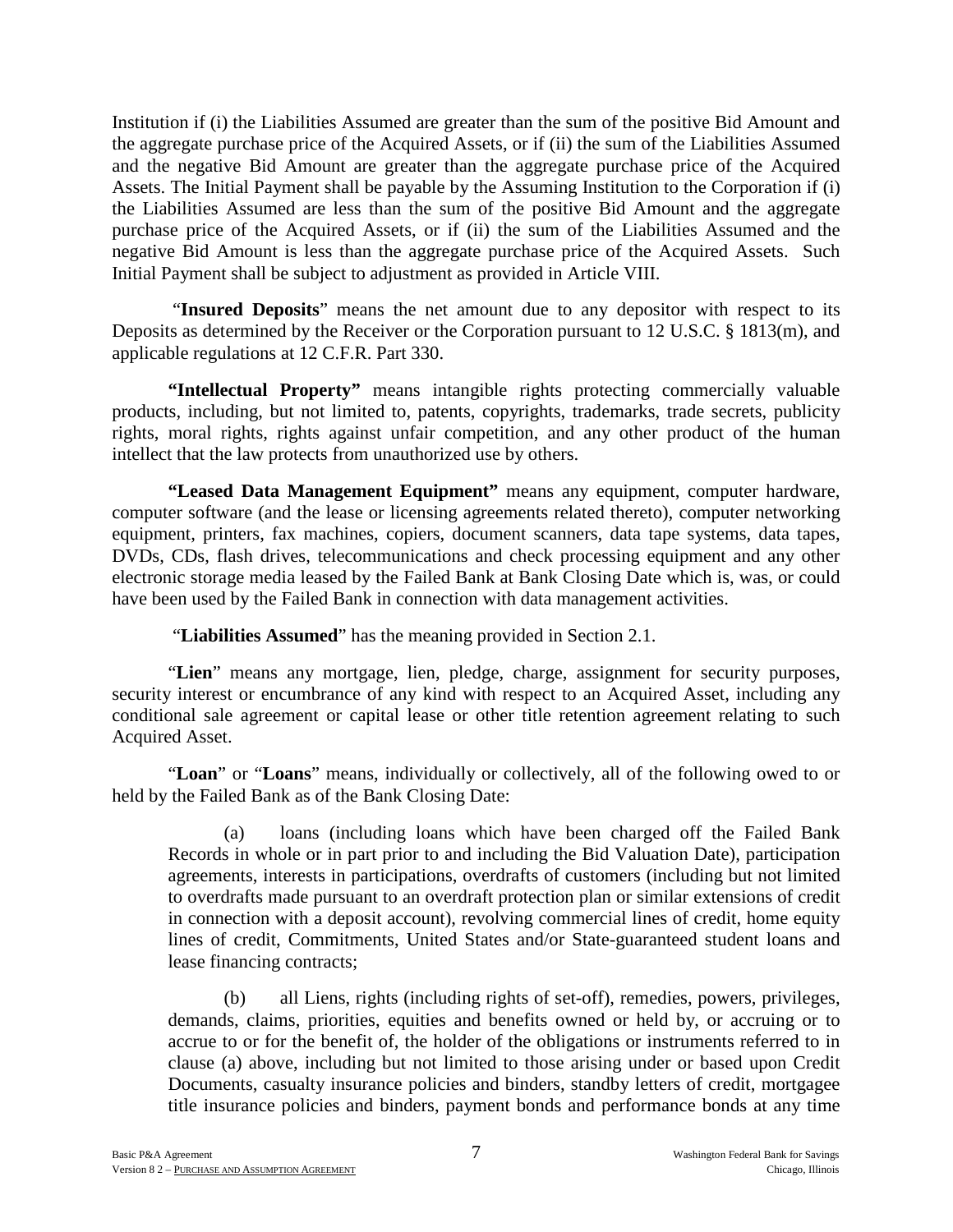Institution if (i) the Liabilities Assumed are greater than the sum of the positive Bid Amount and the aggregate purchase price of the Acquired Assets, or if (ii) the sum of the Liabilities Assumed and the negative Bid Amount are greater than the aggregate purchase price of the Acquired Assets. The Initial Payment shall be payable by the Assuming Institution to the Corporation if (i) the Liabilities Assumed are less than the sum of the positive Bid Amount and the aggregate purchase price of the Acquired Assets, or if (ii) the sum of the Liabilities Assumed and the negative Bid Amount is less than the aggregate purchase price of the Acquired Assets. Such Initial Payment shall be subject to adjustment as provided in Article VIII.

"**Insured Deposits**" means the net amount due to any depositor with respect to its Deposits as determined by the Receiver or the Corporation pursuant to 12 U.S.C. § 1813(m), and applicable regulations at 12 C.F.R. Part 330.

**"Intellectual Property"** means intangible rights protecting commercially valuable products, including, but not limited to, patents, copyrights, trademarks, trade secrets, publicity rights, moral rights, rights against unfair competition, and any other product of the human intellect that the law protects from unauthorized use by others.

**"Leased Data Management Equipment"** means any equipment, computer hardware, computer software (and the lease or licensing agreements related thereto), computer networking equipment, printers, fax machines, copiers, document scanners, data tape systems, data tapes, DVDs, CDs, flash drives, telecommunications and check processing equipment and any other electronic storage media leased by the Failed Bank at Bank Closing Date which is, was, or could have been used by the Failed Bank in connection with data management activities.

"**Liabilities Assumed**" has the meaning provided in Section 2.1.

"**Lien**" means any mortgage, lien, pledge, charge, assignment for security purposes, security interest or encumbrance of any kind with respect to an Acquired Asset, including any conditional sale agreement or capital lease or other title retention agreement relating to such Acquired Asset.

"**Loan**" or "**Loans**" means, individually or collectively, all of the following owed to or held by the Failed Bank as of the Bank Closing Date:

(a) loans (including loans which have been charged off the Failed Bank Records in whole or in part prior to and including the Bid Valuation Date), participation agreements, interests in participations, overdrafts of customers (including but not limited to overdrafts made pursuant to an overdraft protection plan or similar extensions of credit in connection with a deposit account), revolving commercial lines of credit, home equity lines of credit, Commitments, United States and/or State-guaranteed student loans and lease financing contracts;

(b) all Liens, rights (including rights of set-off), remedies, powers, privileges, demands, claims, priorities, equities and benefits owned or held by, or accruing or to accrue to or for the benefit of, the holder of the obligations or instruments referred to in clause (a) above, including but not limited to those arising under or based upon Credit Documents, casualty insurance policies and binders, standby letters of credit, mortgagee title insurance policies and binders, payment bonds and performance bonds at any time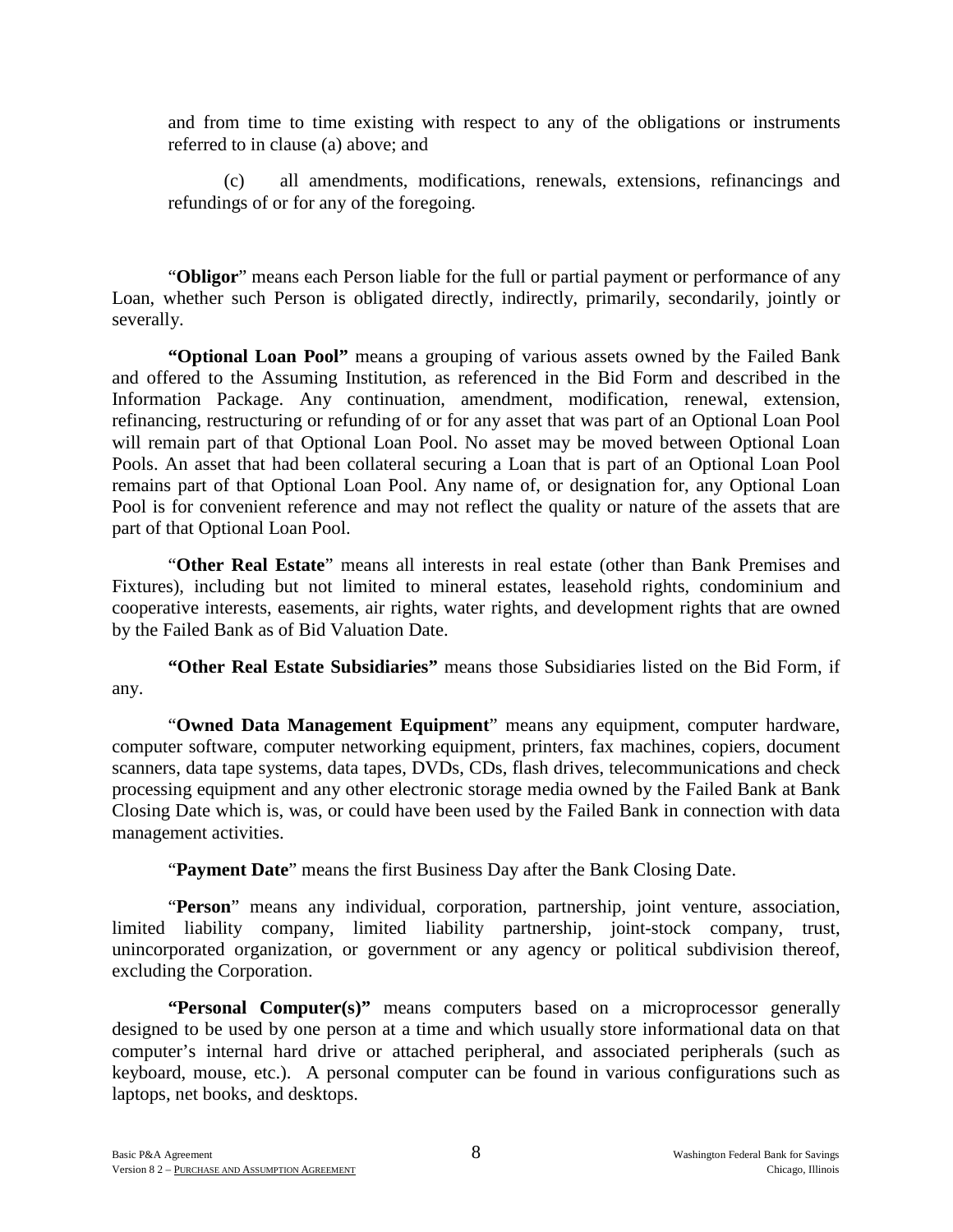and from time to time existing with respect to any of the obligations or instruments referred to in clause (a) above; and

(c) all amendments, modifications, renewals, extensions, refinancings and refundings of or for any of the foregoing.

"**Obligor**" means each Person liable for the full or partial payment or performance of any Loan, whether such Person is obligated directly, indirectly, primarily, secondarily, jointly or severally.

**"Optional Loan Pool"** means a grouping of various assets owned by the Failed Bank and offered to the Assuming Institution, as referenced in the Bid Form and described in the Information Package. Any continuation, amendment, modification, renewal, extension, refinancing, restructuring or refunding of or for any asset that was part of an Optional Loan Pool will remain part of that Optional Loan Pool. No asset may be moved between Optional Loan Pools. An asset that had been collateral securing a Loan that is part of an Optional Loan Pool remains part of that Optional Loan Pool. Any name of, or designation for, any Optional Loan Pool is for convenient reference and may not reflect the quality or nature of the assets that are part of that Optional Loan Pool.

"**Other Real Estate**" means all interests in real estate (other than Bank Premises and Fixtures), including but not limited to mineral estates, leasehold rights, condominium and cooperative interests, easements, air rights, water rights, and development rights that are owned by the Failed Bank as of Bid Valuation Date.

**"Other Real Estate Subsidiaries"** means those Subsidiaries listed on the Bid Form, if any.

"**Owned Data Management Equipment**" means any equipment, computer hardware, computer software, computer networking equipment, printers, fax machines, copiers, document scanners, data tape systems, data tapes, DVDs, CDs, flash drives, telecommunications and check processing equipment and any other electronic storage media owned by the Failed Bank at Bank Closing Date which is, was, or could have been used by the Failed Bank in connection with data management activities.

"**Payment Date**" means the first Business Day after the Bank Closing Date.

"**Person**" means any individual, corporation, partnership, joint venture, association, limited liability company, limited liability partnership, joint-stock company, trust, unincorporated organization, or government or any agency or political subdivision thereof, excluding the Corporation.

**"Personal Computer(s)"** means computers based on a microprocessor generally designed to be used by one person at a time and which usually store informational data on that computer's internal hard drive or attached peripheral, and associated peripherals (such as keyboard, mouse, etc.). A personal computer can be found in various configurations such as laptops, net books, and desktops.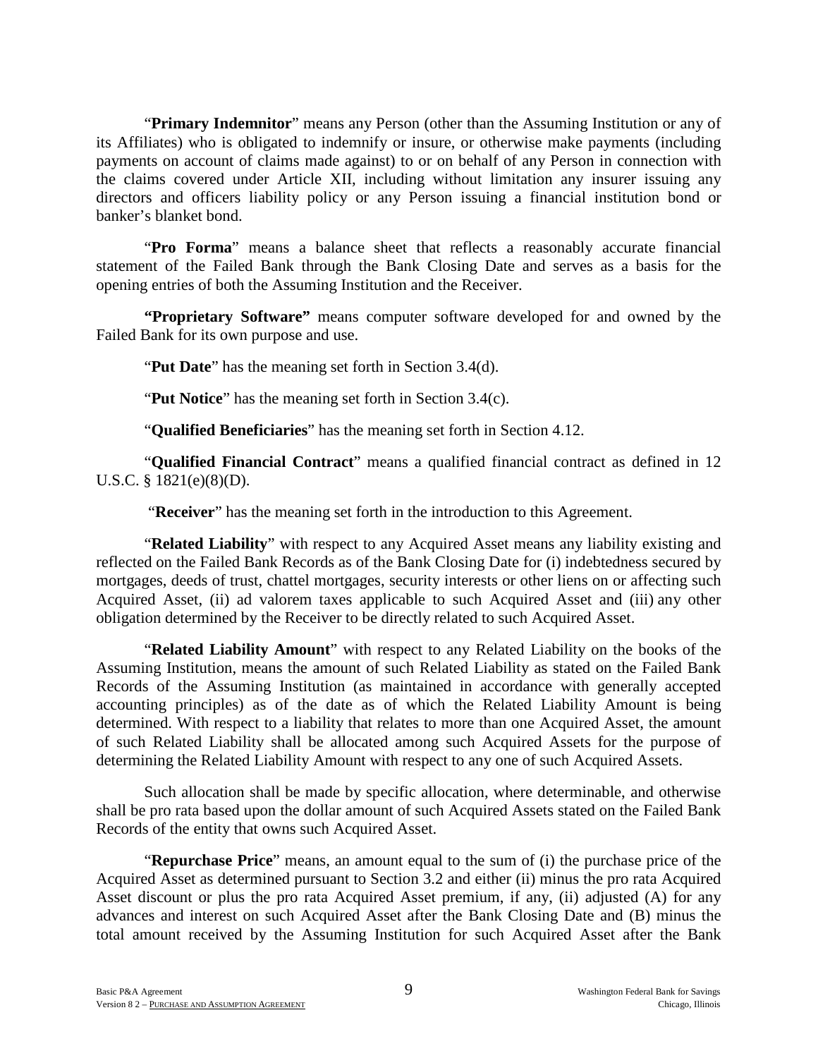"**Primary Indemnitor**" means any Person (other than the Assuming Institution or any of its Affiliates) who is obligated to indemnify or insure, or otherwise make payments (including payments on account of claims made against) to or on behalf of any Person in connection with the claims covered under Article XII, including without limitation any insurer issuing any directors and officers liability policy or any Person issuing a financial institution bond or banker's blanket bond.

"**Pro Forma**" means a balance sheet that reflects a reasonably accurate financial statement of the Failed Bank through the Bank Closing Date and serves as a basis for the opening entries of both the Assuming Institution and the Receiver.

**"Proprietary Software"** means computer software developed for and owned by the Failed Bank for its own purpose and use.

"**Put Date**" has the meaning set forth in Section 3.4(d).

"**Put Notice**" has the meaning set forth in Section 3.4(c).

"**Qualified Beneficiaries**" has the meaning set forth in Section 4.12.

"**Qualified Financial Contract**" means a qualified financial contract as defined in 12 U.S.C. § 1821(e)(8)(D).

"**Receiver**" has the meaning set forth in the introduction to this Agreement.

"**Related Liability**" with respect to any Acquired Asset means any liability existing and reflected on the Failed Bank Records as of the Bank Closing Date for (i) indebtedness secured by mortgages, deeds of trust, chattel mortgages, security interests or other liens on or affecting such Acquired Asset, (ii) ad valorem taxes applicable to such Acquired Asset and (iii) any other obligation determined by the Receiver to be directly related to such Acquired Asset.

"**Related Liability Amount**" with respect to any Related Liability on the books of the Assuming Institution, means the amount of such Related Liability as stated on the Failed Bank Records of the Assuming Institution (as maintained in accordance with generally accepted accounting principles) as of the date as of which the Related Liability Amount is being determined. With respect to a liability that relates to more than one Acquired Asset, the amount of such Related Liability shall be allocated among such Acquired Assets for the purpose of determining the Related Liability Amount with respect to any one of such Acquired Assets.

Such allocation shall be made by specific allocation, where determinable, and otherwise shall be pro rata based upon the dollar amount of such Acquired Assets stated on the Failed Bank Records of the entity that owns such Acquired Asset.

"**Repurchase Price**" means, an amount equal to the sum of (i) the purchase price of the Acquired Asset as determined pursuant to Section 3.2 and either (ii) minus the pro rata Acquired Asset discount or plus the pro rata Acquired Asset premium, if any, (ii) adjusted (A) for any advances and interest on such Acquired Asset after the Bank Closing Date and (B) minus the total amount received by the Assuming Institution for such Acquired Asset after the Bank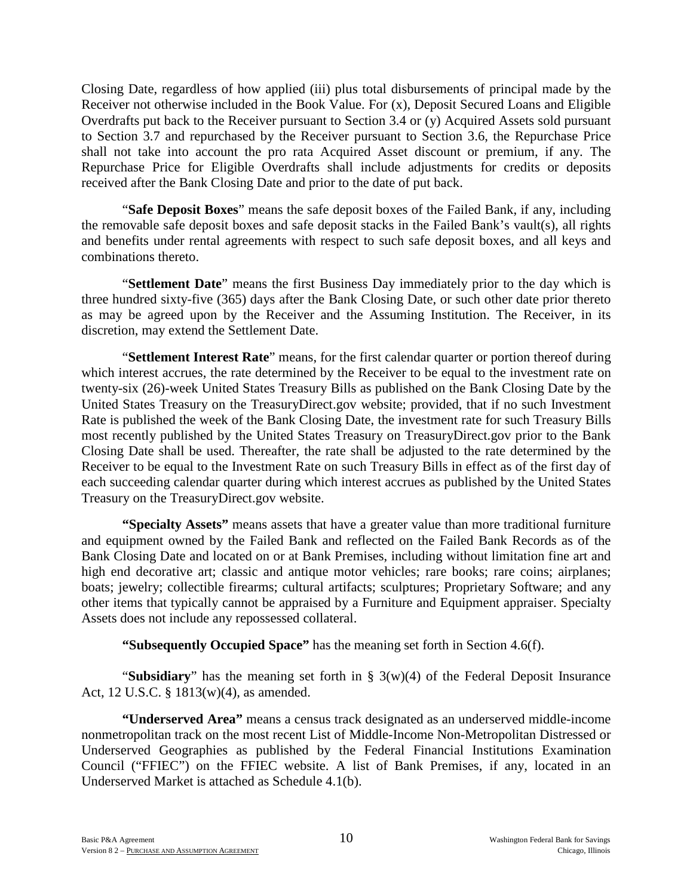Closing Date, regardless of how applied (iii) plus total disbursements of principal made by the Receiver not otherwise included in the Book Value. For (x), Deposit Secured Loans and Eligible Overdrafts put back to the Receiver pursuant to Section 3.4 or (y) Acquired Assets sold pursuant to Section 3.7 and repurchased by the Receiver pursuant to Section 3.6, the Repurchase Price shall not take into account the pro rata Acquired Asset discount or premium, if any. The Repurchase Price for Eligible Overdrafts shall include adjustments for credits or deposits received after the Bank Closing Date and prior to the date of put back.

"**Safe Deposit Boxes**" means the safe deposit boxes of the Failed Bank, if any, including the removable safe deposit boxes and safe deposit stacks in the Failed Bank's vault(s), all rights and benefits under rental agreements with respect to such safe deposit boxes, and all keys and combinations thereto.

"**Settlement Date**" means the first Business Day immediately prior to the day which is three hundred sixty-five (365) days after the Bank Closing Date, or such other date prior thereto as may be agreed upon by the Receiver and the Assuming Institution. The Receiver, in its discretion, may extend the Settlement Date.

"**Settlement Interest Rate**" means, for the first calendar quarter or portion thereof during which interest accrues, the rate determined by the Receiver to be equal to the investment rate on twenty-six (26)-week United States Treasury Bills as published on the Bank Closing Date by the United States Treasury on the TreasuryDirect.gov website; provided, that if no such Investment Rate is published the week of the Bank Closing Date, the investment rate for such Treasury Bills most recently published by the United States Treasury on TreasuryDirect.gov prior to the Bank Closing Date shall be used. Thereafter, the rate shall be adjusted to the rate determined by the Receiver to be equal to the Investment Rate on such Treasury Bills in effect as of the first day of each succeeding calendar quarter during which interest accrues as published by the United States Treasury on the TreasuryDirect.gov website.

**"Specialty Assets"** means assets that have a greater value than more traditional furniture and equipment owned by the Failed Bank and reflected on the Failed Bank Records as of the Bank Closing Date and located on or at Bank Premises, including without limitation fine art and high end decorative art; classic and antique motor vehicles; rare books; rare coins; airplanes; boats; jewelry; collectible firearms; cultural artifacts; sculptures; Proprietary Software; and any other items that typically cannot be appraised by a Furniture and Equipment appraiser. Specialty Assets does not include any repossessed collateral.

**"Subsequently Occupied Space"** has the meaning set forth in Section 4.6(f).

"**Subsidiary**" has the meaning set forth in § 3(w)(4) of the Federal Deposit Insurance Act, 12 U.S.C. § 1813(w)(4), as amended.

**"Underserved Area"** means a census track designated as an underserved middle-income nonmetropolitan track on the most recent List of Middle-Income Non-Metropolitan Distressed or Underserved Geographies as published by the Federal Financial Institutions Examination Council ("FFIEC") on the FFIEC website. A list of Bank Premises, if any, located in an Underserved Market is attached as Schedule 4.1(b).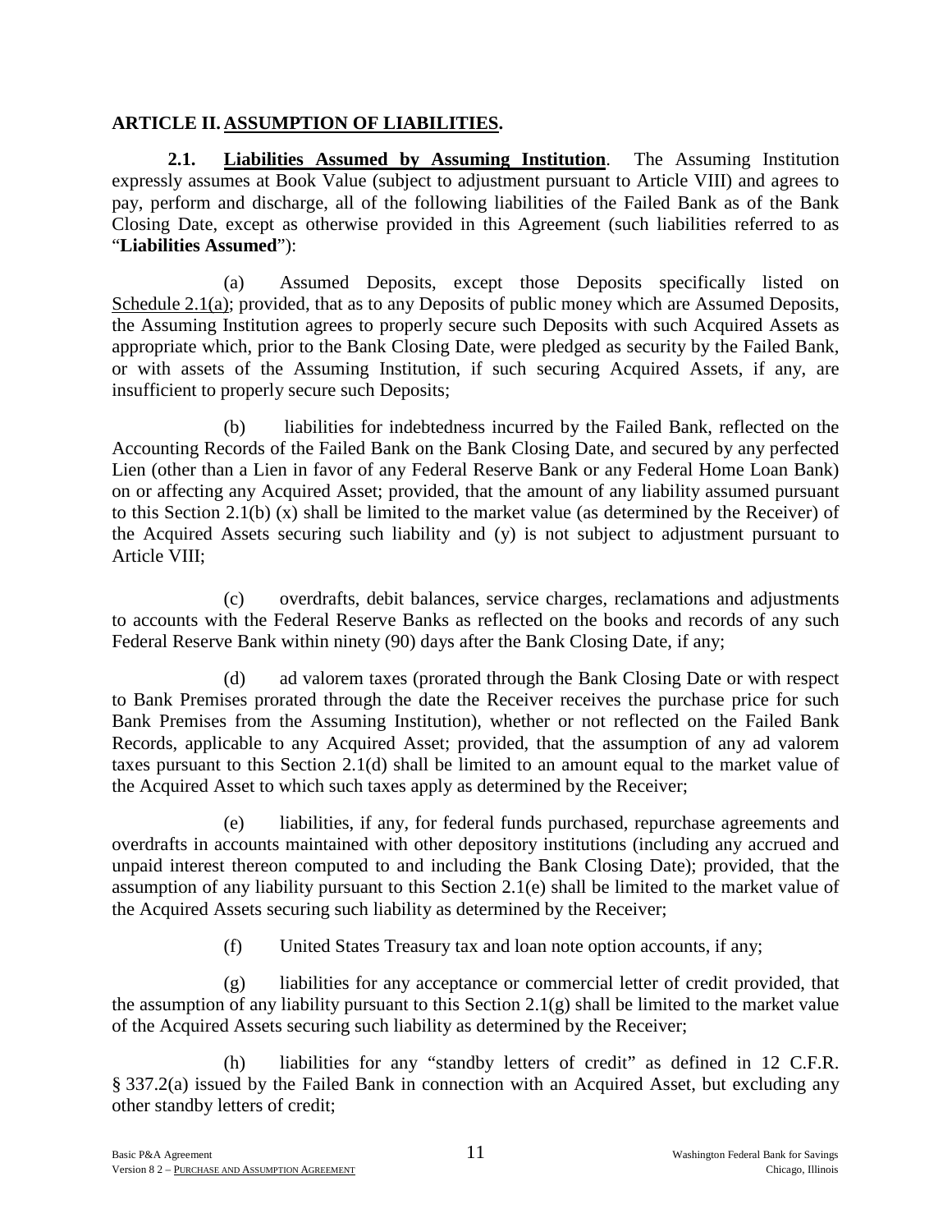## ARTICLE II. ASSUMPTION OF LIABILITIES.

**2.1. Liabilities Assumed by Assuming Institution**. The Assuming Institution expressly assumes at Book Value (subject to adjustment pursuant to Article VIII) and agrees to pay, perform and discharge, all of the following liabilities of the Failed Bank as of the Bank Closing Date, except as otherwise provided in this Agreement (such liabilities referred to as "**Liabilities Assumed**"):

(a) Assumed Deposits, except those Deposits specifically listed on Schedule 2.1(a); provided, that as to any Deposits of public money which are Assumed Deposits, the Assuming Institution agrees to properly secure such Deposits with such Acquired Assets as appropriate which, prior to the Bank Closing Date, were pledged as security by the Failed Bank, or with assets of the Assuming Institution, if such securing Acquired Assets, if any, are insufficient to properly secure such Deposits;

(b) liabilities for indebtedness incurred by the Failed Bank, reflected on the Accounting Records of the Failed Bank on the Bank Closing Date, and secured by any perfected Lien (other than a Lien in favor of any Federal Reserve Bank or any Federal Home Loan Bank) on or affecting any Acquired Asset; provided, that the amount of any liability assumed pursuant to this Section 2.1(b) (x) shall be limited to the market value (as determined by the Receiver) of the Acquired Assets securing such liability and (y) is not subject to adjustment pursuant to Article VIII;

(c) overdrafts, debit balances, service charges, reclamations and adjustments to accounts with the Federal Reserve Banks as reflected on the books and records of any such Federal Reserve Bank within ninety (90) days after the Bank Closing Date, if any;

(d) ad valorem taxes (prorated through the Bank Closing Date or with respect to Bank Premises prorated through the date the Receiver receives the purchase price for such Bank Premises from the Assuming Institution), whether or not reflected on the Failed Bank Records, applicable to any Acquired Asset; provided, that the assumption of any ad valorem taxes pursuant to this Section 2.1(d) shall be limited to an amount equal to the market value of the Acquired Asset to which such taxes apply as determined by the Receiver;

(e) liabilities, if any, for federal funds purchased, repurchase agreements and overdrafts in accounts maintained with other depository institutions (including any accrued and unpaid interest thereon computed to and including the Bank Closing Date); provided, that the assumption of any liability pursuant to this Section 2.1(e) shall be limited to the market value of the Acquired Assets securing such liability as determined by the Receiver;

(f) United States Treasury tax and loan note option accounts, if any;

(g) liabilities for any acceptance or commercial letter of credit provided, that the assumption of any liability pursuant to this Section 2.1(g) shall be limited to the market value of the Acquired Assets securing such liability as determined by the Receiver;

(h) liabilities for any "standby letters of credit" as defined in 12 C.F.R. § 337.2(a) issued by the Failed Bank in connection with an Acquired Asset, but excluding any other standby letters of credit;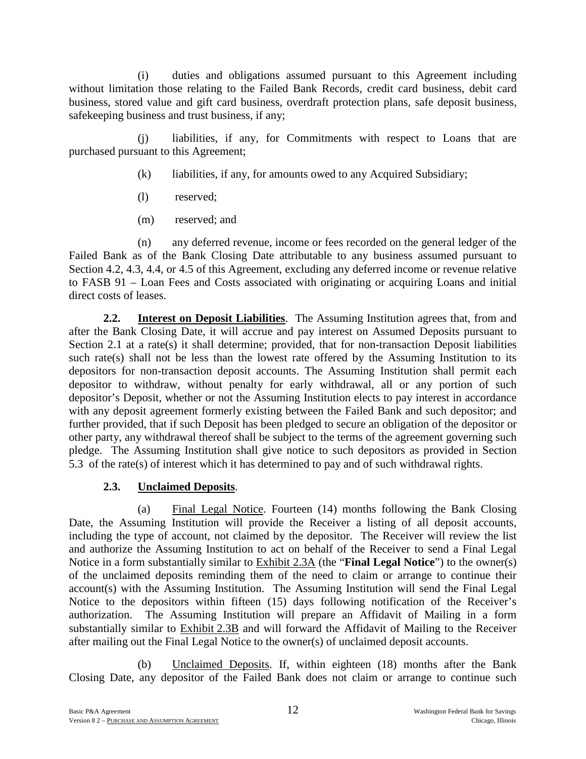(i) duties and obligations assumed pursuant to this Agreement including without limitation those relating to the Failed Bank Records, credit card business, debit card business, stored value and gift card business, overdraft protection plans, safe deposit business, safekeeping business and trust business, if any;

(j) liabilities, if any, for Commitments with respect to Loans that are purchased pursuant to this Agreement;

(k) liabilities, if any, for amounts owed to any Acquired Subsidiary;

(l) reserved;

(m) reserved; and

(n) any deferred revenue, income or fees recorded on the general ledger of the Failed Bank as of the Bank Closing Date attributable to any business assumed pursuant to Section 4.2, 4.3, 4.4, or 4.5 of this Agreement, excluding any deferred income or revenue relative to FASB 91 – Loan Fees and Costs associated with originating or acquiring Loans and initial direct costs of leases.

**2.2. Interest on Deposit Liabilities**. The Assuming Institution agrees that, from and after the Bank Closing Date, it will accrue and pay interest on Assumed Deposits pursuant to Section 2.1 at a rate(s) it shall determine; provided, that for non-transaction Deposit liabilities such rate(s) shall not be less than the lowest rate offered by the Assuming Institution to its depositors for non-transaction deposit accounts. The Assuming Institution shall permit each depositor to withdraw, without penalty for early withdrawal, all or any portion of such depositor's Deposit, whether or not the Assuming Institution elects to pay interest in accordance with any deposit agreement formerly existing between the Failed Bank and such depositor; and further provided, that if such Deposit has been pledged to secure an obligation of the depositor or other party, any withdrawal thereof shall be subject to the terms of the agreement governing such pledge. The Assuming Institution shall give notice to such depositors as provided in Section 5.3 of the rate(s) of interest which it has determined to pay and of such withdrawal rights.

**2.3. Unclaimed Deposits**.

(a) Final Legal Notice. Fourteen (14) months following the Bank Closing Date, the Assuming Institution will provide the Receiver a listing of all deposit accounts, including the type of account, not claimed by the depositor. The Receiver will review the list and authorize the Assuming Institution to act on behalf of the Receiver to send a Final Legal Notice in a form substantially similar to Exhibit 2.3A (the "**Final Legal Notice**") to the owner(s) of the unclaimed deposits reminding them of the need to claim or arrange to continue their account(s) with the Assuming Institution. The Assuming Institution will send the Final Legal Notice to the depositors within fifteen (15) days following notification of the Receiver's authorization. The Assuming Institution will prepare an Affidavit of Mailing in a form substantially similar to Exhibit 2.3B and will forward the Affidavit of Mailing to the Receiver after mailing out the Final Legal Notice to the owner(s) of unclaimed deposit accounts.

(b) Unclaimed Deposits. If, within eighteen (18) months after the Bank Closing Date, any depositor of the Failed Bank does not claim or arrange to continue such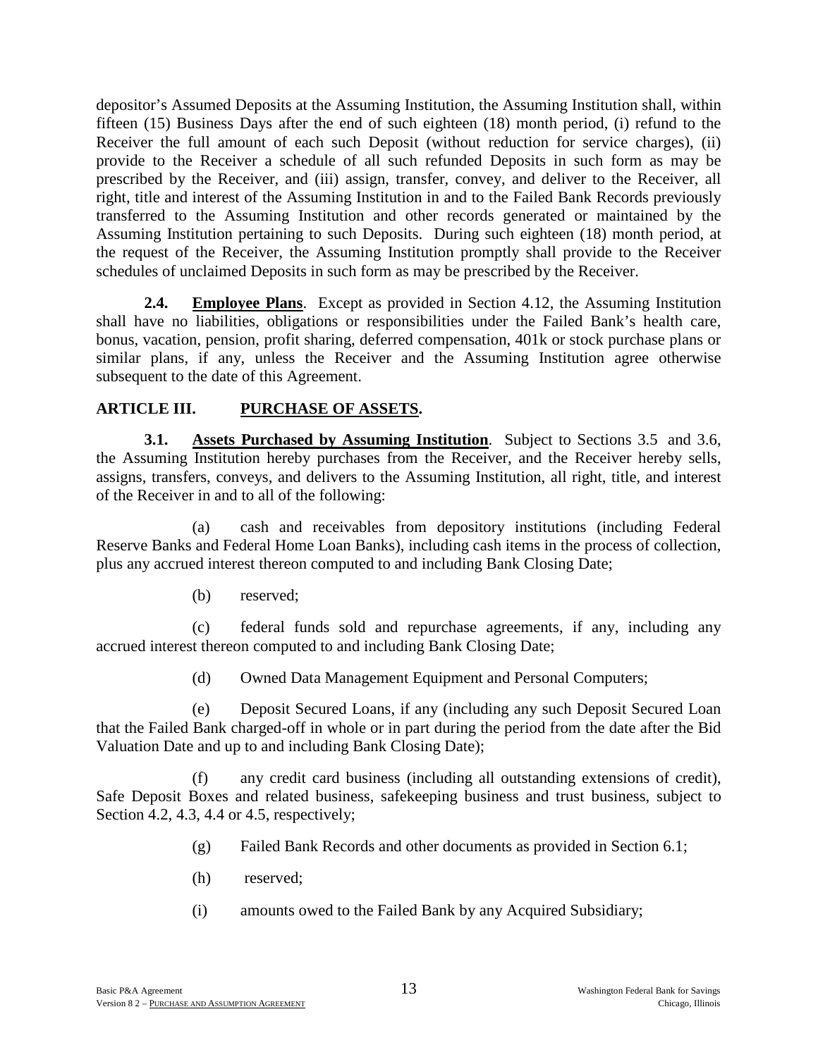depositor's Assumed Deposits at the Assuming Institution, the Assuming Institution shall, within fifteen (15) Business Days after the end of such eighteen (18) month period, (i) refund to the Receiver the full amount of each such Deposit (without reduction for service charges), (ii) provide to the Receiver a schedule of all such refunded Deposits in such form as may be prescribed by the Receiver, and (iii) assign, transfer, convey, and deliver to the Receiver, all right, title and interest of the Assuming Institution in and to the Failed Bank Records previously transferred to the Assuming Institution and other records generated or maintained by the Assuming Institution pertaining to such Deposits. During such eighteen (18) month period, at the request of the Receiver, the Assuming Institution promptly shall provide to the Receiver schedules of unclaimed Deposits in such form as may be prescribed by the Receiver.

**2.4. Employee Plans**. Except as provided in Section 4.12, the Assuming Institution shall have no liabilities, obligations or responsibilities under the Failed Bank's health care, bonus, vacation, pension, profit sharing, deferred compensation, 401k or stock purchase plans or similar plans, if any, unless the Receiver and the Assuming Institution agree otherwise subsequent to the date of this Agreement.

## ARTICLE III. PURCHASE OF ASSETS.

**3.1. Assets Purchased by Assuming Institution**. Subject to Sections 3.5 and 3.6, the Assuming Institution hereby purchases from the Receiver, and the Receiver hereby sells, assigns, transfers, conveys, and delivers to the Assuming Institution, all right, title, and interest of the Receiver in and to all of the following:

(a) cash and receivables from depository institutions (including Federal Reserve Banks and Federal Home Loan Banks), including cash items in the process of collection, plus any accrued interest thereon computed to and including Bank Closing Date;

(b) reserved;

(c) federal funds sold and repurchase agreements, if any, including any accrued interest thereon computed to and including Bank Closing Date;

(d) Owned Data Management Equipment and Personal Computers;

(e) Deposit Secured Loans, if any (including any such Deposit Secured Loan that the Failed Bank charged-off in whole or in part during the period from the date after the Bid Valuation Date and up to and including Bank Closing Date);

(f) any credit card business (including all outstanding extensions of credit), Safe Deposit Boxes and related business, safekeeping business and trust business, subject to Section 4.2, 4.3, 4.4 or 4.5, respectively;

(g) Failed Bank Records and other documents as provided in Section 6.1;

(h) reserved;

(i) amounts owed to the Failed Bank by any Acquired Subsidiary;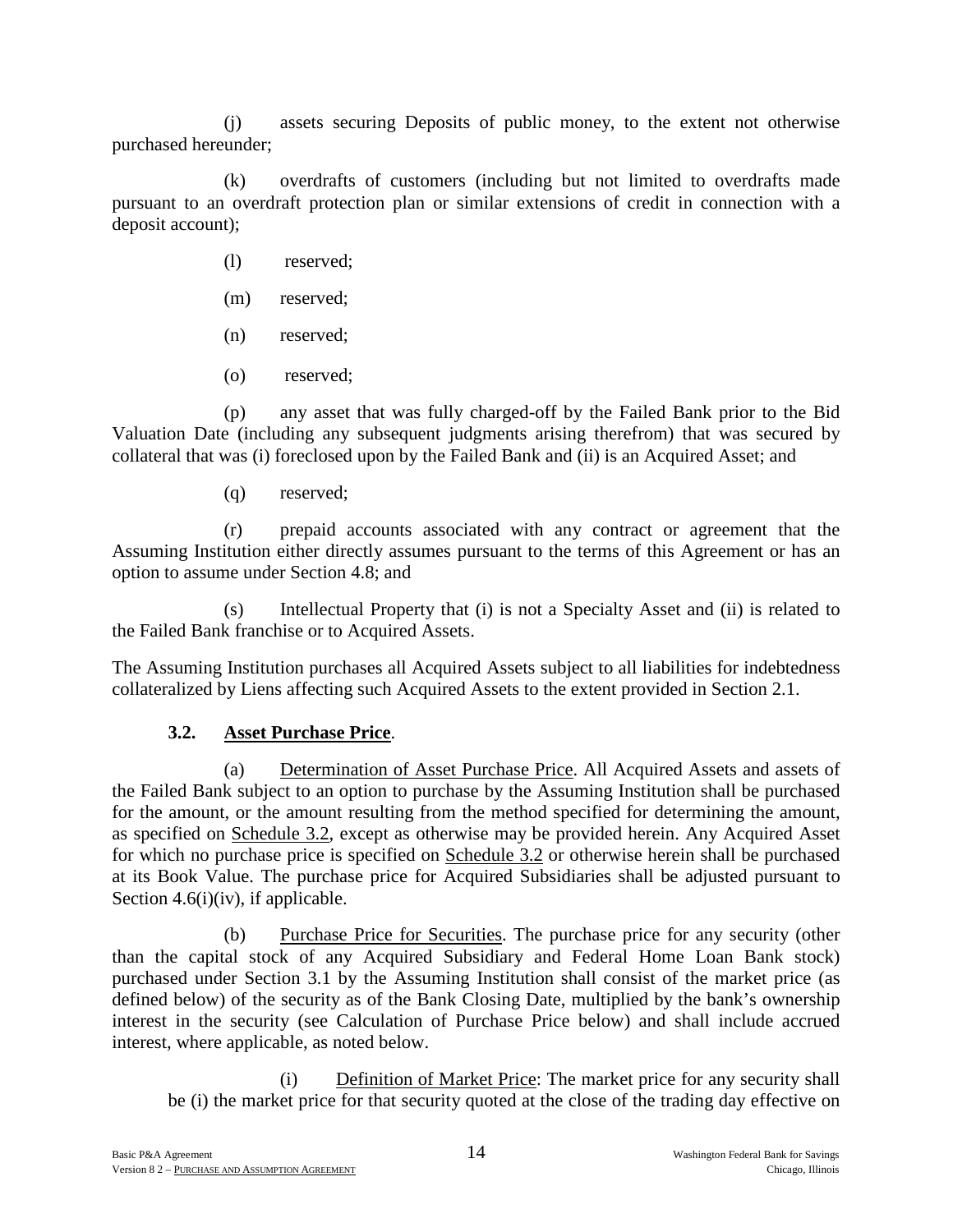(j) assets securing Deposits of public money, to the extent not otherwise purchased hereunder;

(k) overdrafts of customers (including but not limited to overdrafts made pursuant to an overdraft protection plan or similar extensions of credit in connection with a deposit account);

(l) reserved;

(m) reserved;

(n) reserved;

(o) reserved;

(p) any asset that was fully charged-off by the Failed Bank prior to the Bid Valuation Date (including any subsequent judgments arising therefrom) that was secured by collateral that was (i) foreclosed upon by the Failed Bank and (ii) is an Acquired Asset; and

(q) reserved;

(r) prepaid accounts associated with any contract or agreement that the Assuming Institution either directly assumes pursuant to the terms of this Agreement or has an option to assume under Section 4.8; and

(s) Intellectual Property that (i) is not a Specialty Asset and (ii) is related to the Failed Bank franchise or to Acquired Assets.

The Assuming Institution purchases all Acquired Assets subject to all liabilities for indebtedness collateralized by Liens affecting such Acquired Assets to the extent provided in Section 2.1.

**3.2. Asset Purchase Price**.

(a) Determination of Asset Purchase Price. All Acquired Assets and assets of the Failed Bank subject to an option to purchase by the Assuming Institution shall be purchased for the amount, or the amount resulting from the method specified for determining the amount, as specified on Schedule 3.2, except as otherwise may be provided herein. Any Acquired Asset for which no purchase price is specified on Schedule 3.2 or otherwise herein shall be purchased at its Book Value. The purchase price for Acquired Subsidiaries shall be adjusted pursuant to Section 4.6(i)(iv), if applicable.

(b) Purchase Price for Securities. The purchase price for any security (other than the capital stock of any Acquired Subsidiary and Federal Home Loan Bank stock) purchased under Section 3.1 by the Assuming Institution shall consist of the market price (as defined below) of the security as of the Bank Closing Date, multiplied by the bank's ownership interest in the security (see Calculation of Purchase Price below) and shall include accrued interest, where applicable, as noted below.

(i) Definition of Market Price: The market price for any security shall be (i) the market price for that security quoted at the close of the trading day effective on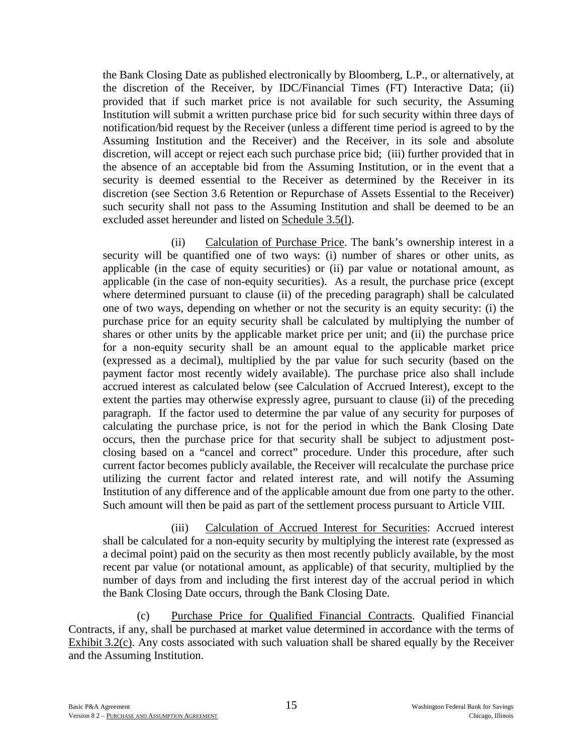the Bank Closing Date as published electronically by Bloomberg, L.P., or alternatively, at the discretion of the Receiver, by IDC/Financial Times (FT) Interactive Data; (ii) provided that if such market price is not available for such security, the Assuming Institution will submit a written purchase price bid for such security within three days of notification/bid request by the Receiver (unless a different time period is agreed to by the Assuming Institution and the Receiver) and the Receiver, in its sole and absolute discretion, will accept or reject each such purchase price bid; (iii) further provided that in the absence of an acceptable bid from the Assuming Institution, or in the event that a security is deemed essential to the Receiver as determined by the Receiver in its discretion (see Section 3.6 Retention or Repurchase of Assets Essential to the Receiver) such security shall not pass to the Assuming Institution and shall be deemed to be an excluded asset hereunder and listed on Schedule 3.5(l).

(ii) Calculation of Purchase Price. The bank's ownership interest in a security will be quantified one of two ways: (i) number of shares or other units, as applicable (in the case of equity securities) or (ii) par value or notational amount, as applicable (in the case of non-equity securities). As a result, the purchase price (except where determined pursuant to clause (ii) of the preceding paragraph) shall be calculated one of two ways, depending on whether or not the security is an equity security: (i) the purchase price for an equity security shall be calculated by multiplying the number of shares or other units by the applicable market price per unit; and (ii) the purchase price for a non-equity security shall be an amount equal to the applicable market price (expressed as a decimal), multiplied by the par value for such security (based on the payment factor most recently widely available). The purchase price also shall include accrued interest as calculated below (see Calculation of Accrued Interest), except to the extent the parties may otherwise expressly agree, pursuant to clause (ii) of the preceding paragraph. If the factor used to determine the par value of any security for purposes of calculating the purchase price, is not for the period in which the Bank Closing Date occurs, then the purchase price for that security shall be subject to adjustment post-closing based on a "cancel and correct" procedure. Under this procedure, after such current factor becomes publicly available, the Receiver will recalculate the purchase price utilizing the current factor and related interest rate, and will notify the Assuming Institution of any difference and of the applicable amount due from one party to the other. Such amount will then be paid as part of the settlement process pursuant to Article VIII.

(iii) Calculation of Accrued Interest for Securities: Accrued interest shall be calculated for a non-equity security by multiplying the interest rate (expressed as a decimal point) paid on the security as then most recently publicly available, by the most recent par value (or notational amount, as applicable) of that security, multiplied by the number of days from and including the first interest day of the accrual period in which the Bank Closing Date occurs, through the Bank Closing Date.

(c) Purchase Price for Qualified Financial Contracts. Qualified Financial Contracts, if any, shall be purchased at market value determined in accordance with the terms of Exhibit 3.2(c). Any costs associated with such valuation shall be shared equally by the Receiver and the Assuming Institution.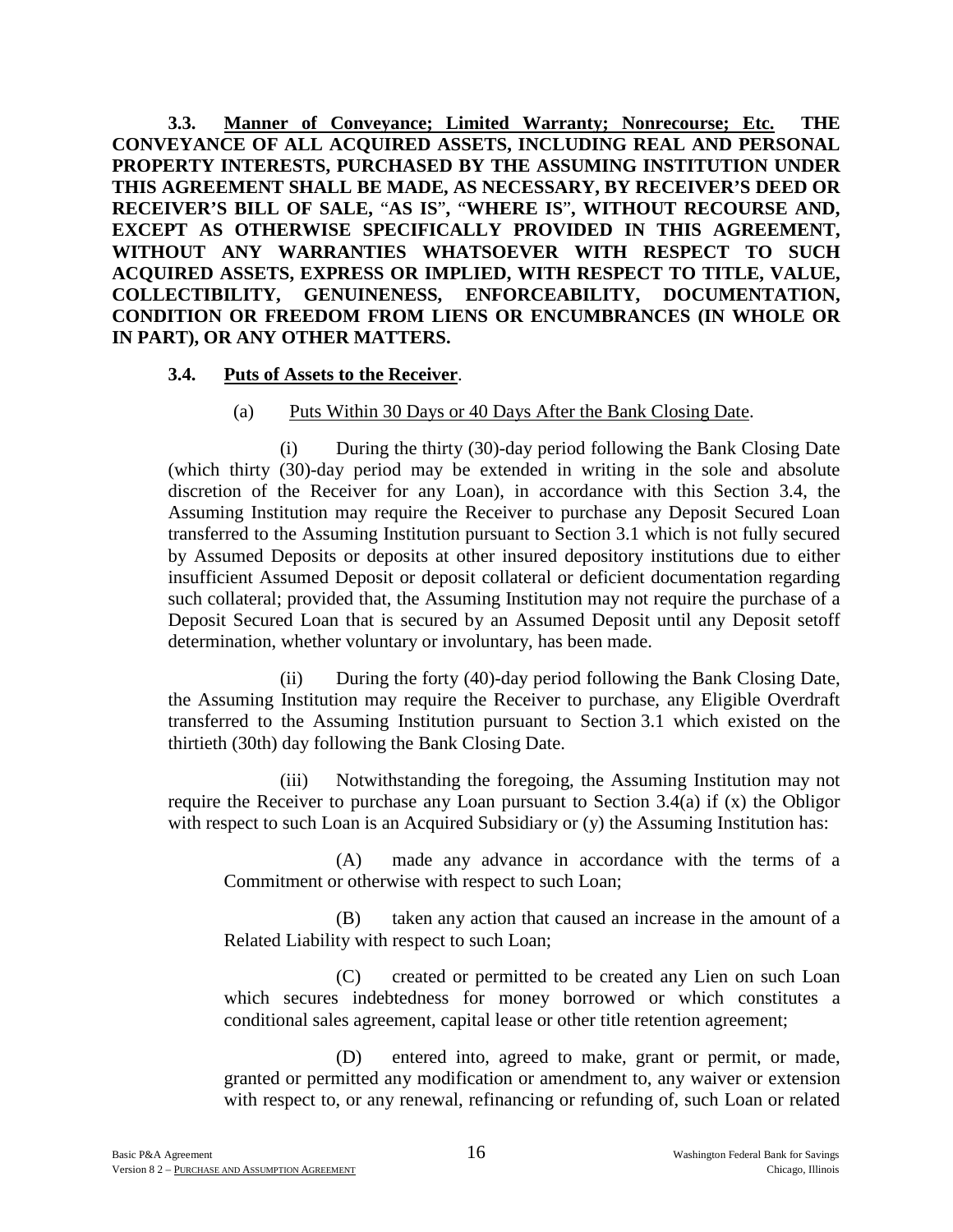**3.3. Manner of Conveyance; Limited Warranty; Nonrecourse; Etc. THE CONVEYANCE OF ALL ACQUIRED ASSETS, INCLUDING REAL AND PERSONAL PROPERTY INTERESTS, PURCHASED BY THE ASSUMING INSTITUTION UNDER THIS AGREEMENT SHALL BE MADE, AS NECESSARY, BY RECEIVER'S DEED OR RECEIVER'S BILL OF SALE, "AS IS", "WHERE IS", WITHOUT RECOURSE AND, EXCEPT AS OTHERWISE SPECIFICALLY PROVIDED IN THIS AGREEMENT, WITHOUT ANY WARRANTIES WHATSOEVER WITH RESPECT TO SUCH ACQUIRED ASSETS, EXPRESS OR IMPLIED, WITH RESPECT TO TITLE, VALUE, COLLECTIBILITY, GENUINENESS, ENFORCEABILITY, DOCUMENTATION, CONDITION OR FREEDOM FROM LIENS OR ENCUMBRANCES (IN WHOLE OR IN PART), OR ANY OTHER MATTERS.**

**3.4. Puts of Assets to the Receiver.**

(a) Puts Within 30 Days or 40 Days After the Bank Closing Date.

(i) During the thirty (30)-day period following the Bank Closing Date (which thirty (30)-day period may be extended in writing in the sole and absolute discretion of the Receiver for any Loan), in accordance with this Section 3.4, the Assuming Institution may require the Receiver to purchase any Deposit Secured Loan transferred to the Assuming Institution pursuant to Section 3.1 which is not fully secured by Assumed Deposits or deposits at other insured depository institutions due to either insufficient Assumed Deposit or deposit collateral or deficient documentation regarding such collateral; provided that, the Assuming Institution may not require the purchase of a Deposit Secured Loan that is secured by an Assumed Deposit until any Deposit setoff determination, whether voluntary or involuntary, has been made.

(ii) During the forty (40)-day period following the Bank Closing Date, the Assuming Institution may require the Receiver to purchase, any Eligible Overdraft transferred to the Assuming Institution pursuant to Section 3.1 which existed on the thirtieth (30th) day following the Bank Closing Date.

(iii) Notwithstanding the foregoing, the Assuming Institution may not require the Receiver to purchase any Loan pursuant to Section 3.4(a) if (x) the Obligor with respect to such Loan is an Acquired Subsidiary or (y) the Assuming Institution has:

(A) made any advance in accordance with the terms of a Commitment or otherwise with respect to such Loan;

(B) taken any action that caused an increase in the amount of a Related Liability with respect to such Loan;

(C) created or permitted to be created any Lien on such Loan which secures indebtedness for money borrowed or which constitutes a conditional sales agreement, capital lease or other title retention agreement;

(D) entered into, agreed to make, grant or permit, or made, granted or permitted any modification or amendment to, any waiver or extension with respect to, or any renewal, refinancing or refunding of, such Loan or related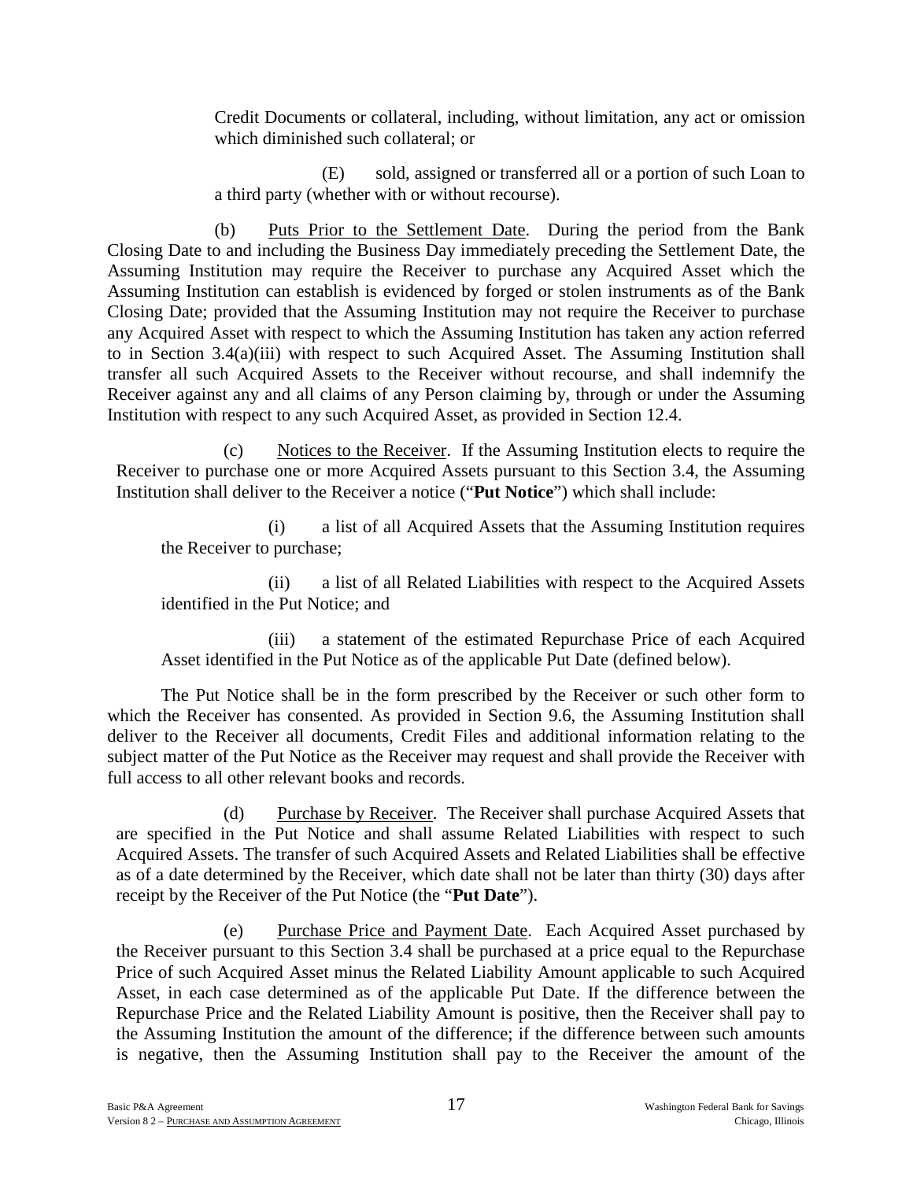Credit Documents or collateral, including, without limitation, any act or omission which diminished such collateral; or

(E) sold, assigned or transferred all or a portion of such Loan to a third party (whether with or without recourse).

(b) Puts Prior to the Settlement Date. During the period from the Bank Closing Date to and including the Business Day immediately preceding the Settlement Date, the Assuming Institution may require the Receiver to purchase any Acquired Asset which the Assuming Institution can establish is evidenced by forged or stolen instruments as of the Bank Closing Date; provided that the Assuming Institution may not require the Receiver to purchase any Acquired Asset with respect to which the Assuming Institution has taken any action referred to in Section 3.4(a)(iii) with respect to such Acquired Asset. The Assuming Institution shall transfer all such Acquired Assets to the Receiver without recourse, and shall indemnify the Receiver against any and all claims of any Person claiming by, through or under the Assuming Institution with respect to any such Acquired Asset, as provided in Section 12.4.

(c) Notices to the Receiver. If the Assuming Institution elects to require the Receiver to purchase one or more Acquired Assets pursuant to this Section 3.4, the Assuming Institution shall deliver to the Receiver a notice ("**Put Notice**") which shall include:

(i) a list of all Acquired Assets that the Assuming Institution requires the Receiver to purchase;

(ii) a list of all Related Liabilities with respect to the Acquired Assets identified in the Put Notice; and

(iii) a statement of the estimated Repurchase Price of each Acquired Asset identified in the Put Notice as of the applicable Put Date (defined below).

The Put Notice shall be in the form prescribed by the Receiver or such other form to which the Receiver has consented. As provided in Section 9.6, the Assuming Institution shall deliver to the Receiver all documents, Credit Files and additional information relating to the subject matter of the Put Notice as the Receiver may request and shall provide the Receiver with full access to all other relevant books and records.

(d) Purchase by Receiver. The Receiver shall purchase Acquired Assets that are specified in the Put Notice and shall assume Related Liabilities with respect to such Acquired Assets. The transfer of such Acquired Assets and Related Liabilities shall be effective as of a date determined by the Receiver, which date shall not be later than thirty (30) days after receipt by the Receiver of the Put Notice (the "**Put Date**").

(e) Purchase Price and Payment Date. Each Acquired Asset purchased by the Receiver pursuant to this Section 3.4 shall be purchased at a price equal to the Repurchase Price of such Acquired Asset minus the Related Liability Amount applicable to such Acquired Asset, in each case determined as of the applicable Put Date. If the difference between the Repurchase Price and the Related Liability Amount is positive, then the Receiver shall pay to the Assuming Institution the amount of the difference; if the difference between such amounts is negative, then the Assuming Institution shall pay to the Receiver the amount of the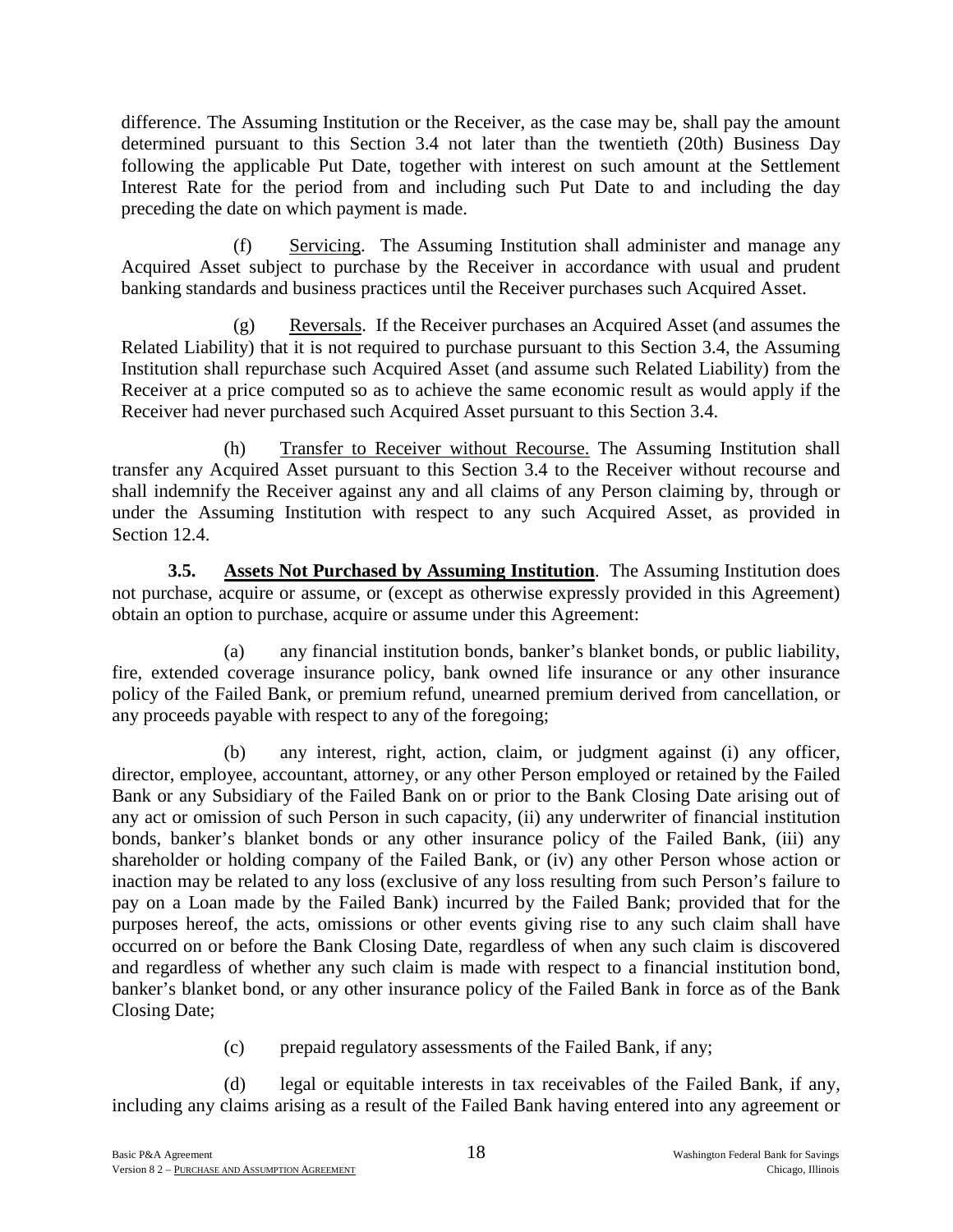difference. The Assuming Institution or the Receiver, as the case may be, shall pay the amount determined pursuant to this Section 3.4 not later than the twentieth (20th) Business Day following the applicable Put Date, together with interest on such amount at the Settlement Interest Rate for the period from and including such Put Date to and including the day preceding the date on which payment is made.

(f) Servicing. The Assuming Institution shall administer and manage any Acquired Asset subject to purchase by the Receiver in accordance with usual and prudent banking standards and business practices until the Receiver purchases such Acquired Asset.

(g) Reversals. If the Receiver purchases an Acquired Asset (and assumes the Related Liability) that it is not required to purchase pursuant to this Section 3.4, the Assuming Institution shall repurchase such Acquired Asset (and assume such Related Liability) from the Receiver at a price computed so as to achieve the same economic result as would apply if the Receiver had never purchased such Acquired Asset pursuant to this Section 3.4.

(h) Transfer to Receiver without Recourse. The Assuming Institution shall transfer any Acquired Asset pursuant to this Section 3.4 to the Receiver without recourse and shall indemnify the Receiver against any and all claims of any Person claiming by, through or under the Assuming Institution with respect to any such Acquired Asset, as provided in Section 12.4.

**3.5. Assets Not Purchased by Assuming Institution**. The Assuming Institution does not purchase, acquire or assume, or (except as otherwise expressly provided in this Agreement) obtain an option to purchase, acquire or assume under this Agreement:

(a) any financial institution bonds, banker's blanket bonds, or public liability, fire, extended coverage insurance policy, bank owned life insurance or any other insurance policy of the Failed Bank, or premium refund, unearned premium derived from cancellation, or any proceeds payable with respect to any of the foregoing;

(b) any interest, right, action, claim, or judgment against (i) any officer, director, employee, accountant, attorney, or any other Person employed or retained by the Failed Bank or any Subsidiary of the Failed Bank on or prior to the Bank Closing Date arising out of any act or omission of such Person in such capacity, (ii) any underwriter of financial institution bonds, banker's blanket bonds or any other insurance policy of the Failed Bank, (iii) any shareholder or holding company of the Failed Bank, or (iv) any other Person whose action or inaction may be related to any loss (exclusive of any loss resulting from such Person's failure to pay on a Loan made by the Failed Bank) incurred by the Failed Bank; provided that for the purposes hereof, the acts, omissions or other events giving rise to any such claim shall have occurred on or before the Bank Closing Date, regardless of when any such claim is discovered and regardless of whether any such claim is made with respect to a financial institution bond, banker's blanket bond, or any other insurance policy of the Failed Bank in force as of the Bank Closing Date;

(c) prepaid regulatory assessments of the Failed Bank, if any;

(d) legal or equitable interests in tax receivables of the Failed Bank, if any, including any claims arising as a result of the Failed Bank having entered into any agreement or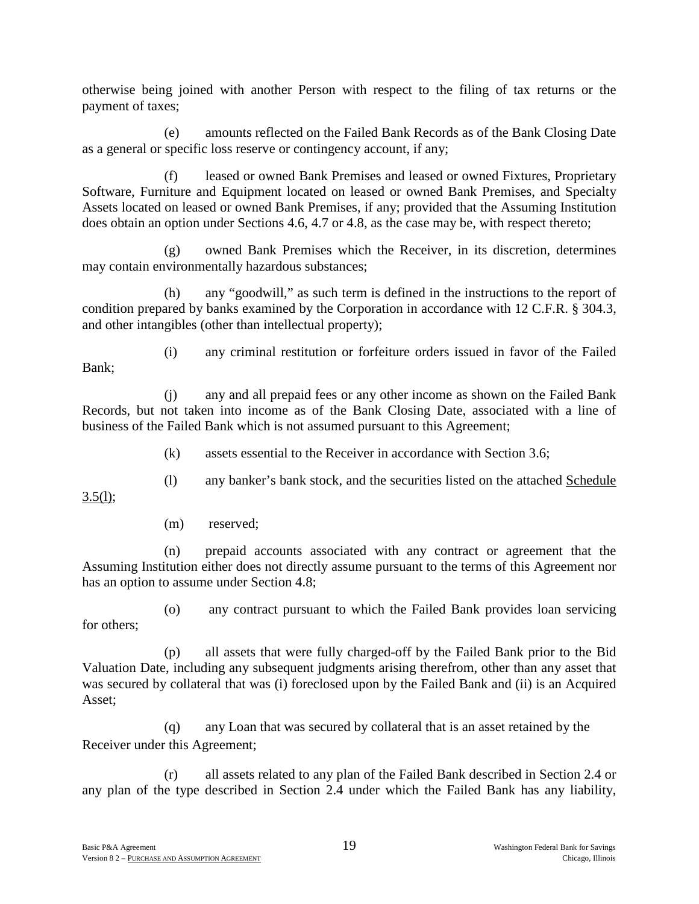otherwise being joined with another Person with respect to the filing of tax returns or the payment of taxes;

(e) amounts reflected on the Failed Bank Records as of the Bank Closing Date as a general or specific loss reserve or contingency account, if any;

(f) leased or owned Bank Premises and leased or owned Fixtures, Proprietary Software, Furniture and Equipment located on leased or owned Bank Premises, and Specialty Assets located on leased or owned Bank Premises, if any; provided that the Assuming Institution does obtain an option under Sections 4.6, 4.7 or 4.8, as the case may be, with respect thereto;

(g) owned Bank Premises which the Receiver, in its discretion, determines may contain environmentally hazardous substances;

(h) any "goodwill," as such term is defined in the instructions to the report of condition prepared by banks examined by the Corporation in accordance with 12 C.F.R. § 304.3, and other intangibles (other than intellectual property);

(i) any criminal restitution or forfeiture orders issued in favor of the Failed Bank;

(j) any and all prepaid fees or any other income as shown on the Failed Bank Records, but not taken into income as of the Bank Closing Date, associated with a line of business of the Failed Bank which is not assumed pursuant to this Agreement;

(k) assets essential to the Receiver in accordance with Section 3.6;

(l) any banker's bank stock, and the securities listed on the attached Schedule 3.5(l);

(m) reserved;

(n) prepaid accounts associated with any contract or agreement that the Assuming Institution either does not directly assume pursuant to the terms of this Agreement nor has an option to assume under Section 4.8;

(o) any contract pursuant to which the Failed Bank provides loan servicing for others;

(p) all assets that were fully charged-off by the Failed Bank prior to the Bid Valuation Date, including any subsequent judgments arising therefrom, other than any asset that was secured by collateral that was (i) foreclosed upon by the Failed Bank and (ii) is an Acquired Asset;

(q) any Loan that was secured by collateral that is an asset retained by the Receiver under this Agreement;

(r) all assets related to any plan of the Failed Bank described in Section 2.4 or any plan of the type described in Section 2.4 under which the Failed Bank has any liability,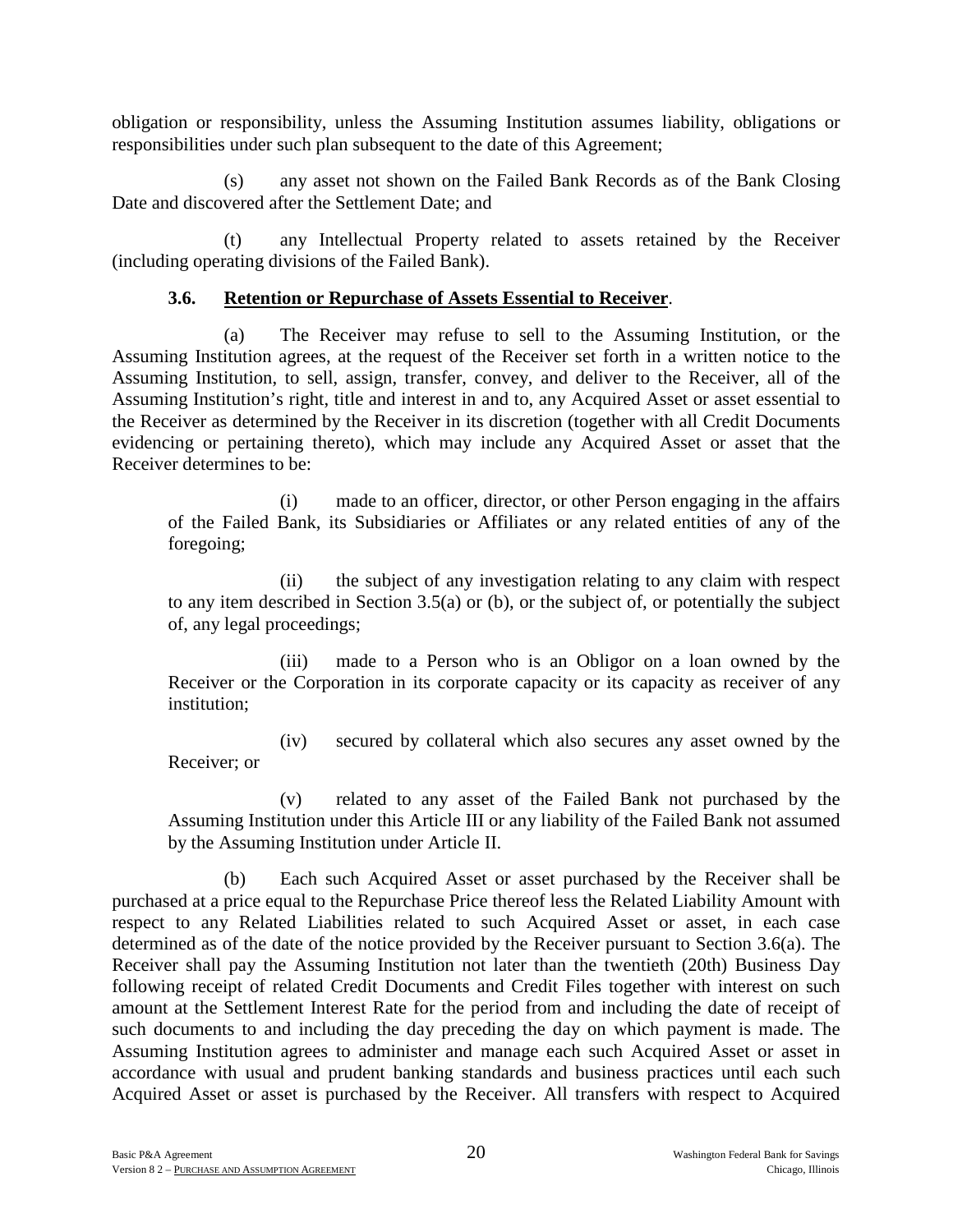obligation or responsibility, unless the Assuming Institution assumes liability, obligations or responsibilities under such plan subsequent to the date of this Agreement;

(s) any asset not shown on the Failed Bank Records as of the Bank Closing Date and discovered after the Settlement Date; and

(t) any Intellectual Property related to assets retained by the Receiver (including operating divisions of the Failed Bank).

**3.6. Retention or Repurchase of Assets Essential to Receiver**.

(a) The Receiver may refuse to sell to the Assuming Institution, or the Assuming Institution agrees, at the request of the Receiver set forth in a written notice to the Assuming Institution, to sell, assign, transfer, convey, and deliver to the Receiver, all of the Assuming Institution's right, title and interest in and to, any Acquired Asset or asset essential to the Receiver as determined by the Receiver in its discretion (together with all Credit Documents evidencing or pertaining thereto), which may include any Acquired Asset or asset that the Receiver determines to be:

(i) made to an officer, director, or other Person engaging in the affairs of the Failed Bank, its Subsidiaries or Affiliates or any related entities of any of the foregoing;

(ii) the subject of any investigation relating to any claim with respect to any item described in Section 3.5(a) or (b), or the subject of, or potentially the subject of, any legal proceedings;

(iii) made to a Person who is an Obligor on a loan owned by the Receiver or the Corporation in its corporate capacity or its capacity as receiver of any institution;

(iv) secured by collateral which also secures any asset owned by the Receiver; or

(v) related to any asset of the Failed Bank not purchased by the Assuming Institution under this Article III or any liability of the Failed Bank not assumed by the Assuming Institution under Article II.

(b) Each such Acquired Asset or asset purchased by the Receiver shall be purchased at a price equal to the Repurchase Price thereof less the Related Liability Amount with respect to any Related Liabilities related to such Acquired Asset or asset, in each case determined as of the date of the notice provided by the Receiver pursuant to Section 3.6(a). The Receiver shall pay the Assuming Institution not later than the twentieth (20th) Business Day following receipt of related Credit Documents and Credit Files together with interest on such amount at the Settlement Interest Rate for the period from and including the date of receipt of such documents to and including the day preceding the day on which payment is made. The Assuming Institution agrees to administer and manage each such Acquired Asset or asset in accordance with usual and prudent banking standards and business practices until each such Acquired Asset or asset is purchased by the Receiver. All transfers with respect to Acquired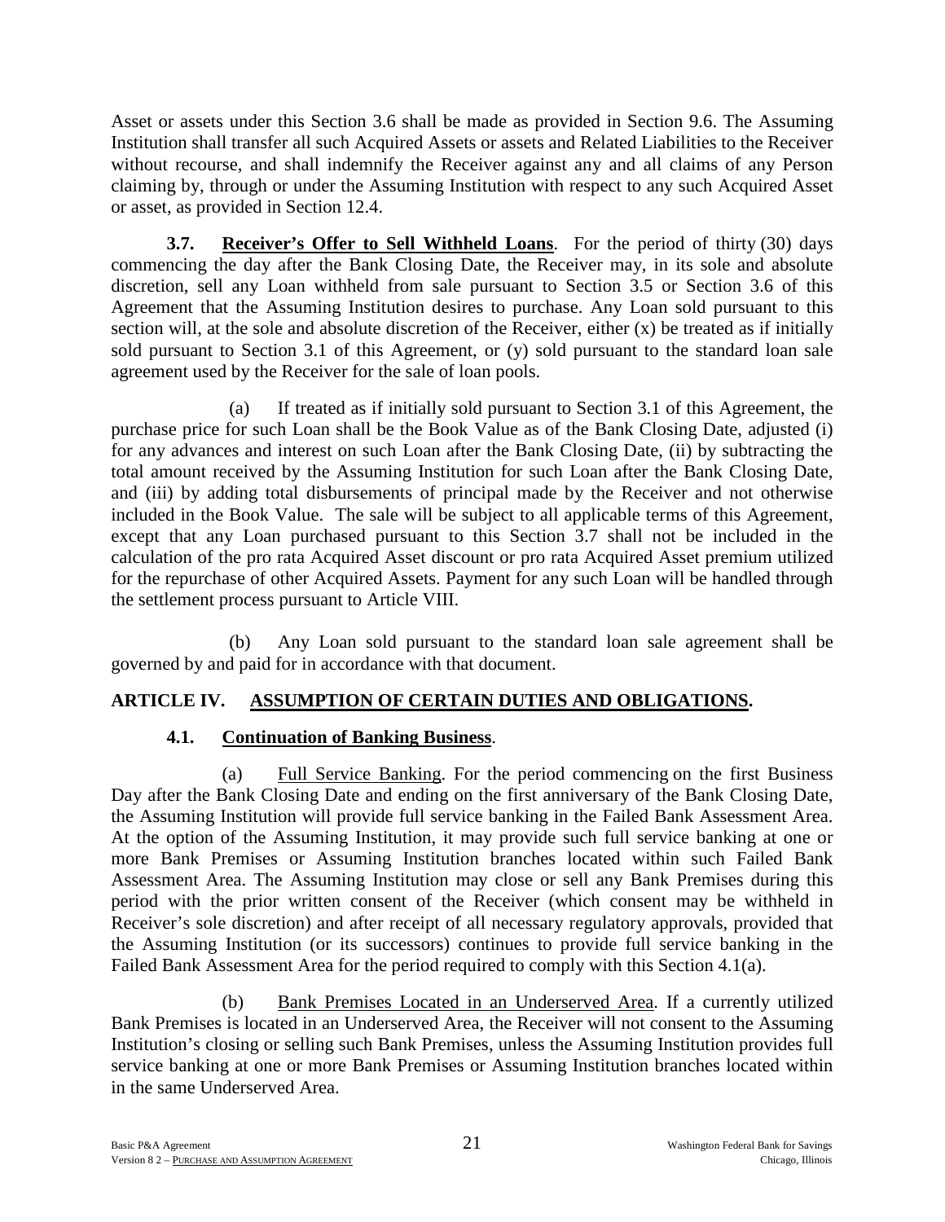Asset or assets under this Section 3.6 shall be made as provided in Section 9.6. The Assuming Institution shall transfer all such Acquired Assets or assets and Related Liabilities to the Receiver without recourse, and shall indemnify the Receiver against any and all claims of any Person claiming by, through or under the Assuming Institution with respect to any such Acquired Asset or asset, as provided in Section 12.4.

**3.7. Receiver's Offer to Sell Withheld Loans**. For the period of thirty (30) days commencing the day after the Bank Closing Date, the Receiver may, in its sole and absolute discretion, sell any Loan withheld from sale pursuant to Section 3.5 or Section 3.6 of this Agreement that the Assuming Institution desires to purchase. Any Loan sold pursuant to this section will, at the sole and absolute discretion of the Receiver, either (x) be treated as if initially sold pursuant to Section 3.1 of this Agreement, or (y) sold pursuant to the standard loan sale agreement used by the Receiver for the sale of loan pools.

(a) If treated as if initially sold pursuant to Section 3.1 of this Agreement, the purchase price for such Loan shall be the Book Value as of the Bank Closing Date, adjusted (i) for any advances and interest on such Loan after the Bank Closing Date, (ii) by subtracting the total amount received by the Assuming Institution for such Loan after the Bank Closing Date, and (iii) by adding total disbursements of principal made by the Receiver and not otherwise included in the Book Value. The sale will be subject to all applicable terms of this Agreement, except that any Loan purchased pursuant to this Section 3.7 shall not be included in the calculation of the pro rata Acquired Asset discount or pro rata Acquired Asset premium utilized for the repurchase of other Acquired Assets. Payment for any such Loan will be handled through the settlement process pursuant to Article VIII.

(b) Any Loan sold pursuant to the standard loan sale agreement shall be governed by and paid for in accordance with that document.

## ARTICLE IV. ASSUMPTION OF CERTAIN DUTIES AND OBLIGATIONS.

### 4.1. Continuation of Banking Business.

(a) Full Service Banking. For the period commencing on the first Business Day after the Bank Closing Date and ending on the first anniversary of the Bank Closing Date, the Assuming Institution will provide full service banking in the Failed Bank Assessment Area. At the option of the Assuming Institution, it may provide such full service banking at one or more Bank Premises or Assuming Institution branches located within such Failed Bank Assessment Area. The Assuming Institution may close or sell any Bank Premises during this period with the prior written consent of the Receiver (which consent may be withheld in Receiver's sole discretion) and after receipt of all necessary regulatory approvals, provided that the Assuming Institution (or its successors) continues to provide full service banking in the Failed Bank Assessment Area for the period required to comply with this Section 4.1(a).

(b) Bank Premises Located in an Underserved Area. If a currently utilized Bank Premises is located in an Underserved Area, the Receiver will not consent to the Assuming Institution's closing or selling such Bank Premises, unless the Assuming Institution provides full service banking at one or more Bank Premises or Assuming Institution branches located within in the same Underserved Area.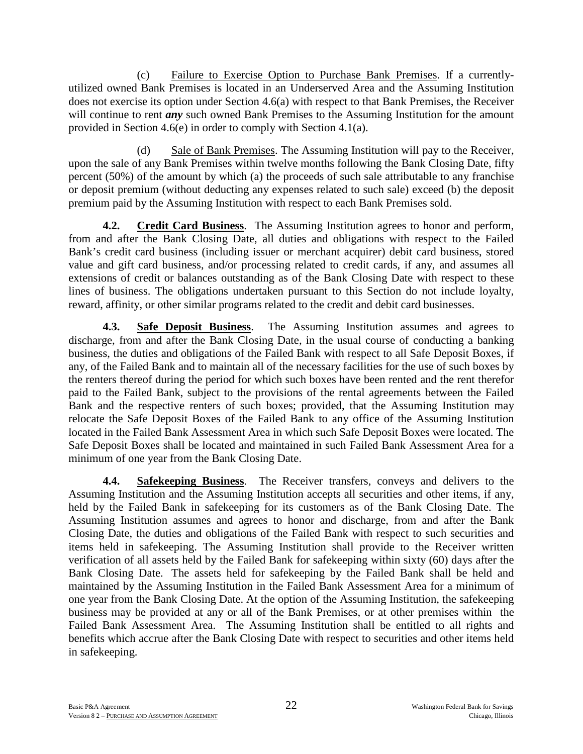(c) Failure to Exercise Option to Purchase Bank Premises. If a currently-utilized owned Bank Premises is located in an Underserved Area and the Assuming Institution does not exercise its option under Section 4.6(a) with respect to that Bank Premises, the Receiver will continue to rent ***any*** such owned Bank Premises to the Assuming Institution for the amount provided in Section 4.6(e) in order to comply with Section 4.1(a).

(d) Sale of Bank Premises. The Assuming Institution will pay to the Receiver, upon the sale of any Bank Premises within twelve months following the Bank Closing Date, fifty percent (50%) of the amount by which (a) the proceeds of such sale attributable to any franchise or deposit premium (without deducting any expenses related to such sale) exceed (b) the deposit premium paid by the Assuming Institution with respect to each Bank Premises sold.

**4.2. Credit Card Business**. The Assuming Institution agrees to honor and perform, from and after the Bank Closing Date, all duties and obligations with respect to the Failed Bank's credit card business (including issuer or merchant acquirer) debit card business, stored value and gift card business, and/or processing related to credit cards, if any, and assumes all extensions of credit or balances outstanding as of the Bank Closing Date with respect to these lines of business. The obligations undertaken pursuant to this Section do not include loyalty, reward, affinity, or other similar programs related to the credit and debit card businesses.

**4.3. Safe Deposit Business**. The Assuming Institution assumes and agrees to discharge, from and after the Bank Closing Date, in the usual course of conducting a banking business, the duties and obligations of the Failed Bank with respect to all Safe Deposit Boxes, if any, of the Failed Bank and to maintain all of the necessary facilities for the use of such boxes by the renters thereof during the period for which such boxes have been rented and the rent therefor paid to the Failed Bank, subject to the provisions of the rental agreements between the Failed Bank and the respective renters of such boxes; provided, that the Assuming Institution may relocate the Safe Deposit Boxes of the Failed Bank to any office of the Assuming Institution located in the Failed Bank Assessment Area in which such Safe Deposit Boxes were located. The Safe Deposit Boxes shall be located and maintained in such Failed Bank Assessment Area for a minimum of one year from the Bank Closing Date.

**4.4. Safekeeping Business**. The Receiver transfers, conveys and delivers to the Assuming Institution and the Assuming Institution accepts all securities and other items, if any, held by the Failed Bank in safekeeping for its customers as of the Bank Closing Date. The Assuming Institution assumes and agrees to honor and discharge, from and after the Bank Closing Date, the duties and obligations of the Failed Bank with respect to such securities and items held in safekeeping. The Assuming Institution shall provide to the Receiver written verification of all assets held by the Failed Bank for safekeeping within sixty (60) days after the Bank Closing Date. The assets held for safekeeping by the Failed Bank shall be held and maintained by the Assuming Institution in the Failed Bank Assessment Area for a minimum of one year from the Bank Closing Date. At the option of the Assuming Institution, the safekeeping business may be provided at any or all of the Bank Premises, or at other premises within the Failed Bank Assessment Area. The Assuming Institution shall be entitled to all rights and benefits which accrue after the Bank Closing Date with respect to securities and other items held in safekeeping.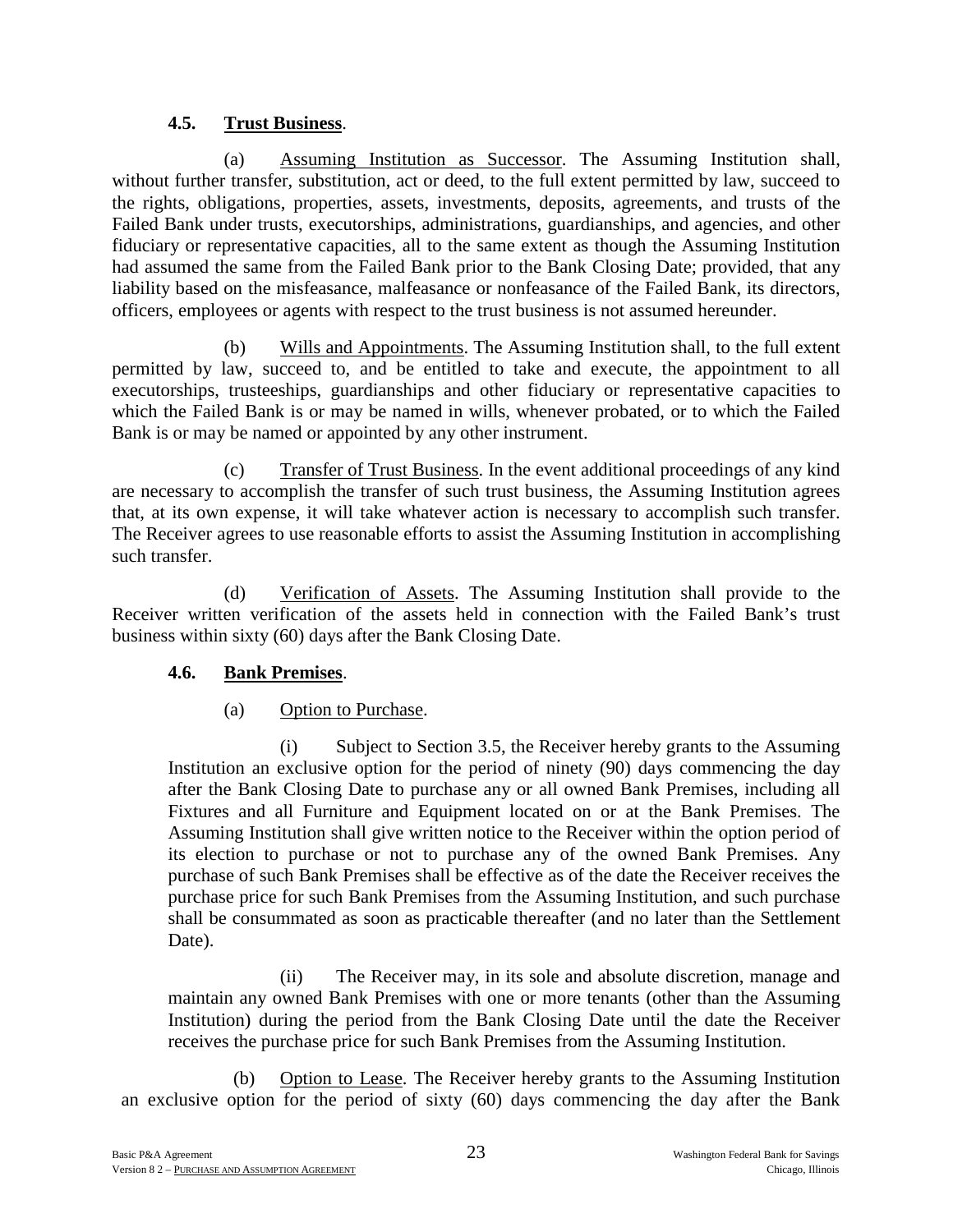**4.5. Trust Business**.

(a) Assuming Institution as Successor. The Assuming Institution shall, without further transfer, substitution, act or deed, to the full extent permitted by law, succeed to the rights, obligations, properties, assets, investments, deposits, agreements, and trusts of the Failed Bank under trusts, executorships, administrations, guardianships, and agencies, and other fiduciary or representative capacities, all to the same extent as though the Assuming Institution had assumed the same from the Failed Bank prior to the Bank Closing Date; provided, that any liability based on the misfeasance, malfeasance or nonfeasance of the Failed Bank, its directors, officers, employees or agents with respect to the trust business is not assumed hereunder.

(b) Wills and Appointments. The Assuming Institution shall, to the full extent permitted by law, succeed to, and be entitled to take and execute, the appointment to all executorships, trusteeships, guardianships and other fiduciary or representative capacities to which the Failed Bank is or may be named in wills, whenever probated, or to which the Failed Bank is or may be named or appointed by any other instrument.

(c) Transfer of Trust Business. In the event additional proceedings of any kind are necessary to accomplish the transfer of such trust business, the Assuming Institution agrees that, at its own expense, it will take whatever action is necessary to accomplish such transfer. The Receiver agrees to use reasonable efforts to assist the Assuming Institution in accomplishing such transfer.

(d) Verification of Assets. The Assuming Institution shall provide to the Receiver written verification of the assets held in connection with the Failed Bank's trust business within sixty (60) days after the Bank Closing Date.

**4.6. Bank Premises**.

(a) Option to Purchase.

(i) Subject to Section 3.5, the Receiver hereby grants to the Assuming Institution an exclusive option for the period of ninety (90) days commencing the day after the Bank Closing Date to purchase any or all owned Bank Premises, including all Fixtures and all Furniture and Equipment located on or at the Bank Premises. The Assuming Institution shall give written notice to the Receiver within the option period of its election to purchase or not to purchase any of the owned Bank Premises. Any purchase of such Bank Premises shall be effective as of the date the Receiver receives the purchase price for such Bank Premises from the Assuming Institution, and such purchase shall be consummated as soon as practicable thereafter (and no later than the Settlement Date).

(ii) The Receiver may, in its sole and absolute discretion, manage and maintain any owned Bank Premises with one or more tenants (other than the Assuming Institution) during the period from the Bank Closing Date until the date the Receiver receives the purchase price for such Bank Premises from the Assuming Institution.

(b) Option to Lease. The Receiver hereby grants to the Assuming Institution an exclusive option for the period of sixty (60) days commencing the day after the Bank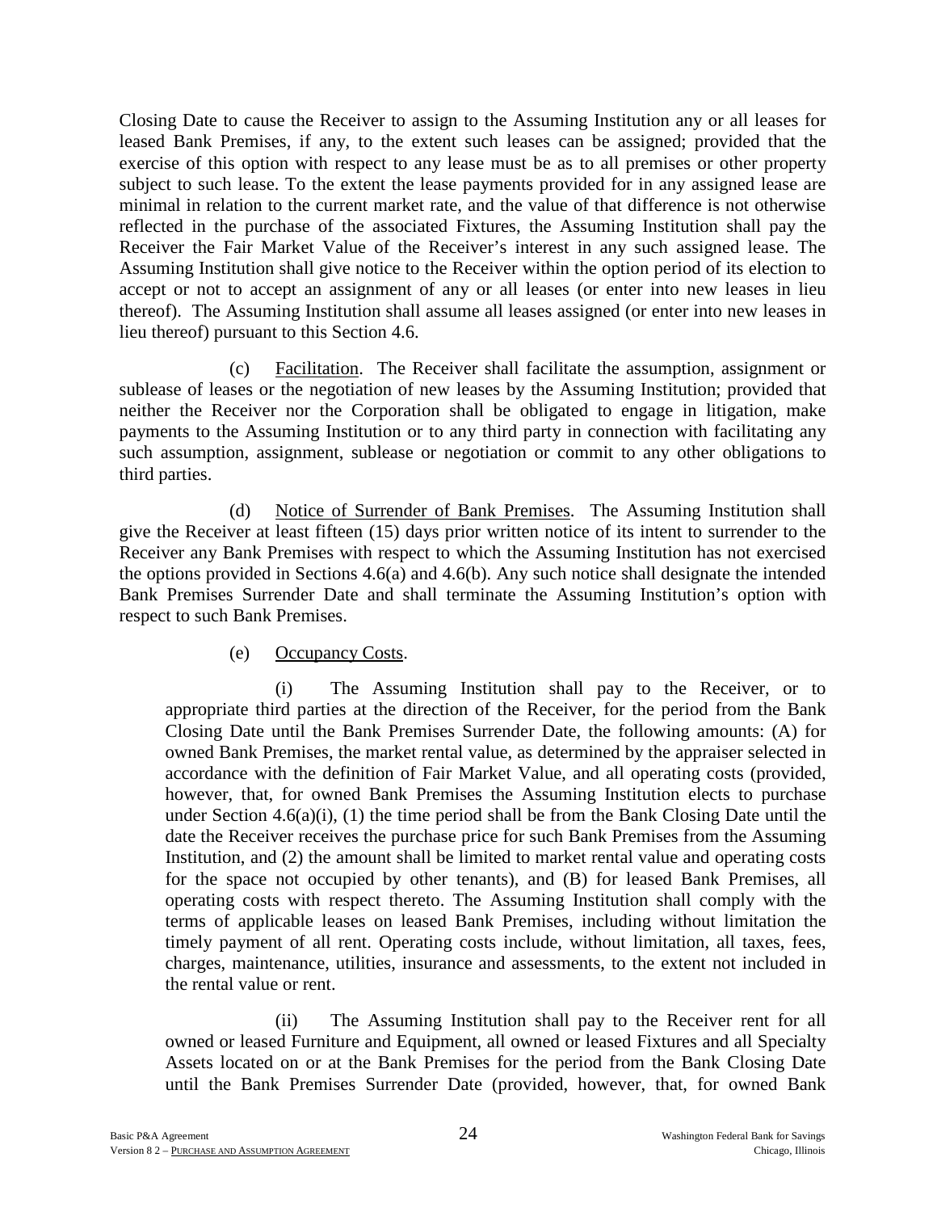Closing Date to cause the Receiver to assign to the Assuming Institution any or all leases for leased Bank Premises, if any, to the extent such leases can be assigned; provided that the exercise of this option with respect to any lease must be as to all premises or other property subject to such lease. To the extent the lease payments provided for in any assigned lease are minimal in relation to the current market rate, and the value of that difference is not otherwise reflected in the purchase of the associated Fixtures, the Assuming Institution shall pay the Receiver the Fair Market Value of the Receiver's interest in any such assigned lease. The Assuming Institution shall give notice to the Receiver within the option period of its election to accept or not to accept an assignment of any or all leases (or enter into new leases in lieu thereof). The Assuming Institution shall assume all leases assigned (or enter into new leases in lieu thereof) pursuant to this Section 4.6.

(c) Facilitation. The Receiver shall facilitate the assumption, assignment or sublease of leases or the negotiation of new leases by the Assuming Institution; provided that neither the Receiver nor the Corporation shall be obligated to engage in litigation, make payments to the Assuming Institution or to any third party in connection with facilitating any such assumption, assignment, sublease or negotiation or commit to any other obligations to third parties.

(d) Notice of Surrender of Bank Premises. The Assuming Institution shall give the Receiver at least fifteen (15) days prior written notice of its intent to surrender to the Receiver any Bank Premises with respect to which the Assuming Institution has not exercised the options provided in Sections 4.6(a) and 4.6(b). Any such notice shall designate the intended Bank Premises Surrender Date and shall terminate the Assuming Institution's option with respect to such Bank Premises.

(e) Occupancy Costs.

(i) The Assuming Institution shall pay to the Receiver, or to appropriate third parties at the direction of the Receiver, for the period from the Bank Closing Date until the Bank Premises Surrender Date, the following amounts: (A) for owned Bank Premises, the market rental value, as determined by the appraiser selected in accordance with the definition of Fair Market Value, and all operating costs (provided, however, that, for owned Bank Premises the Assuming Institution elects to purchase under Section 4.6(a)(i), (1) the time period shall be from the Bank Closing Date until the date the Receiver receives the purchase price for such Bank Premises from the Assuming Institution, and (2) the amount shall be limited to market rental value and operating costs for the space not occupied by other tenants), and (B) for leased Bank Premises, all operating costs with respect thereto. The Assuming Institution shall comply with the terms of applicable leases on leased Bank Premises, including without limitation the timely payment of all rent. Operating costs include, without limitation, all taxes, fees, charges, maintenance, utilities, insurance and assessments, to the extent not included in the rental value or rent.

(ii) The Assuming Institution shall pay to the Receiver rent for all owned or leased Furniture and Equipment, all owned or leased Fixtures and all Specialty Assets located on or at the Bank Premises for the period from the Bank Closing Date until the Bank Premises Surrender Date (provided, however, that, for owned Bank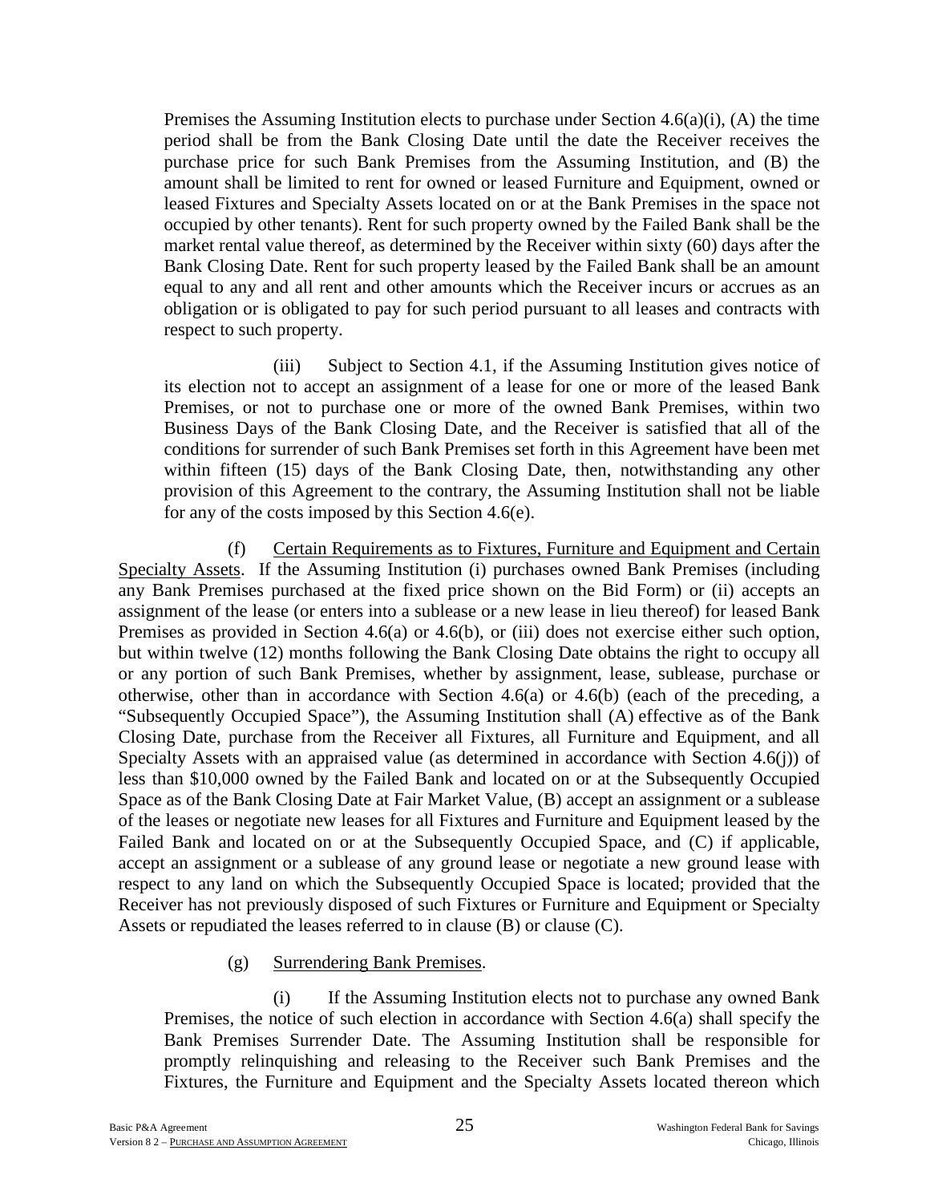Premises the Assuming Institution elects to purchase under Section 4.6(a)(i), (A) the time period shall be from the Bank Closing Date until the date the Receiver receives the purchase price for such Bank Premises from the Assuming Institution, and (B) the amount shall be limited to rent for owned or leased Furniture and Equipment, owned or leased Fixtures and Specialty Assets located on or at the Bank Premises in the space not occupied by other tenants). Rent for such property owned by the Failed Bank shall be the market rental value thereof, as determined by the Receiver within sixty (60) days after the Bank Closing Date. Rent for such property leased by the Failed Bank shall be an amount equal to any and all rent and other amounts which the Receiver incurs or accrues as an obligation or is obligated to pay for such period pursuant to all leases and contracts with respect to such property.

(iii) Subject to Section 4.1, if the Assuming Institution gives notice of its election not to accept an assignment of a lease for one or more of the leased Bank Premises, or not to purchase one or more of the owned Bank Premises, within two Business Days of the Bank Closing Date, and the Receiver is satisfied that all of the conditions for surrender of such Bank Premises set forth in this Agreement have been met within fifteen (15) days of the Bank Closing Date, then, notwithstanding any other provision of this Agreement to the contrary, the Assuming Institution shall not be liable for any of the costs imposed by this Section 4.6(e).

(f) Certain Requirements as to Fixtures, Furniture and Equipment and Certain Specialty Assets. If the Assuming Institution (i) purchases owned Bank Premises (including any Bank Premises purchased at the fixed price shown on the Bid Form) or (ii) accepts an assignment of the lease (or enters into a sublease or a new lease in lieu thereof) for leased Bank Premises as provided in Section 4.6(a) or 4.6(b), or (iii) does not exercise either such option, but within twelve (12) months following the Bank Closing Date obtains the right to occupy all or any portion of such Bank Premises, whether by assignment, lease, sublease, purchase or otherwise, other than in accordance with Section 4.6(a) or 4.6(b) (each of the preceding, a "Subsequently Occupied Space"), the Assuming Institution shall (A) effective as of the Bank Closing Date, purchase from the Receiver all Fixtures, all Furniture and Equipment, and all Specialty Assets with an appraised value (as determined in accordance with Section 4.6(j)) of less than $10,000 owned by the Failed Bank and located on or at the Subsequently Occupied Space as of the Bank Closing Date at Fair Market Value, (B) accept an assignment or a sublease of the leases or negotiate new leases for all Fixtures and Furniture and Equipment leased by the Failed Bank and located on or at the Subsequently Occupied Space, and (C) if applicable, accept an assignment or a sublease of any ground lease or negotiate a new ground lease with respect to any land on which the Subsequently Occupied Space is located; provided that the Receiver has not previously disposed of such Fixtures or Furniture and Equipment or Specialty Assets or repudiated the leases referred to in clause (B) or clause (C).

(g) Surrendering Bank Premises.

(i) If the Assuming Institution elects not to purchase any owned Bank Premises, the notice of such election in accordance with Section 4.6(a) shall specify the Bank Premises Surrender Date. The Assuming Institution shall be responsible for promptly relinquishing and releasing to the Receiver such Bank Premises and the Fixtures, the Furniture and Equipment and the Specialty Assets located thereon which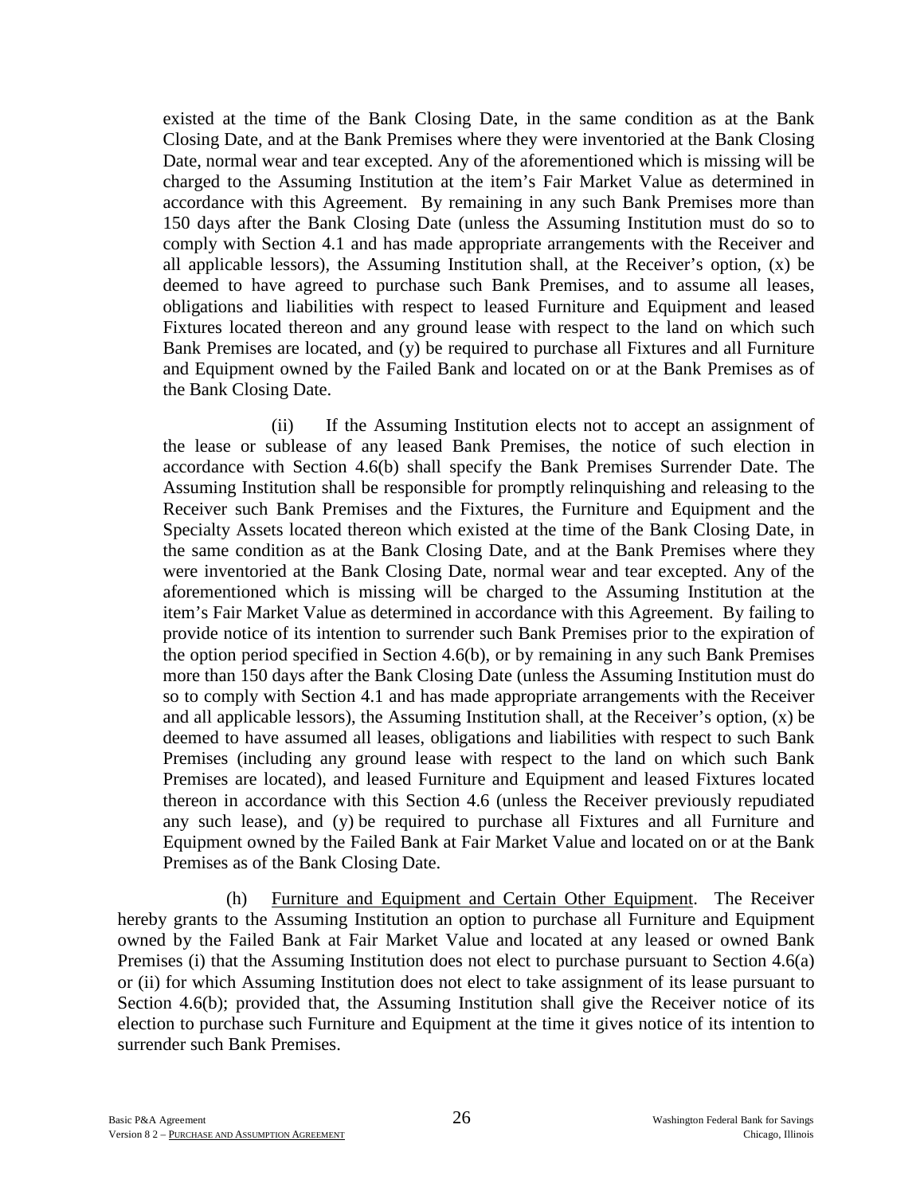existed at the time of the Bank Closing Date, in the same condition as at the Bank Closing Date, and at the Bank Premises where they were inventoried at the Bank Closing Date, normal wear and tear excepted. Any of the aforementioned which is missing will be charged to the Assuming Institution at the item's Fair Market Value as determined in accordance with this Agreement. By remaining in any such Bank Premises more than 150 days after the Bank Closing Date (unless the Assuming Institution must do so to comply with Section 4.1 and has made appropriate arrangements with the Receiver and all applicable lessors), the Assuming Institution shall, at the Receiver's option, (x) be deemed to have agreed to purchase such Bank Premises, and to assume all leases, obligations and liabilities with respect to leased Furniture and Equipment and leased Fixtures located thereon and any ground lease with respect to the land on which such Bank Premises are located, and (y) be required to purchase all Fixtures and all Furniture and Equipment owned by the Failed Bank and located on or at the Bank Premises as of the Bank Closing Date.

(ii) If the Assuming Institution elects not to accept an assignment of the lease or sublease of any leased Bank Premises, the notice of such election in accordance with Section 4.6(b) shall specify the Bank Premises Surrender Date. The Assuming Institution shall be responsible for promptly relinquishing and releasing to the Receiver such Bank Premises and the Fixtures, the Furniture and Equipment and the Specialty Assets located thereon which existed at the time of the Bank Closing Date, in the same condition as at the Bank Closing Date, and at the Bank Premises where they were inventoried at the Bank Closing Date, normal wear and tear excepted. Any of the aforementioned which is missing will be charged to the Assuming Institution at the item's Fair Market Value as determined in accordance with this Agreement. By failing to provide notice of its intention to surrender such Bank Premises prior to the expiration of the option period specified in Section 4.6(b), or by remaining in any such Bank Premises more than 150 days after the Bank Closing Date (unless the Assuming Institution must do so to comply with Section 4.1 and has made appropriate arrangements with the Receiver and all applicable lessors), the Assuming Institution shall, at the Receiver's option, (x) be deemed to have assumed all leases, obligations and liabilities with respect to such Bank Premises (including any ground lease with respect to the land on which such Bank Premises are located), and leased Furniture and Equipment and leased Fixtures located thereon in accordance with this Section 4.6 (unless the Receiver previously repudiated any such lease), and (y) be required to purchase all Fixtures and all Furniture and Equipment owned by the Failed Bank at Fair Market Value and located on or at the Bank Premises as of the Bank Closing Date.

(h) Furniture and Equipment and Certain Other Equipment. The Receiver hereby grants to the Assuming Institution an option to purchase all Furniture and Equipment owned by the Failed Bank at Fair Market Value and located at any leased or owned Bank Premises (i) that the Assuming Institution does not elect to purchase pursuant to Section 4.6(a) or (ii) for which Assuming Institution does not elect to take assignment of its lease pursuant to Section 4.6(b); provided that, the Assuming Institution shall give the Receiver notice of its election to purchase such Furniture and Equipment at the time it gives notice of its intention to surrender such Bank Premises.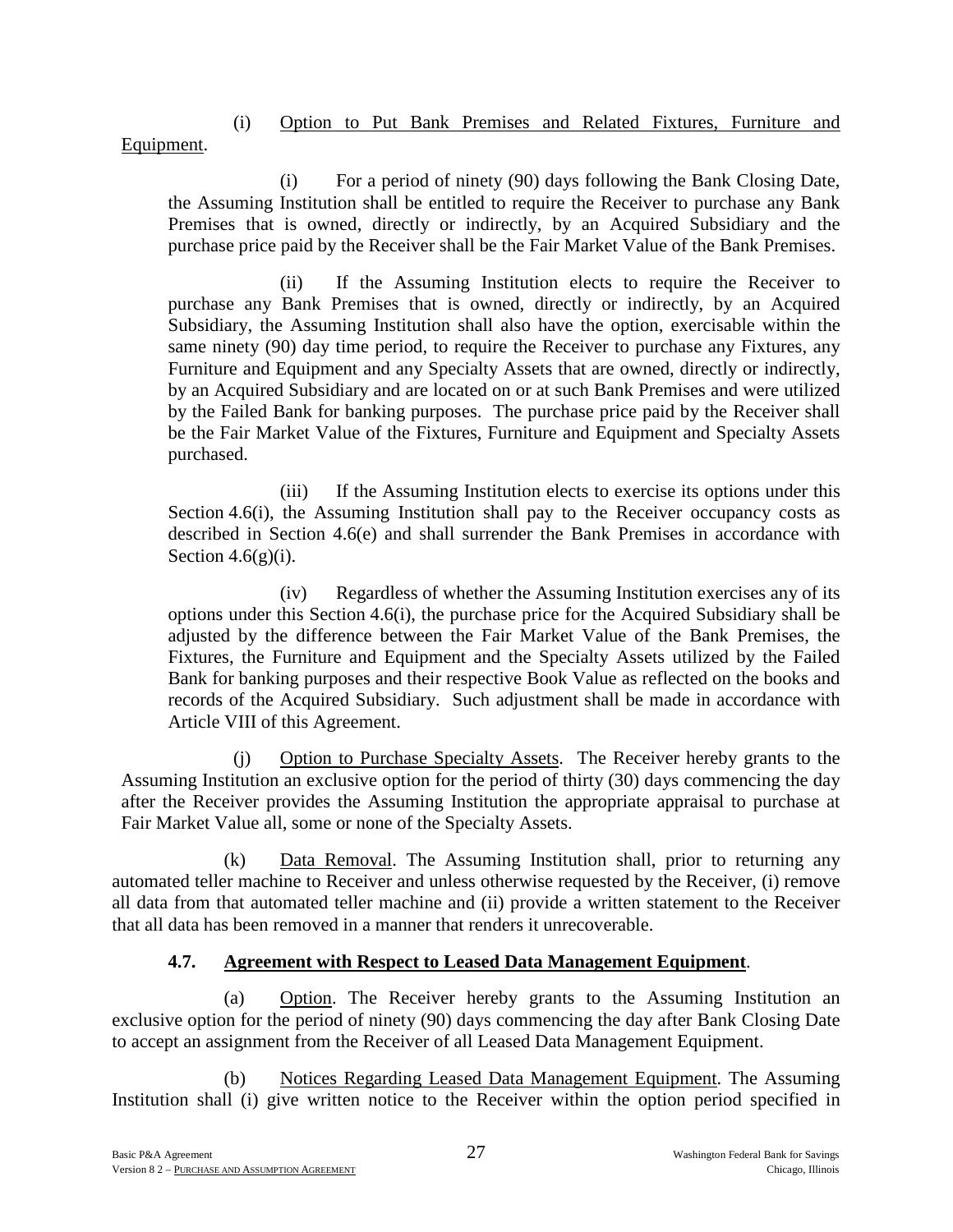(i) Option to Put Bank Premises and Related Fixtures, Furniture and Equipment.

(i) For a period of ninety (90) days following the Bank Closing Date, the Assuming Institution shall be entitled to require the Receiver to purchase any Bank Premises that is owned, directly or indirectly, by an Acquired Subsidiary and the purchase price paid by the Receiver shall be the Fair Market Value of the Bank Premises.

(ii) If the Assuming Institution elects to require the Receiver to purchase any Bank Premises that is owned, directly or indirectly, by an Acquired Subsidiary, the Assuming Institution shall also have the option, exercisable within the same ninety (90) day time period, to require the Receiver to purchase any Fixtures, any Furniture and Equipment and any Specialty Assets that are owned, directly or indirectly, by an Acquired Subsidiary and are located on or at such Bank Premises and were utilized by the Failed Bank for banking purposes. The purchase price paid by the Receiver shall be the Fair Market Value of the Fixtures, Furniture and Equipment and Specialty Assets purchased.

(iii) If the Assuming Institution elects to exercise its options under this Section 4.6(i), the Assuming Institution shall pay to the Receiver occupancy costs as described in Section 4.6(e) and shall surrender the Bank Premises in accordance with Section 4.6(g)(i).

(iv) Regardless of whether the Assuming Institution exercises any of its options under this Section 4.6(i), the purchase price for the Acquired Subsidiary shall be adjusted by the difference between the Fair Market Value of the Bank Premises, the Fixtures, the Furniture and Equipment and the Specialty Assets utilized by the Failed Bank for banking purposes and their respective Book Value as reflected on the books and records of the Acquired Subsidiary. Such adjustment shall be made in accordance with Article VIII of this Agreement.

(j) Option to Purchase Specialty Assets. The Receiver hereby grants to the Assuming Institution an exclusive option for the period of thirty (30) days commencing the day after the Receiver provides the Assuming Institution the appropriate appraisal to purchase at Fair Market Value all, some or none of the Specialty Assets.

(k) Data Removal. The Assuming Institution shall, prior to returning any automated teller machine to Receiver and unless otherwise requested by the Receiver, (i) remove all data from that automated teller machine and (ii) provide a written statement to the Receiver that all data has been removed in a manner that renders it unrecoverable.

### 4.7. Agreement with Respect to Leased Data Management Equipment.

(a) Option. The Receiver hereby grants to the Assuming Institution an exclusive option for the period of ninety (90) days commencing the day after Bank Closing Date to accept an assignment from the Receiver of all Leased Data Management Equipment.

(b) Notices Regarding Leased Data Management Equipment. The Assuming Institution shall (i) give written notice to the Receiver within the option period specified in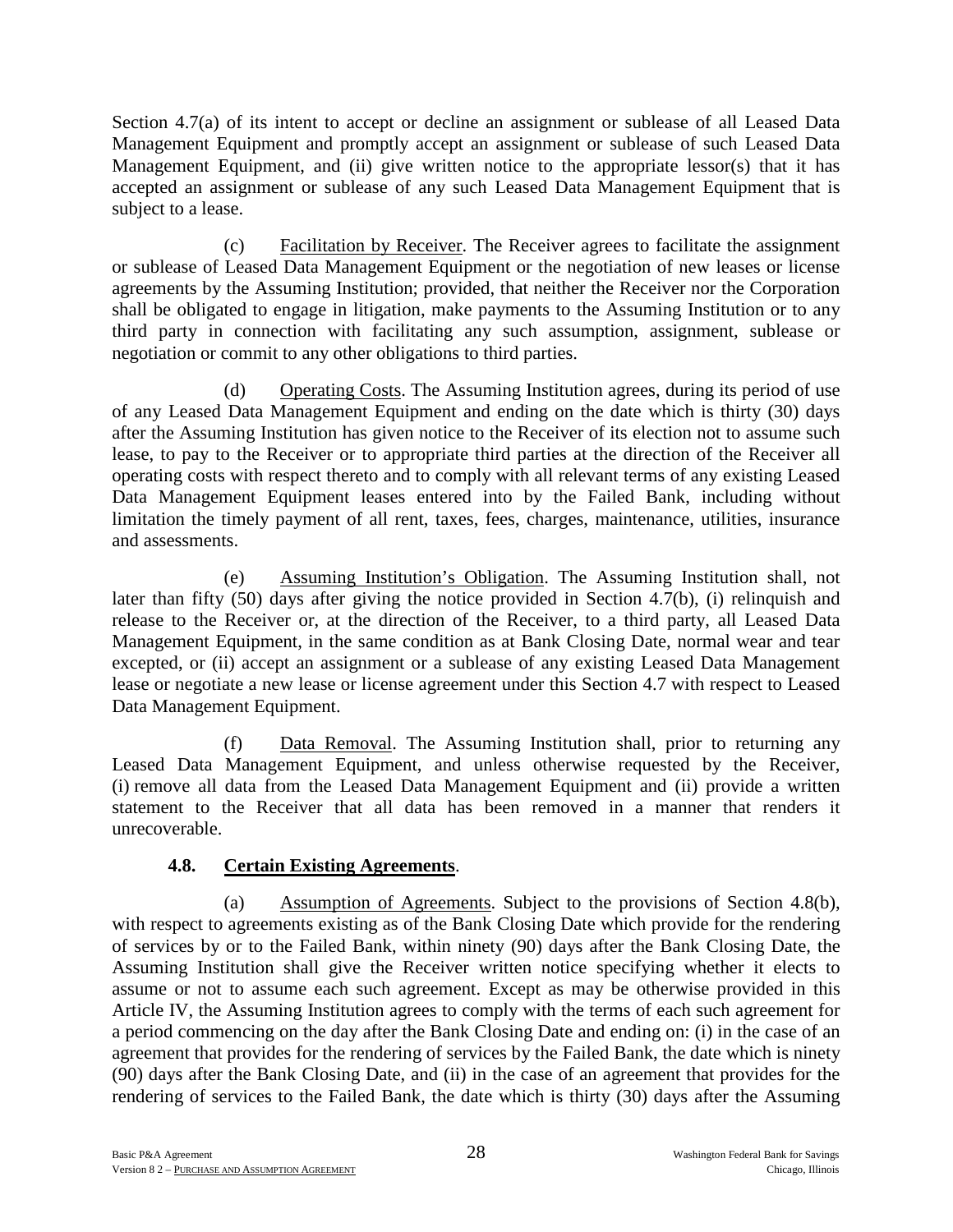Section 4.7(a) of its intent to accept or decline an assignment or sublease of all Leased Data Management Equipment and promptly accept an assignment or sublease of such Leased Data Management Equipment, and (ii) give written notice to the appropriate lessor(s) that it has accepted an assignment or sublease of any such Leased Data Management Equipment that is subject to a lease.

(c) Facilitation by Receiver. The Receiver agrees to facilitate the assignment or sublease of Leased Data Management Equipment or the negotiation of new leases or license agreements by the Assuming Institution; provided, that neither the Receiver nor the Corporation shall be obligated to engage in litigation, make payments to the Assuming Institution or to any third party in connection with facilitating any such assumption, assignment, sublease or negotiation or commit to any other obligations to third parties.

(d) Operating Costs. The Assuming Institution agrees, during its period of use of any Leased Data Management Equipment and ending on the date which is thirty (30) days after the Assuming Institution has given notice to the Receiver of its election not to assume such lease, to pay to the Receiver or to appropriate third parties at the direction of the Receiver all operating costs with respect thereto and to comply with all relevant terms of any existing Leased Data Management Equipment leases entered into by the Failed Bank, including without limitation the timely payment of all rent, taxes, fees, charges, maintenance, utilities, insurance and assessments.

(e) Assuming Institution's Obligation. The Assuming Institution shall, not later than fifty (50) days after giving the notice provided in Section 4.7(b), (i) relinquish and release to the Receiver or, at the direction of the Receiver, to a third party, all Leased Data Management Equipment, in the same condition as at Bank Closing Date, normal wear and tear excepted, or (ii) accept an assignment or a sublease of any existing Leased Data Management lease or negotiate a new lease or license agreement under this Section 4.7 with respect to Leased Data Management Equipment.

(f) Data Removal. The Assuming Institution shall, prior to returning any Leased Data Management Equipment, and unless otherwise requested by the Receiver, (i) remove all data from the Leased Data Management Equipment and (ii) provide a written statement to the Receiver that all data has been removed in a manner that renders it unrecoverable.

### 4.8. Certain Existing Agreements.

(a) Assumption of Agreements. Subject to the provisions of Section 4.8(b), with respect to agreements existing as of the Bank Closing Date which provide for the rendering of services by or to the Failed Bank, within ninety (90) days after the Bank Closing Date, the Assuming Institution shall give the Receiver written notice specifying whether it elects to assume or not to assume each such agreement. Except as may be otherwise provided in this Article IV, the Assuming Institution agrees to comply with the terms of each such agreement for a period commencing on the day after the Bank Closing Date and ending on: (i) in the case of an agreement that provides for the rendering of services by the Failed Bank, the date which is ninety (90) days after the Bank Closing Date, and (ii) in the case of an agreement that provides for the rendering of services to the Failed Bank, the date which is thirty (30) days after the Assuming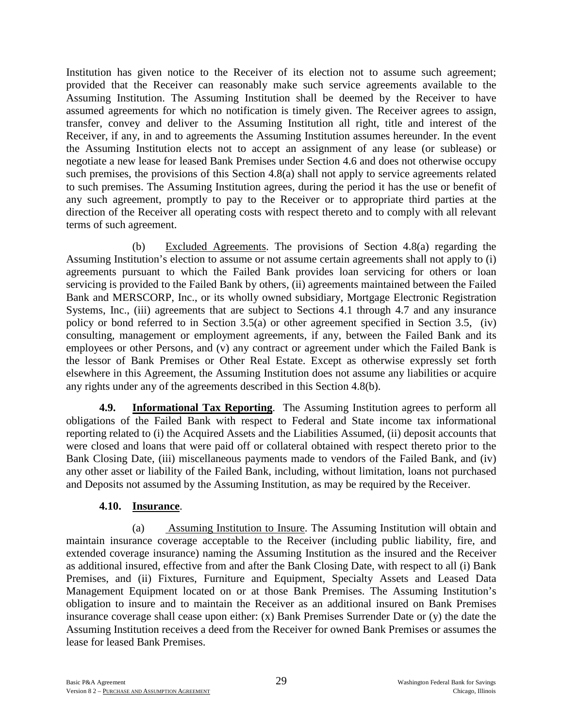Institution has given notice to the Receiver of its election not to assume such agreement; provided that the Receiver can reasonably make such service agreements available to the Assuming Institution. The Assuming Institution shall be deemed by the Receiver to have assumed agreements for which no notification is timely given. The Receiver agrees to assign, transfer, convey and deliver to the Assuming Institution all right, title and interest of the Receiver, if any, in and to agreements the Assuming Institution assumes hereunder. In the event the Assuming Institution elects not to accept an assignment of any lease (or sublease) or negotiate a new lease for leased Bank Premises under Section 4.6 and does not otherwise occupy such premises, the provisions of this Section 4.8(a) shall not apply to service agreements related to such premises. The Assuming Institution agrees, during the period it has the use or benefit of any such agreement, promptly to pay to the Receiver or to appropriate third parties at the direction of the Receiver all operating costs with respect thereto and to comply with all relevant terms of such agreement.

(b) Excluded Agreements. The provisions of Section 4.8(a) regarding the Assuming Institution's election to assume or not assume certain agreements shall not apply to (i) agreements pursuant to which the Failed Bank provides loan servicing for others or loan servicing is provided to the Failed Bank by others, (ii) agreements maintained between the Failed Bank and MERSCORP, Inc., or its wholly owned subsidiary, Mortgage Electronic Registration Systems, Inc., (iii) agreements that are subject to Sections 4.1 through 4.7 and any insurance policy or bond referred to in Section 3.5(a) or other agreement specified in Section 3.5, (iv) consulting, management or employment agreements, if any, between the Failed Bank and its employees or other Persons, and (v) any contract or agreement under which the Failed Bank is the lessor of Bank Premises or Other Real Estate. Except as otherwise expressly set forth elsewhere in this Agreement, the Assuming Institution does not assume any liabilities or acquire any rights under any of the agreements described in this Section 4.8(b).

**4.9. Informational Tax Reporting**. The Assuming Institution agrees to perform all obligations of the Failed Bank with respect to Federal and State income tax informational reporting related to (i) the Acquired Assets and the Liabilities Assumed, (ii) deposit accounts that were closed and loans that were paid off or collateral obtained with respect thereto prior to the Bank Closing Date, (iii) miscellaneous payments made to vendors of the Failed Bank, and (iv) any other asset or liability of the Failed Bank, including, without limitation, loans not purchased and Deposits not assumed by the Assuming Institution, as may be required by the Receiver.

**4.10. Insurance**.

(a) Assuming Institution to Insure. The Assuming Institution will obtain and maintain insurance coverage acceptable to the Receiver (including public liability, fire, and extended coverage insurance) naming the Assuming Institution as the insured and the Receiver as additional insured, effective from and after the Bank Closing Date, with respect to all (i) Bank Premises, and (ii) Fixtures, Furniture and Equipment, Specialty Assets and Leased Data Management Equipment located on or at those Bank Premises. The Assuming Institution's obligation to insure and to maintain the Receiver as an additional insured on Bank Premises insurance coverage shall cease upon either: (x) Bank Premises Surrender Date or (y) the date the Assuming Institution receives a deed from the Receiver for owned Bank Premises or assumes the lease for leased Bank Premises.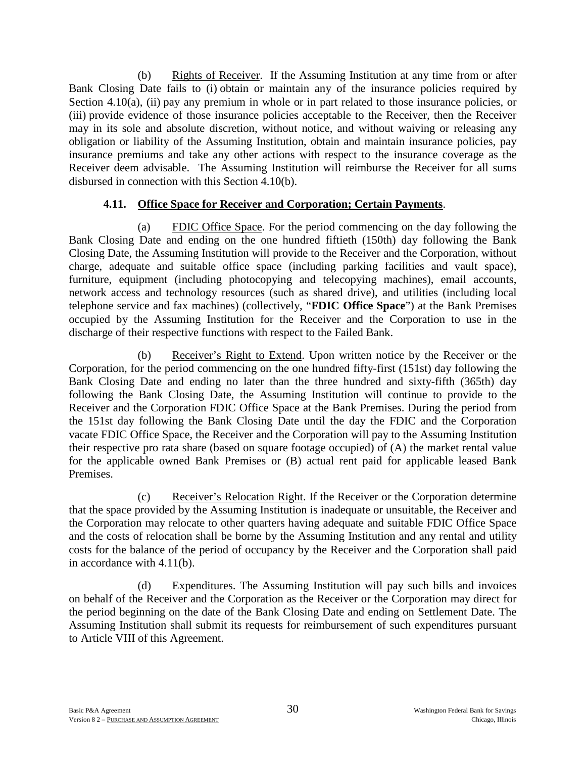(b) Rights of Receiver. If the Assuming Institution at any time from or after Bank Closing Date fails to (i) obtain or maintain any of the insurance policies required by Section 4.10(a), (ii) pay any premium in whole or in part related to those insurance policies, or (iii) provide evidence of those insurance policies acceptable to the Receiver, then the Receiver may in its sole and absolute discretion, without notice, and without waiving or releasing any obligation or liability of the Assuming Institution, obtain and maintain insurance policies, pay insurance premiums and take any other actions with respect to the insurance coverage as the Receiver deem advisable. The Assuming Institution will reimburse the Receiver for all sums disbursed in connection with this Section 4.10(b).

**4.11. Office Space for Receiver and Corporation; Certain Payments**.

(a) FDIC Office Space. For the period commencing on the day following the Bank Closing Date and ending on the one hundred fiftieth (150th) day following the Bank Closing Date, the Assuming Institution will provide to the Receiver and the Corporation, without charge, adequate and suitable office space (including parking facilities and vault space), furniture, equipment (including photocopying and telecopying machines), email accounts, network access and technology resources (such as shared drive), and utilities (including local telephone service and fax machines) (collectively, "**FDIC Office Space**") at the Bank Premises occupied by the Assuming Institution for the Receiver and the Corporation to use in the discharge of their respective functions with respect to the Failed Bank.

(b) Receiver's Right to Extend. Upon written notice by the Receiver or the Corporation, for the period commencing on the one hundred fifty-first (151st) day following the Bank Closing Date and ending no later than the three hundred and sixty-fifth (365th) day following the Bank Closing Date, the Assuming Institution will continue to provide to the Receiver and the Corporation FDIC Office Space at the Bank Premises. During the period from the 151st day following the Bank Closing Date until the day the FDIC and the Corporation vacate FDIC Office Space, the Receiver and the Corporation will pay to the Assuming Institution their respective pro rata share (based on square footage occupied) of (A) the market rental value for the applicable owned Bank Premises or (B) actual rent paid for applicable leased Bank Premises.

(c) Receiver's Relocation Right. If the Receiver or the Corporation determine that the space provided by the Assuming Institution is inadequate or unsuitable, the Receiver and the Corporation may relocate to other quarters having adequate and suitable FDIC Office Space and the costs of relocation shall be borne by the Assuming Institution and any rental and utility costs for the balance of the period of occupancy by the Receiver and the Corporation shall paid in accordance with 4.11(b).

(d) Expenditures. The Assuming Institution will pay such bills and invoices on behalf of the Receiver and the Corporation as the Receiver or the Corporation may direct for the period beginning on the date of the Bank Closing Date and ending on Settlement Date. The Assuming Institution shall submit its requests for reimbursement of such expenditures pursuant to Article VIII of this Agreement.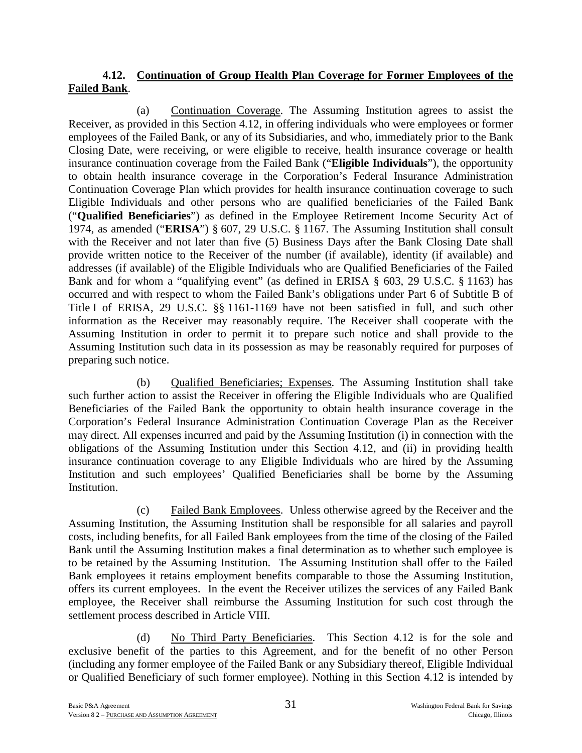**4.12. Continuation of Group Health Plan Coverage for Former Employees of the Failed Bank**.

(a) Continuation Coverage. The Assuming Institution agrees to assist the Receiver, as provided in this Section 4.12, in offering individuals who were employees or former employees of the Failed Bank, or any of its Subsidiaries, and who, immediately prior to the Bank Closing Date, were receiving, or were eligible to receive, health insurance coverage or health insurance continuation coverage from the Failed Bank ("**Eligible Individuals**"), the opportunity to obtain health insurance coverage in the Corporation's Federal Insurance Administration Continuation Coverage Plan which provides for health insurance continuation coverage to such Eligible Individuals and other persons who are qualified beneficiaries of the Failed Bank ("**Qualified Beneficiaries**") as defined in the Employee Retirement Income Security Act of 1974, as amended ("**ERISA**") § 607, 29 U.S.C. § 1167. The Assuming Institution shall consult with the Receiver and not later than five (5) Business Days after the Bank Closing Date shall provide written notice to the Receiver of the number (if available), identity (if available) and addresses (if available) of the Eligible Individuals who are Qualified Beneficiaries of the Failed Bank and for whom a "qualifying event" (as defined in ERISA § 603, 29 U.S.C. § 1163) has occurred and with respect to whom the Failed Bank's obligations under Part 6 of Subtitle B of Title I of ERISA, 29 U.S.C. §§ 1161-1169 have not been satisfied in full, and such other information as the Receiver may reasonably require. The Receiver shall cooperate with the Assuming Institution in order to permit it to prepare such notice and shall provide to the Assuming Institution such data in its possession as may be reasonably required for purposes of preparing such notice.

(b) Qualified Beneficiaries; Expenses. The Assuming Institution shall take such further action to assist the Receiver in offering the Eligible Individuals who are Qualified Beneficiaries of the Failed Bank the opportunity to obtain health insurance coverage in the Corporation's Federal Insurance Administration Continuation Coverage Plan as the Receiver may direct. All expenses incurred and paid by the Assuming Institution (i) in connection with the obligations of the Assuming Institution under this Section 4.12, and (ii) in providing health insurance continuation coverage to any Eligible Individuals who are hired by the Assuming Institution and such employees' Qualified Beneficiaries shall be borne by the Assuming Institution.

(c) Failed Bank Employees. Unless otherwise agreed by the Receiver and the Assuming Institution, the Assuming Institution shall be responsible for all salaries and payroll costs, including benefits, for all Failed Bank employees from the time of the closing of the Failed Bank until the Assuming Institution makes a final determination as to whether such employee is to be retained by the Assuming Institution. The Assuming Institution shall offer to the Failed Bank employees it retains employment benefits comparable to those the Assuming Institution, offers its current employees. In the event the Receiver utilizes the services of any Failed Bank employee, the Receiver shall reimburse the Assuming Institution for such cost through the settlement process described in Article VIII.

(d) No Third Party Beneficiaries. This Section 4.12 is for the sole and exclusive benefit of the parties to this Agreement, and for the benefit of no other Person (including any former employee of the Failed Bank or any Subsidiary thereof, Eligible Individual or Qualified Beneficiary of such former employee). Nothing in this Section 4.12 is intended by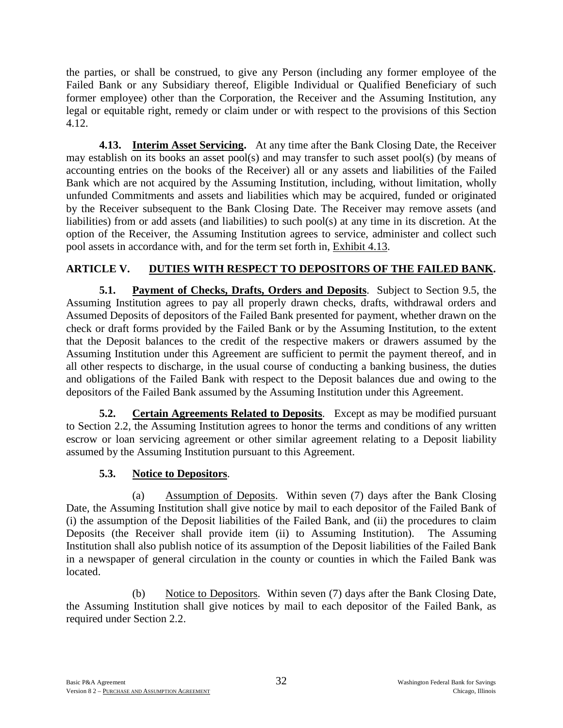the parties, or shall be construed, to give any Person (including any former employee of the Failed Bank or any Subsidiary thereof, Eligible Individual or Qualified Beneficiary of such former employee) other than the Corporation, the Receiver and the Assuming Institution, any legal or equitable right, remedy or claim under or with respect to the provisions of this Section 4.12.

**4.13. Interim Asset Servicing.** At any time after the Bank Closing Date, the Receiver may establish on its books an asset pool(s) and may transfer to such asset pool(s) (by means of accounting entries on the books of the Receiver) all or any assets and liabilities of the Failed Bank which are not acquired by the Assuming Institution, including, without limitation, wholly unfunded Commitments and assets and liabilities which may be acquired, funded or originated by the Receiver subsequent to the Bank Closing Date. The Receiver may remove assets (and liabilities) from or add assets (and liabilities) to such pool(s) at any time in its discretion. At the option of the Receiver, the Assuming Institution agrees to service, administer and collect such pool assets in accordance with, and for the term set forth in, Exhibit 4.13.

## ARTICLE V. DUTIES WITH RESPECT TO DEPOSITORS OF THE FAILED BANK.

**5.1. Payment of Checks, Drafts, Orders and Deposits**. Subject to Section 9.5, the Assuming Institution agrees to pay all properly drawn checks, drafts, withdrawal orders and Assumed Deposits of depositors of the Failed Bank presented for payment, whether drawn on the check or draft forms provided by the Failed Bank or by the Assuming Institution, to the extent that the Deposit balances to the credit of the respective makers or drawers assumed by the Assuming Institution under this Agreement are sufficient to permit the payment thereof, and in all other respects to discharge, in the usual course of conducting a banking business, the duties and obligations of the Failed Bank with respect to the Deposit balances due and owing to the depositors of the Failed Bank assumed by the Assuming Institution under this Agreement.

**5.2. Certain Agreements Related to Deposits**. Except as may be modified pursuant to Section 2.2, the Assuming Institution agrees to honor the terms and conditions of any written escrow or loan servicing agreement or other similar agreement relating to a Deposit liability assumed by the Assuming Institution pursuant to this Agreement.

**5.3. Notice to Depositors**.

(a) Assumption of Deposits. Within seven (7) days after the Bank Closing Date, the Assuming Institution shall give notice by mail to each depositor of the Failed Bank of (i) the assumption of the Deposit liabilities of the Failed Bank, and (ii) the procedures to claim Deposits (the Receiver shall provide item (ii) to Assuming Institution). The Assuming Institution shall also publish notice of its assumption of the Deposit liabilities of the Failed Bank in a newspaper of general circulation in the county or counties in which the Failed Bank was located.

(b) Notice to Depositors. Within seven (7) days after the Bank Closing Date, the Assuming Institution shall give notices by mail to each depositor of the Failed Bank, as required under Section 2.2.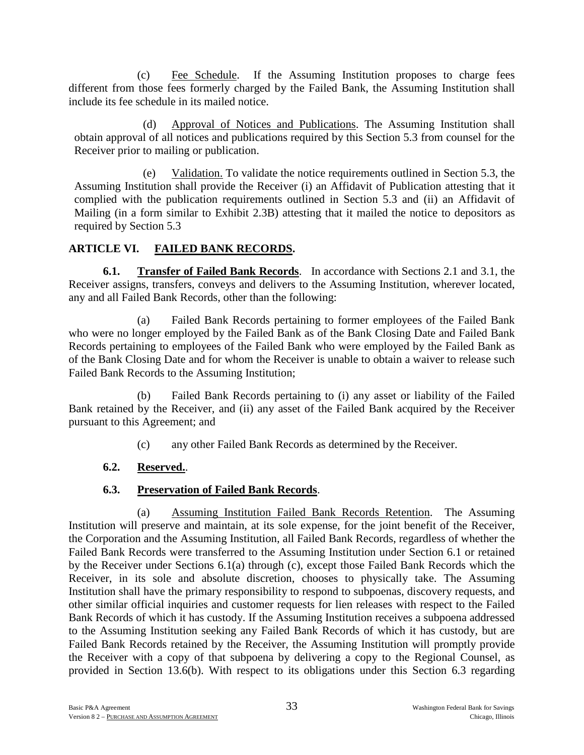(c) Fee Schedule. If the Assuming Institution proposes to charge fees different from those fees formerly charged by the Failed Bank, the Assuming Institution shall include its fee schedule in its mailed notice.

(d) Approval of Notices and Publications. The Assuming Institution shall obtain approval of all notices and publications required by this Section 5.3 from counsel for the Receiver prior to mailing or publication.

(e) Validation. To validate the notice requirements outlined in Section 5.3, the Assuming Institution shall provide the Receiver (i) an Affidavit of Publication attesting that it complied with the publication requirements outlined in Section 5.3 and (ii) an Affidavit of Mailing (in a form similar to Exhibit 2.3B) attesting that it mailed the notice to depositors as required by Section 5.3

## ARTICLE VI. FAILED BANK RECORDS.

**6.1. Transfer of Failed Bank Records**. In accordance with Sections 2.1 and 3.1, the Receiver assigns, transfers, conveys and delivers to the Assuming Institution, wherever located, any and all Failed Bank Records, other than the following:

(a) Failed Bank Records pertaining to former employees of the Failed Bank who were no longer employed by the Failed Bank as of the Bank Closing Date and Failed Bank Records pertaining to employees of the Failed Bank who were employed by the Failed Bank as of the Bank Closing Date and for whom the Receiver is unable to obtain a waiver to release such Failed Bank Records to the Assuming Institution;

(b) Failed Bank Records pertaining to (i) any asset or liability of the Failed Bank retained by the Receiver, and (ii) any asset of the Failed Bank acquired by the Receiver pursuant to this Agreement; and

(c) any other Failed Bank Records as determined by the Receiver.

**6.2. Reserved.**.

**6.3. Preservation of Failed Bank Records**.

(a) Assuming Institution Failed Bank Records Retention. The Assuming Institution will preserve and maintain, at its sole expense, for the joint benefit of the Receiver, the Corporation and the Assuming Institution, all Failed Bank Records, regardless of whether the Failed Bank Records were transferred to the Assuming Institution under Section 6.1 or retained by the Receiver under Sections 6.1(a) through (c), except those Failed Bank Records which the Receiver, in its sole and absolute discretion, chooses to physically take. The Assuming Institution shall have the primary responsibility to respond to subpoenas, discovery requests, and other similar official inquiries and customer requests for lien releases with respect to the Failed Bank Records of which it has custody. If the Assuming Institution receives a subpoena addressed to the Assuming Institution seeking any Failed Bank Records of which it has custody, but are Failed Bank Records retained by the Receiver, the Assuming Institution will promptly provide the Receiver with a copy of that subpoena by delivering a copy to the Regional Counsel, as provided in Section 13.6(b). With respect to its obligations under this Section 6.3 regarding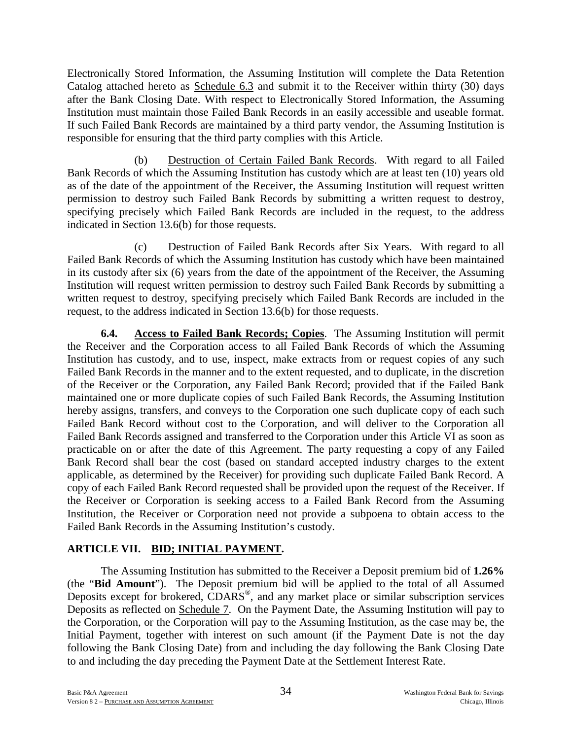Electronically Stored Information, the Assuming Institution will complete the Data Retention Catalog attached hereto as Schedule 6.3 and submit it to the Receiver within thirty (30) days after the Bank Closing Date. With respect to Electronically Stored Information, the Assuming Institution must maintain those Failed Bank Records in an easily accessible and useable format. If such Failed Bank Records are maintained by a third party vendor, the Assuming Institution is responsible for ensuring that the third party complies with this Article.

(b) Destruction of Certain Failed Bank Records. With regard to all Failed Bank Records of which the Assuming Institution has custody which are at least ten (10) years old as of the date of the appointment of the Receiver, the Assuming Institution will request written permission to destroy such Failed Bank Records by submitting a written request to destroy, specifying precisely which Failed Bank Records are included in the request, to the address indicated in Section 13.6(b) for those requests.

(c) Destruction of Failed Bank Records after Six Years. With regard to all Failed Bank Records of which the Assuming Institution has custody which have been maintained in its custody after six (6) years from the date of the appointment of the Receiver, the Assuming Institution will request written permission to destroy such Failed Bank Records by submitting a written request to destroy, specifying precisely which Failed Bank Records are included in the request, to the address indicated in Section 13.6(b) for those requests.

**6.4. Access to Failed Bank Records; Copies**. The Assuming Institution will permit the Receiver and the Corporation access to all Failed Bank Records of which the Assuming Institution has custody, and to use, inspect, make extracts from or request copies of any such Failed Bank Records in the manner and to the extent requested, and to duplicate, in the discretion of the Receiver or the Corporation, any Failed Bank Record; provided that if the Failed Bank maintained one or more duplicate copies of such Failed Bank Records, the Assuming Institution hereby assigns, transfers, and conveys to the Corporation one such duplicate copy of each such Failed Bank Record without cost to the Corporation, and will deliver to the Corporation all Failed Bank Records assigned and transferred to the Corporation under this Article VI as soon as practicable on or after the date of this Agreement. The party requesting a copy of any Failed Bank Record shall bear the cost (based on standard accepted industry charges to the extent applicable, as determined by the Receiver) for providing such duplicate Failed Bank Record. A copy of each Failed Bank Record requested shall be provided upon the request of the Receiver. If the Receiver or Corporation is seeking access to a Failed Bank Record from the Assuming Institution, the Receiver or Corporation need not provide a subpoena to obtain access to the Failed Bank Records in the Assuming Institution's custody.

## ARTICLE VII. BID; INITIAL PAYMENT.

The Assuming Institution has submitted to the Receiver a Deposit premium bid of **1.26%** (the "**Bid Amount**"). The Deposit premium bid will be applied to the total of all Assumed Deposits except for brokered, CDARS®, and any market place or similar subscription services Deposits as reflected on Schedule 7. On the Payment Date, the Assuming Institution will pay to the Corporation, or the Corporation will pay to the Assuming Institution, as the case may be, the Initial Payment, together with interest on such amount (if the Payment Date is not the day following the Bank Closing Date) from and including the day following the Bank Closing Date to and including the day preceding the Payment Date at the Settlement Interest Rate.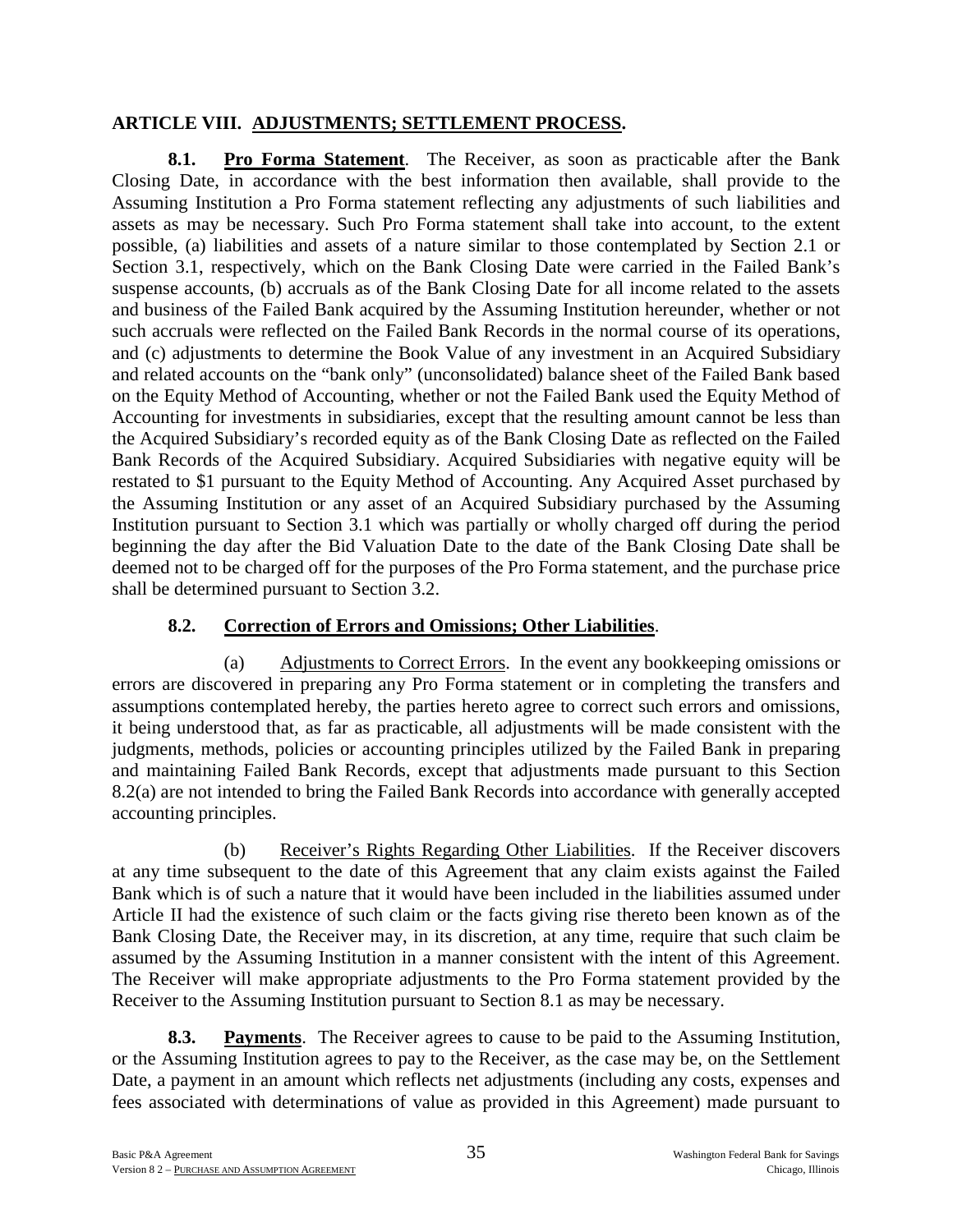## ARTICLE VIII. <u>ADJUSTMENTS; SETTLEMENT PROCESS</u>.

**8.1. <u>Pro Forma Statement</u>**. The Receiver, as soon as practicable after the Bank Closing Date, in accordance with the best information then available, shall provide to the Assuming Institution a Pro Forma statement reflecting any adjustments of such liabilities and assets as may be necessary. Such Pro Forma statement shall take into account, to the extent possible, (a) liabilities and assets of a nature similar to those contemplated by Section 2.1 or Section 3.1, respectively, which on the Bank Closing Date were carried in the Failed Bank's suspense accounts, (b) accruals as of the Bank Closing Date for all income related to the assets and business of the Failed Bank acquired by the Assuming Institution hereunder, whether or not such accruals were reflected on the Failed Bank Records in the normal course of its operations, and (c) adjustments to determine the Book Value of any investment in an Acquired Subsidiary and related accounts on the "bank only" (unconsolidated) balance sheet of the Failed Bank based on the Equity Method of Accounting, whether or not the Failed Bank used the Equity Method of Accounting for investments in subsidiaries, except that the resulting amount cannot be less than the Acquired Subsidiary's recorded equity as of the Bank Closing Date as reflected on the Failed Bank Records of the Acquired Subsidiary. Acquired Subsidiaries with negative equity will be restated to $1 pursuant to the Equity Method of Accounting. Any Acquired Asset purchased by the Assuming Institution or any asset of an Acquired Subsidiary purchased by the Assuming Institution pursuant to Section 3.1 which was partially or wholly charged off during the period beginning the day after the Bid Valuation Date to the date of the Bank Closing Date shall be deemed not to be charged off for the purposes of the Pro Forma statement, and the purchase price shall be determined pursuant to Section 3.2.

**8.2. <u>Correction of Errors and Omissions; Other Liabilities</u>**.

(a) <u>Adjustments to Correct Errors</u>. In the event any bookkeeping omissions or errors are discovered in preparing any Pro Forma statement or in completing the transfers and assumptions contemplated hereby, the parties hereto agree to correct such errors and omissions, it being understood that, as far as practicable, all adjustments will be made consistent with the judgments, methods, policies or accounting principles utilized by the Failed Bank in preparing and maintaining Failed Bank Records, except that adjustments made pursuant to this Section 8.2(a) are not intended to bring the Failed Bank Records into accordance with generally accepted accounting principles.

(b) <u>Receiver's Rights Regarding Other Liabilities</u>. If the Receiver discovers at any time subsequent to the date of this Agreement that any claim exists against the Failed Bank which is of such a nature that it would have been included in the liabilities assumed under Article II had the existence of such claim or the facts giving rise thereto been known as of the Bank Closing Date, the Receiver may, in its discretion, at any time, require that such claim be assumed by the Assuming Institution in a manner consistent with the intent of this Agreement. The Receiver will make appropriate adjustments to the Pro Forma statement provided by the Receiver to the Assuming Institution pursuant to Section 8.1 as may be necessary.

**8.3. <u>Payments</u>**. The Receiver agrees to cause to be paid to the Assuming Institution, or the Assuming Institution agrees to pay to the Receiver, as the case may be, on the Settlement Date, a payment in an amount which reflects net adjustments (including any costs, expenses and fees associated with determinations of value as provided in this Agreement) made pursuant to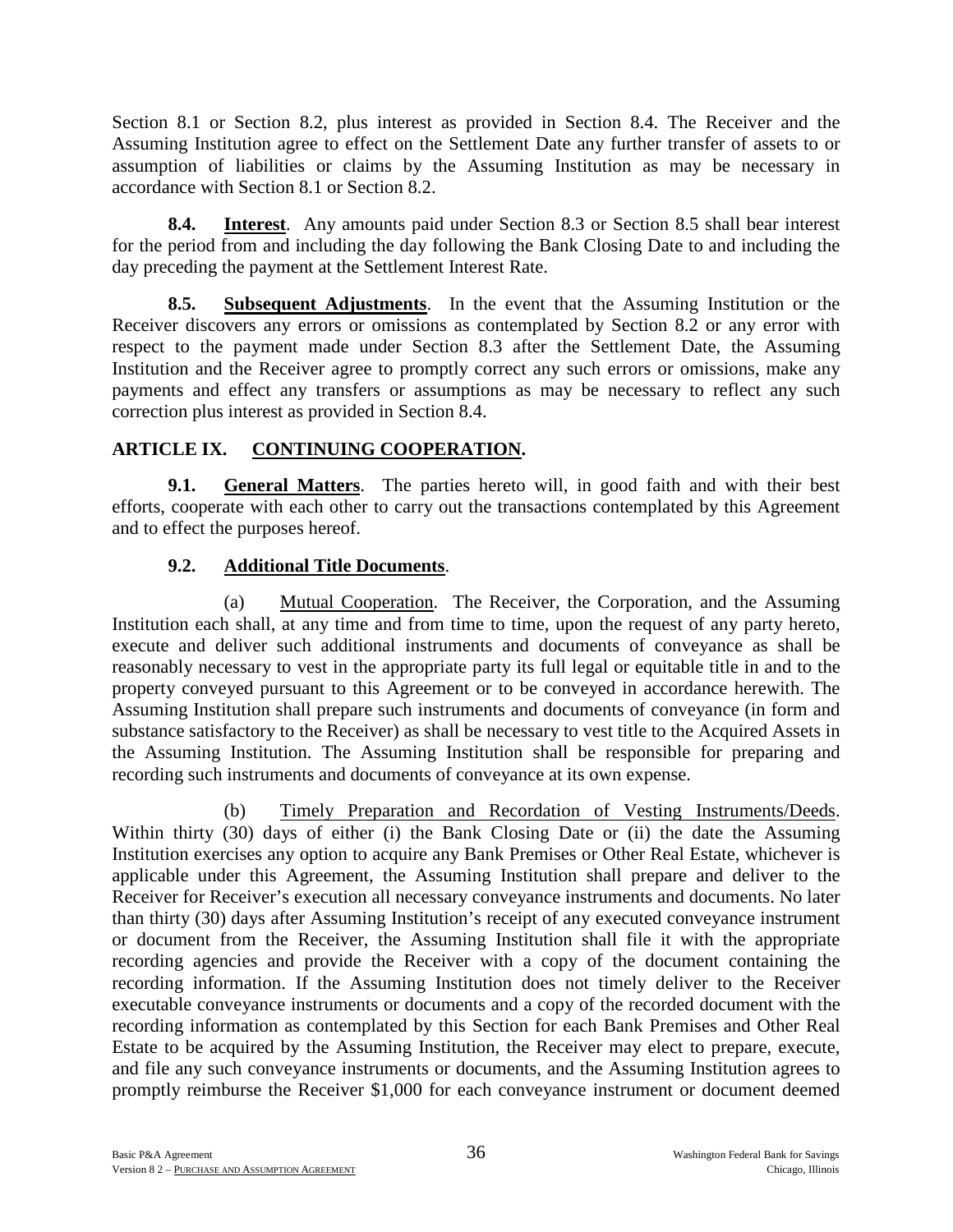Section 8.1 or Section 8.2, plus interest as provided in Section 8.4. The Receiver and the Assuming Institution agree to effect on the Settlement Date any further transfer of assets to or assumption of liabilities or claims by the Assuming Institution as may be necessary in accordance with Section 8.1 or Section 8.2.

**8.4. Interest**. Any amounts paid under Section 8.3 or Section 8.5 shall bear interest for the period from and including the day following the Bank Closing Date to and including the day preceding the payment at the Settlement Interest Rate.

**8.5. Subsequent Adjustments**. In the event that the Assuming Institution or the Receiver discovers any errors or omissions as contemplated by Section 8.2 or any error with respect to the payment made under Section 8.3 after the Settlement Date, the Assuming Institution and the Receiver agree to promptly correct any such errors or omissions, make any payments and effect any transfers or assumptions as may be necessary to reflect any such correction plus interest as provided in Section 8.4.

## ARTICLE IX. CONTINUING COOPERATION.

**9.1. General Matters**. The parties hereto will, in good faith and with their best efforts, cooperate with each other to carry out the transactions contemplated by this Agreement and to effect the purposes hereof.

### 9.2. Additional Title Documents.

(a) Mutual Cooperation. The Receiver, the Corporation, and the Assuming Institution each shall, at any time and from time to time, upon the request of any party hereto, execute and deliver such additional instruments and documents of conveyance as shall be reasonably necessary to vest in the appropriate party its full legal or equitable title in and to the property conveyed pursuant to this Agreement or to be conveyed in accordance herewith. The Assuming Institution shall prepare such instruments and documents of conveyance (in form and substance satisfactory to the Receiver) as shall be necessary to vest title to the Acquired Assets in the Assuming Institution. The Assuming Institution shall be responsible for preparing and recording such instruments and documents of conveyance at its own expense.

(b) Timely Preparation and Recordation of Vesting Instruments/Deeds. Within thirty (30) days of either (i) the Bank Closing Date or (ii) the date the Assuming Institution exercises any option to acquire any Bank Premises or Other Real Estate, whichever is applicable under this Agreement, the Assuming Institution shall prepare and deliver to the Receiver for Receiver's execution all necessary conveyance instruments and documents. No later than thirty (30) days after Assuming Institution's receipt of any executed conveyance instrument or document from the Receiver, the Assuming Institution shall file it with the appropriate recording agencies and provide the Receiver with a copy of the document containing the recording information. If the Assuming Institution does not timely deliver to the Receiver executable conveyance instruments or documents and a copy of the recorded document with the recording information as contemplated by this Section for each Bank Premises and Other Real Estate to be acquired by the Assuming Institution, the Receiver may elect to prepare, execute, and file any such conveyance instruments or documents, and the Assuming Institution agrees to promptly reimburse the Receiver $1,000 for each conveyance instrument or document deemed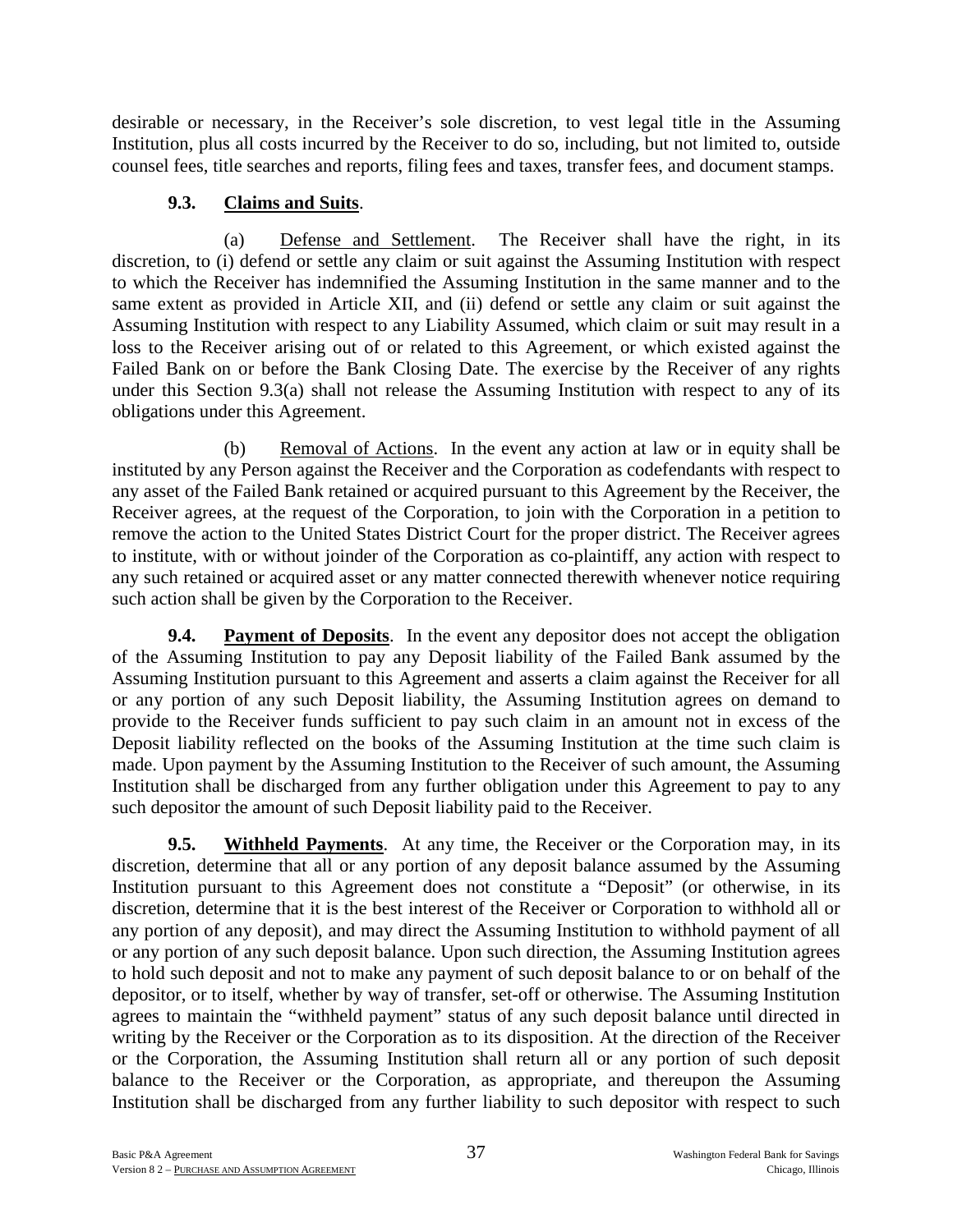desirable or necessary, in the Receiver's sole discretion, to vest legal title in the Assuming Institution, plus all costs incurred by the Receiver to do so, including, but not limited to, outside counsel fees, title searches and reports, filing fees and taxes, transfer fees, and document stamps.

**9.3. Claims and Suits**.

(a) Defense and Settlement. The Receiver shall have the right, in its discretion, to (i) defend or settle any claim or suit against the Assuming Institution with respect to which the Receiver has indemnified the Assuming Institution in the same manner and to the same extent as provided in Article XII, and (ii) defend or settle any claim or suit against the Assuming Institution with respect to any Liability Assumed, which claim or suit may result in a loss to the Receiver arising out of or related to this Agreement, or which existed against the Failed Bank on or before the Bank Closing Date. The exercise by the Receiver of any rights under this Section 9.3(a) shall not release the Assuming Institution with respect to any of its obligations under this Agreement.

(b) Removal of Actions. In the event any action at law or in equity shall be instituted by any Person against the Receiver and the Corporation as codefendants with respect to any asset of the Failed Bank retained or acquired pursuant to this Agreement by the Receiver, the Receiver agrees, at the request of the Corporation, to join with the Corporation in a petition to remove the action to the United States District Court for the proper district. The Receiver agrees to institute, with or without joinder of the Corporation as co-plaintiff, any action with respect to any such retained or acquired asset or any matter connected therewith whenever notice requiring such action shall be given by the Corporation to the Receiver.

**9.4. Payment of Deposits**. In the event any depositor does not accept the obligation of the Assuming Institution to pay any Deposit liability of the Failed Bank assumed by the Assuming Institution pursuant to this Agreement and asserts a claim against the Receiver for all or any portion of any such Deposit liability, the Assuming Institution agrees on demand to provide to the Receiver funds sufficient to pay such claim in an amount not in excess of the Deposit liability reflected on the books of the Assuming Institution at the time such claim is made. Upon payment by the Assuming Institution to the Receiver of such amount, the Assuming Institution shall be discharged from any further obligation under this Agreement to pay to any such depositor the amount of such Deposit liability paid to the Receiver.

**9.5. Withheld Payments**. At any time, the Receiver or the Corporation may, in its discretion, determine that all or any portion of any deposit balance assumed by the Assuming Institution pursuant to this Agreement does not constitute a "Deposit" (or otherwise, in its discretion, determine that it is the best interest of the Receiver or Corporation to withhold all or any portion of any deposit), and may direct the Assuming Institution to withhold payment of all or any portion of any such deposit balance. Upon such direction, the Assuming Institution agrees to hold such deposit and not to make any payment of such deposit balance to or on behalf of the depositor, or to itself, whether by way of transfer, set-off or otherwise. The Assuming Institution agrees to maintain the "withheld payment" status of any such deposit balance until directed in writing by the Receiver or the Corporation as to its disposition. At the direction of the Receiver or the Corporation, the Assuming Institution shall return all or any portion of such deposit balance to the Receiver or the Corporation, as appropriate, and thereupon the Assuming Institution shall be discharged from any further liability to such depositor with respect to such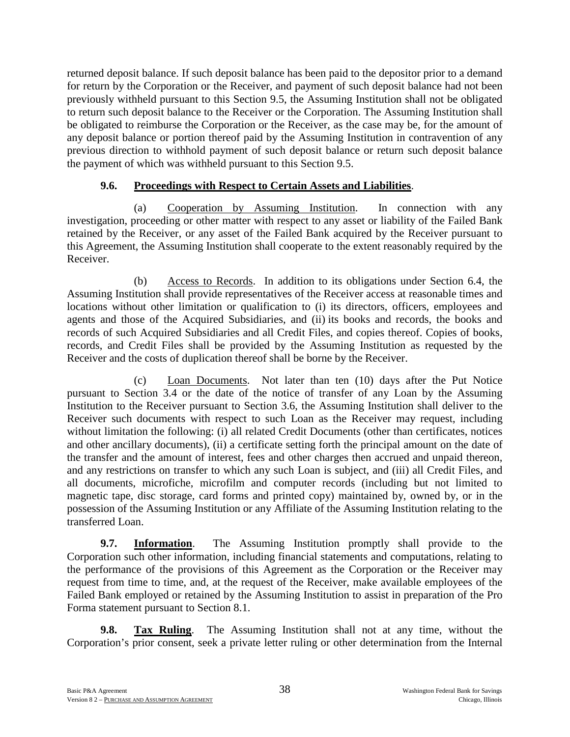returned deposit balance. If such deposit balance has been paid to the depositor prior to a demand for return by the Corporation or the Receiver, and payment of such deposit balance had not been previously withheld pursuant to this Section 9.5, the Assuming Institution shall not be obligated to return such deposit balance to the Receiver or the Corporation. The Assuming Institution shall be obligated to reimburse the Corporation or the Receiver, as the case may be, for the amount of any deposit balance or portion thereof paid by the Assuming Institution in contravention of any previous direction to withhold payment of such deposit balance or return such deposit balance the payment of which was withheld pursuant to this Section 9.5.

**9.6. Proceedings with Respect to Certain Assets and Liabilities**.

(a) Cooperation by Assuming Institution. In connection with any investigation, proceeding or other matter with respect to any asset or liability of the Failed Bank retained by the Receiver, or any asset of the Failed Bank acquired by the Receiver pursuant to this Agreement, the Assuming Institution shall cooperate to the extent reasonably required by the Receiver.

(b) Access to Records. In addition to its obligations under Section 6.4, the Assuming Institution shall provide representatives of the Receiver access at reasonable times and locations without other limitation or qualification to (i) its directors, officers, employees and agents and those of the Acquired Subsidiaries, and (ii) its books and records, the books and records of such Acquired Subsidiaries and all Credit Files, and copies thereof. Copies of books, records, and Credit Files shall be provided by the Assuming Institution as requested by the Receiver and the costs of duplication thereof shall be borne by the Receiver.

(c) Loan Documents. Not later than ten (10) days after the Put Notice pursuant to Section 3.4 or the date of the notice of transfer of any Loan by the Assuming Institution to the Receiver pursuant to Section 3.6, the Assuming Institution shall deliver to the Receiver such documents with respect to such Loan as the Receiver may request, including without limitation the following: (i) all related Credit Documents (other than certificates, notices and other ancillary documents), (ii) a certificate setting forth the principal amount on the date of the transfer and the amount of interest, fees and other charges then accrued and unpaid thereon, and any restrictions on transfer to which any such Loan is subject, and (iii) all Credit Files, and all documents, microfiche, microfilm and computer records (including but not limited to magnetic tape, disc storage, card forms and printed copy) maintained by, owned by, or in the possession of the Assuming Institution or any Affiliate of the Assuming Institution relating to the transferred Loan.

**9.7. Information**. The Assuming Institution promptly shall provide to the Corporation such other information, including financial statements and computations, relating to the performance of the provisions of this Agreement as the Corporation or the Receiver may request from time to time, and, at the request of the Receiver, make available employees of the Failed Bank employed or retained by the Assuming Institution to assist in preparation of the Pro Forma statement pursuant to Section 8.1.

**9.8. Tax Ruling**. The Assuming Institution shall not at any time, without the Corporation's prior consent, seek a private letter ruling or other determination from the Internal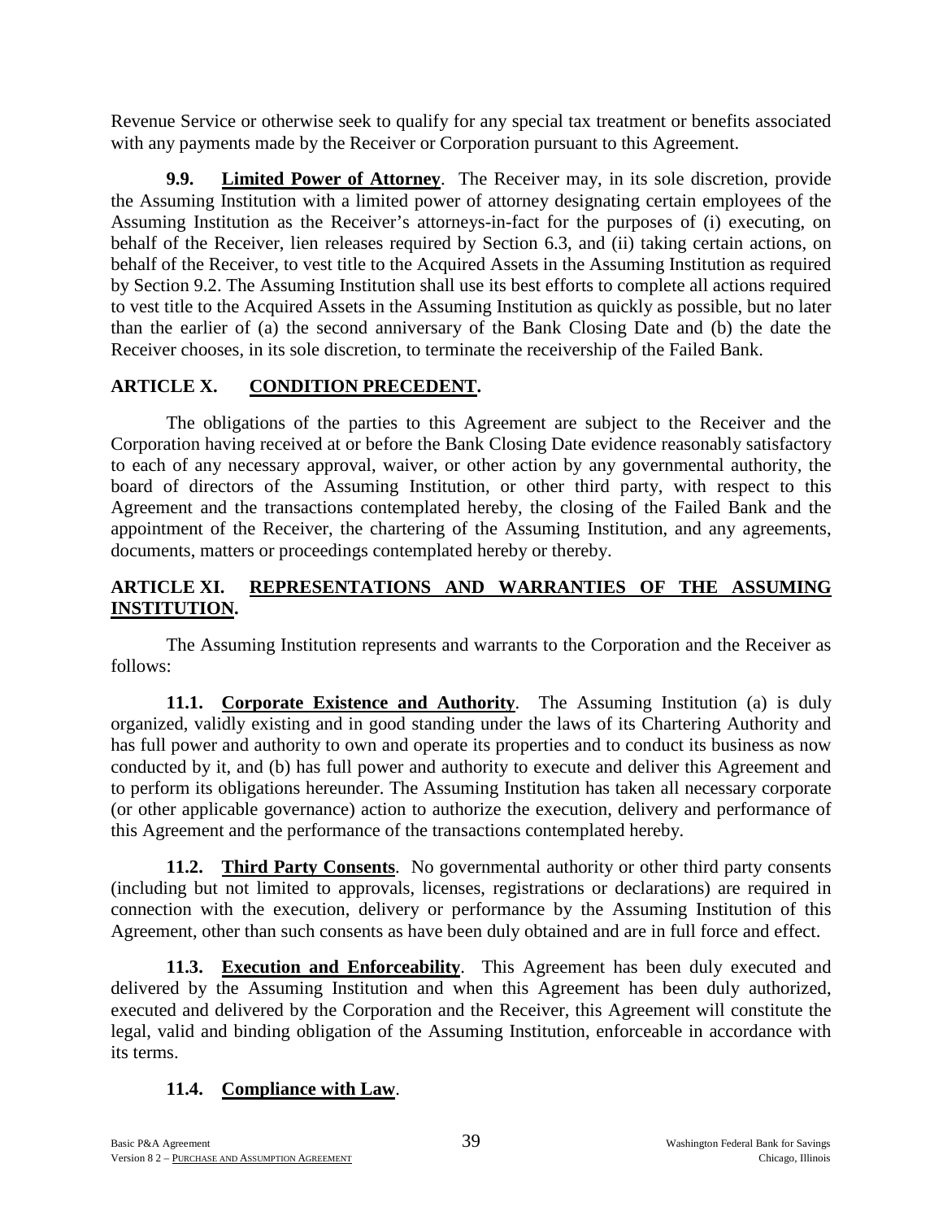Revenue Service or otherwise seek to qualify for any special tax treatment or benefits associated with any payments made by the Receiver or Corporation pursuant to this Agreement.

**9.9. Limited Power of Attorney**. The Receiver may, in its sole discretion, provide the Assuming Institution with a limited power of attorney designating certain employees of the Assuming Institution as the Receiver's attorneys-in-fact for the purposes of (i) executing, on behalf of the Receiver, lien releases required by Section 6.3, and (ii) taking certain actions, on behalf of the Receiver, to vest title to the Acquired Assets in the Assuming Institution as required by Section 9.2. The Assuming Institution shall use its best efforts to complete all actions required to vest title to the Acquired Assets in the Assuming Institution as quickly as possible, but no later than the earlier of (a) the second anniversary of the Bank Closing Date and (b) the date the Receiver chooses, in its sole discretion, to terminate the receivership of the Failed Bank.

## ARTICLE X. CONDITION PRECEDENT.

The obligations of the parties to this Agreement are subject to the Receiver and the Corporation having received at or before the Bank Closing Date evidence reasonably satisfactory to each of any necessary approval, waiver, or other action by any governmental authority, the board of directors of the Assuming Institution, or other third party, with respect to this Agreement and the transactions contemplated hereby, the closing of the Failed Bank and the appointment of the Receiver, the chartering of the Assuming Institution, and any agreements, documents, matters or proceedings contemplated hereby or thereby.

## ARTICLE XI. REPRESENTATIONS AND WARRANTIES OF THE ASSUMING INSTITUTION.

The Assuming Institution represents and warrants to the Corporation and the Receiver as follows:

**11.1. Corporate Existence and Authority**. The Assuming Institution (a) is duly organized, validly existing and in good standing under the laws of its Chartering Authority and has full power and authority to own and operate its properties and to conduct its business as now conducted by it, and (b) has full power and authority to execute and deliver this Agreement and to perform its obligations hereunder. The Assuming Institution has taken all necessary corporate (or other applicable governance) action to authorize the execution, delivery and performance of this Agreement and the performance of the transactions contemplated hereby.

**11.2. Third Party Consents**. No governmental authority or other third party consents (including but not limited to approvals, licenses, registrations or declarations) are required in connection with the execution, delivery or performance by the Assuming Institution of this Agreement, other than such consents as have been duly obtained and are in full force and effect.

**11.3. Execution and Enforceability**. This Agreement has been duly executed and delivered by the Assuming Institution and when this Agreement has been duly authorized, executed and delivered by the Corporation and the Receiver, this Agreement will constitute the legal, valid and binding obligation of the Assuming Institution, enforceable in accordance with its terms.

**11.4. Compliance with Law**.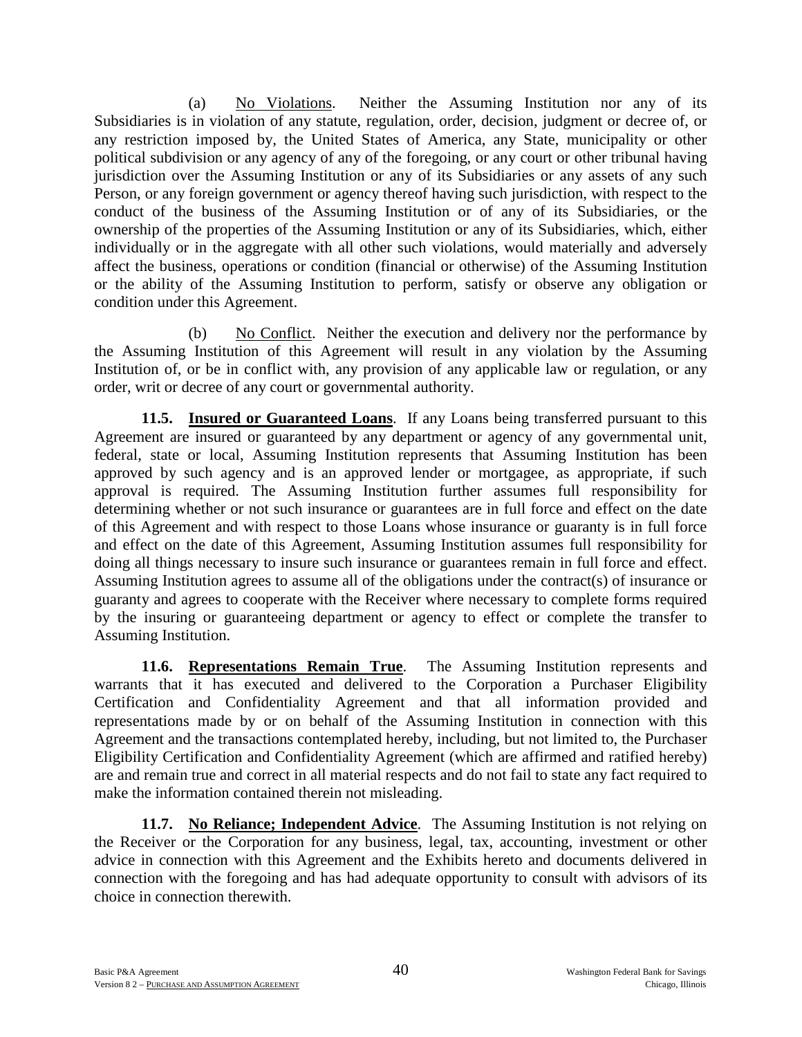(a) No Violations. Neither the Assuming Institution nor any of its Subsidiaries is in violation of any statute, regulation, order, decision, judgment or decree of, or any restriction imposed by, the United States of America, any State, municipality or other political subdivision or any agency of any of the foregoing, or any court or other tribunal having jurisdiction over the Assuming Institution or any of its Subsidiaries or any assets of any such Person, or any foreign government or agency thereof having such jurisdiction, with respect to the conduct of the business of the Assuming Institution or of any of its Subsidiaries, or the ownership of the properties of the Assuming Institution or any of its Subsidiaries, which, either individually or in the aggregate with all other such violations, would materially and adversely affect the business, operations or condition (financial or otherwise) of the Assuming Institution or the ability of the Assuming Institution to perform, satisfy or observe any obligation or condition under this Agreement.

(b) No Conflict. Neither the execution and delivery nor the performance by the Assuming Institution of this Agreement will result in any violation by the Assuming Institution of, or be in conflict with, any provision of any applicable law or regulation, or any order, writ or decree of any court or governmental authority.

**11.5. Insured or Guaranteed Loans**. If any Loans being transferred pursuant to this Agreement are insured or guaranteed by any department or agency of any governmental unit, federal, state or local, Assuming Institution represents that Assuming Institution has been approved by such agency and is an approved lender or mortgagee, as appropriate, if such approval is required. The Assuming Institution further assumes full responsibility for determining whether or not such insurance or guarantees are in full force and effect on the date of this Agreement and with respect to those Loans whose insurance or guaranty is in full force and effect on the date of this Agreement, Assuming Institution assumes full responsibility for doing all things necessary to insure such insurance or guarantees remain in full force and effect. Assuming Institution agrees to assume all of the obligations under the contract(s) of insurance or guaranty and agrees to cooperate with the Receiver where necessary to complete forms required by the insuring or guaranteeing department or agency to effect or complete the transfer to Assuming Institution.

**11.6. Representations Remain True**. The Assuming Institution represents and warrants that it has executed and delivered to the Corporation a Purchaser Eligibility Certification and Confidentiality Agreement and that all information provided and representations made by or on behalf of the Assuming Institution in connection with this Agreement and the transactions contemplated hereby, including, but not limited to, the Purchaser Eligibility Certification and Confidentiality Agreement (which are affirmed and ratified hereby) are and remain true and correct in all material respects and do not fail to state any fact required to make the information contained therein not misleading.

**11.7. No Reliance; Independent Advice**. The Assuming Institution is not relying on the Receiver or the Corporation for any business, legal, tax, accounting, investment or other advice in connection with this Agreement and the Exhibits hereto and documents delivered in connection with the foregoing and has had adequate opportunity to consult with advisors of its choice in connection therewith.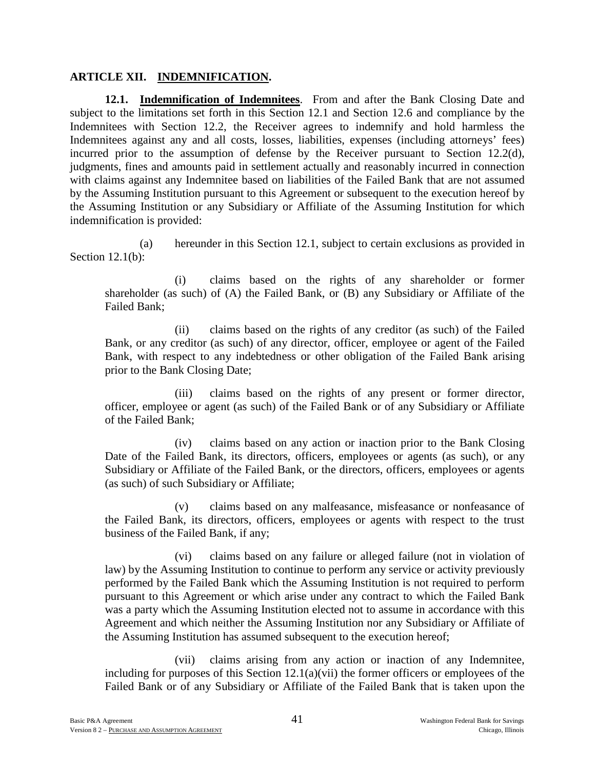## ARTICLE XII. <u>INDEMNIFICATION</u>.

**12.1. <u>Indemnification of Indemnitees</u>**. From and after the Bank Closing Date and subject to the limitations set forth in this Section 12.1 and Section 12.6 and compliance by the Indemnitees with Section 12.2, the Receiver agrees to indemnify and hold harmless the Indemnitees against any and all costs, losses, liabilities, expenses (including attorneys' fees) incurred prior to the assumption of defense by the Receiver pursuant to Section 12.2(d), judgments, fines and amounts paid in settlement actually and reasonably incurred in connection with claims against any Indemnitee based on liabilities of the Failed Bank that are not assumed by the Assuming Institution pursuant to this Agreement or subsequent to the execution hereof by the Assuming Institution or any Subsidiary or Affiliate of the Assuming Institution for which indemnification is provided:

(a) hereunder in this Section 12.1, subject to certain exclusions as provided in Section 12.1(b):

(i) claims based on the rights of any shareholder or former shareholder (as such) of (A) the Failed Bank, or (B) any Subsidiary or Affiliate of the Failed Bank;

(ii) claims based on the rights of any creditor (as such) of the Failed Bank, or any creditor (as such) of any director, officer, employee or agent of the Failed Bank, with respect to any indebtedness or other obligation of the Failed Bank arising prior to the Bank Closing Date;

(iii) claims based on the rights of any present or former director, officer, employee or agent (as such) of the Failed Bank or of any Subsidiary or Affiliate of the Failed Bank;

(iv) claims based on any action or inaction prior to the Bank Closing Date of the Failed Bank, its directors, officers, employees or agents (as such), or any Subsidiary or Affiliate of the Failed Bank, or the directors, officers, employees or agents (as such) of such Subsidiary or Affiliate;

(v) claims based on any malfeasance, misfeasance or nonfeasance of the Failed Bank, its directors, officers, employees or agents with respect to the trust business of the Failed Bank, if any;

(vi) claims based on any failure or alleged failure (not in violation of law) by the Assuming Institution to continue to perform any service or activity previously performed by the Failed Bank which the Assuming Institution is not required to perform pursuant to this Agreement or which arise under any contract to which the Failed Bank was a party which the Assuming Institution elected not to assume in accordance with this Agreement and which neither the Assuming Institution nor any Subsidiary or Affiliate of the Assuming Institution has assumed subsequent to the execution hereof;

(vii) claims arising from any action or inaction of any Indemnitee, including for purposes of this Section 12.1(a)(vii) the former officers or employees of the Failed Bank or of any Subsidiary or Affiliate of the Failed Bank that is taken upon the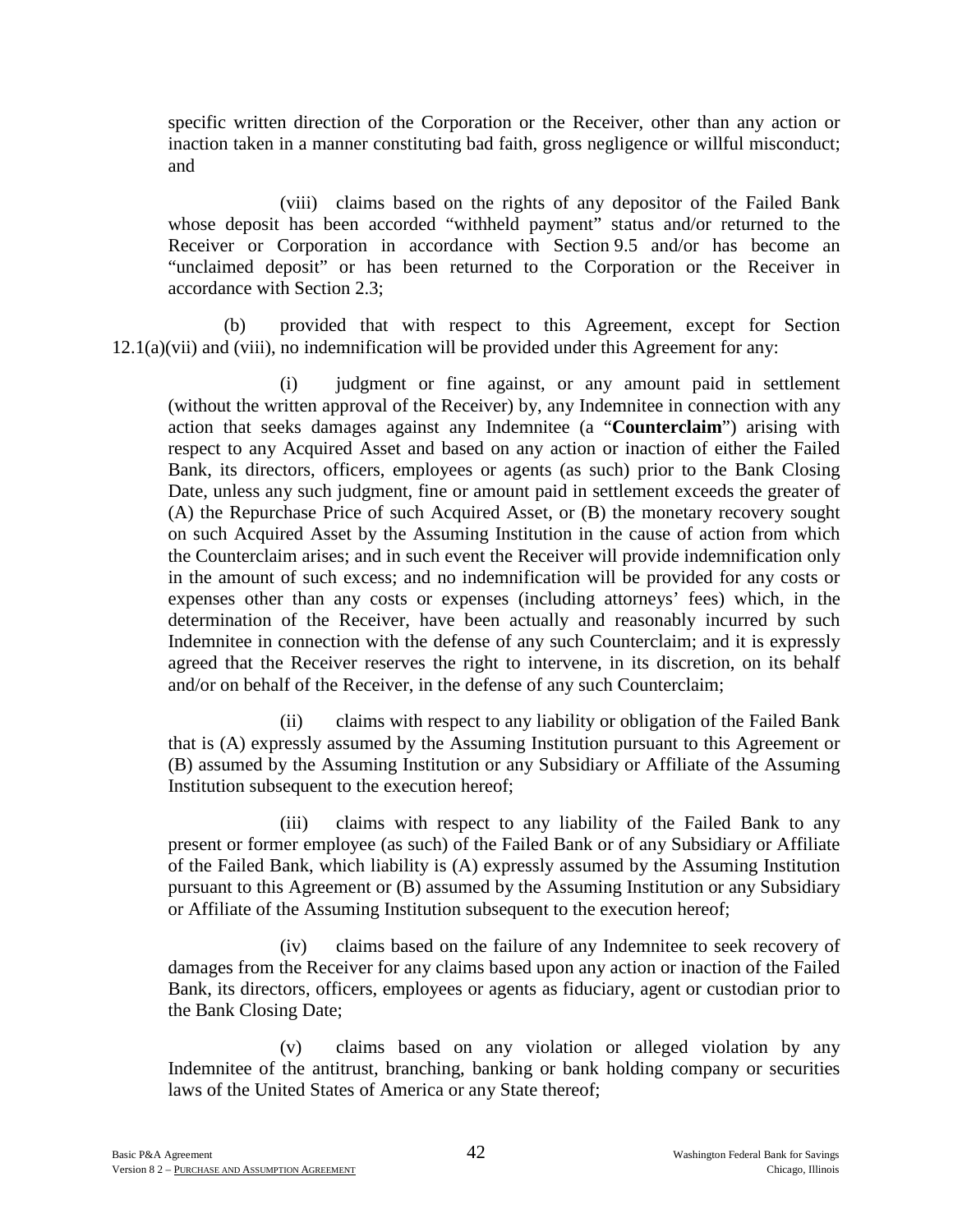specific written direction of the Corporation or the Receiver, other than any action or inaction taken in a manner constituting bad faith, gross negligence or willful misconduct; and

(viii) claims based on the rights of any depositor of the Failed Bank whose deposit has been accorded "withheld payment" status and/or returned to the Receiver or Corporation in accordance with Section 9.5 and/or has become an "unclaimed deposit" or has been returned to the Corporation or the Receiver in accordance with Section 2.3;

(b) provided that with respect to this Agreement, except for Section 12.1(a)(vii) and (viii), no indemnification will be provided under this Agreement for any:

(i) judgment or fine against, or any amount paid in settlement (without the written approval of the Receiver) by, any Indemnitee in connection with any action that seeks damages against any Indemnitee (a "**Counterclaim**") arising with respect to any Acquired Asset and based on any action or inaction of either the Failed Bank, its directors, officers, employees or agents (as such) prior to the Bank Closing Date, unless any such judgment, fine or amount paid in settlement exceeds the greater of (A) the Repurchase Price of such Acquired Asset, or (B) the monetary recovery sought on such Acquired Asset by the Assuming Institution in the cause of action from which the Counterclaim arises; and in such event the Receiver will provide indemnification only in the amount of such excess; and no indemnification will be provided for any costs or expenses other than any costs or expenses (including attorneys' fees) which, in the determination of the Receiver, have been actually and reasonably incurred by such Indemnitee in connection with the defense of any such Counterclaim; and it is expressly agreed that the Receiver reserves the right to intervene, in its discretion, on its behalf and/or on behalf of the Receiver, in the defense of any such Counterclaim;

(ii) claims with respect to any liability or obligation of the Failed Bank that is (A) expressly assumed by the Assuming Institution pursuant to this Agreement or (B) assumed by the Assuming Institution or any Subsidiary or Affiliate of the Assuming Institution subsequent to the execution hereof;

(iii) claims with respect to any liability of the Failed Bank to any present or former employee (as such) of the Failed Bank or of any Subsidiary or Affiliate of the Failed Bank, which liability is (A) expressly assumed by the Assuming Institution pursuant to this Agreement or (B) assumed by the Assuming Institution or any Subsidiary or Affiliate of the Assuming Institution subsequent to the execution hereof;

(iv) claims based on the failure of any Indemnitee to seek recovery of damages from the Receiver for any claims based upon any action or inaction of the Failed Bank, its directors, officers, employees or agents as fiduciary, agent or custodian prior to the Bank Closing Date;

(v) claims based on any violation or alleged violation by any Indemnitee of the antitrust, branching, banking or bank holding company or securities laws of the United States of America or any State thereof;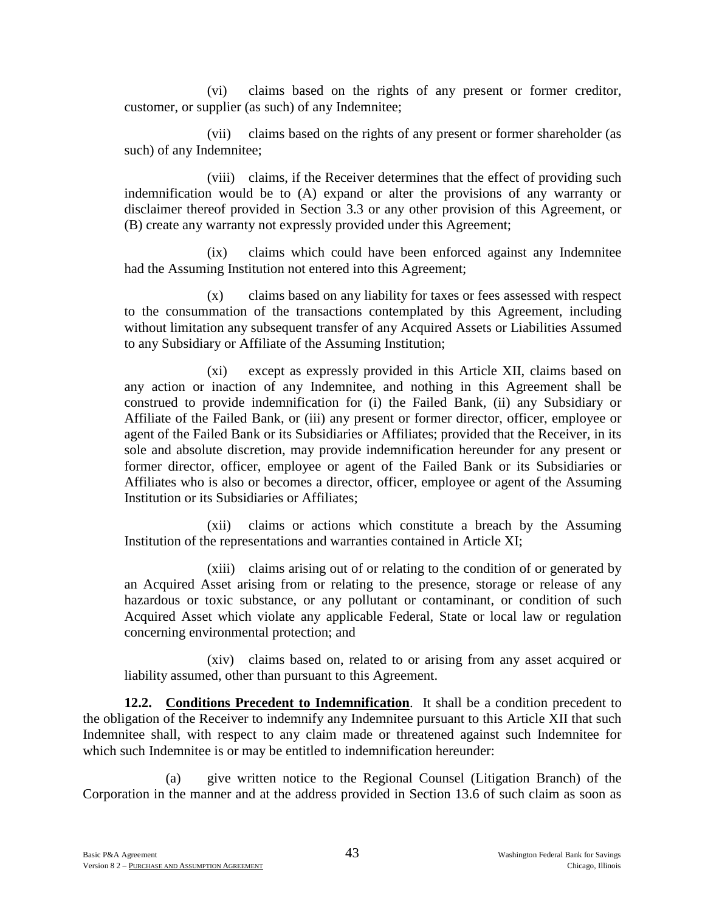(vi) claims based on the rights of any present or former creditor, customer, or supplier (as such) of any Indemnitee;

(vii) claims based on the rights of any present or former shareholder (as such) of any Indemnitee;

(viii) claims, if the Receiver determines that the effect of providing such indemnification would be to (A) expand or alter the provisions of any warranty or disclaimer thereof provided in Section 3.3 or any other provision of this Agreement, or (B) create any warranty not expressly provided under this Agreement;

(ix) claims which could have been enforced against any Indemnitee had the Assuming Institution not entered into this Agreement;

(x) claims based on any liability for taxes or fees assessed with respect to the consummation of the transactions contemplated by this Agreement, including without limitation any subsequent transfer of any Acquired Assets or Liabilities Assumed to any Subsidiary or Affiliate of the Assuming Institution;

(xi) except as expressly provided in this Article XII, claims based on any action or inaction of any Indemnitee, and nothing in this Agreement shall be construed to provide indemnification for (i) the Failed Bank, (ii) any Subsidiary or Affiliate of the Failed Bank, or (iii) any present or former director, officer, employee or agent of the Failed Bank or its Subsidiaries or Affiliates; provided that the Receiver, in its sole and absolute discretion, may provide indemnification hereunder for any present or former director, officer, employee or agent of the Failed Bank or its Subsidiaries or Affiliates who is also or becomes a director, officer, employee or agent of the Assuming Institution or its Subsidiaries or Affiliates;

(xii) claims or actions which constitute a breach by the Assuming Institution of the representations and warranties contained in Article XI;

(xiii) claims arising out of or relating to the condition of or generated by an Acquired Asset arising from or relating to the presence, storage or release of any hazardous or toxic substance, or any pollutant or contaminant, or condition of such Acquired Asset which violate any applicable Federal, State or local law or regulation concerning environmental protection; and

(xiv) claims based on, related to or arising from any asset acquired or liability assumed, other than pursuant to this Agreement.

**12.2. <u>Conditions Precedent to Indemnification</u>**. It shall be a condition precedent to the obligation of the Receiver to indemnify any Indemnitee pursuant to this Article XII that such Indemnitee shall, with respect to any claim made or threatened against such Indemnitee for which such Indemnitee is or may be entitled to indemnification hereunder:

(a) give written notice to the Regional Counsel (Litigation Branch) of the Corporation in the manner and at the address provided in Section 13.6 of such claim as soon as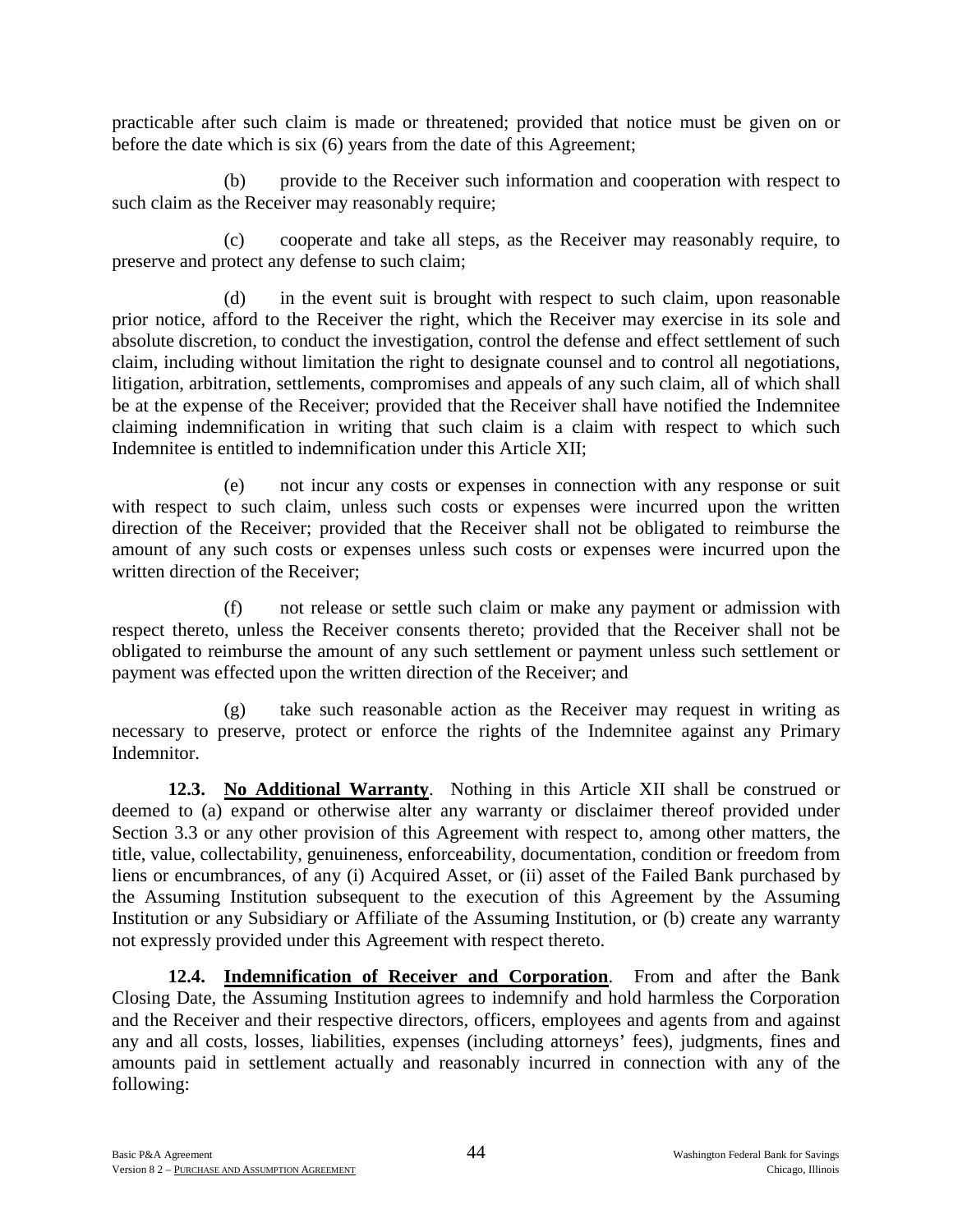practicable after such claim is made or threatened; provided that notice must be given on or before the date which is six (6) years from the date of this Agreement;

(b) provide to the Receiver such information and cooperation with respect to such claim as the Receiver may reasonably require;

(c) cooperate and take all steps, as the Receiver may reasonably require, to preserve and protect any defense to such claim;

(d) in the event suit is brought with respect to such claim, upon reasonable prior notice, afford to the Receiver the right, which the Receiver may exercise in its sole and absolute discretion, to conduct the investigation, control the defense and effect settlement of such claim, including without limitation the right to designate counsel and to control all negotiations, litigation, arbitration, settlements, compromises and appeals of any such claim, all of which shall be at the expense of the Receiver; provided that the Receiver shall have notified the Indemnitee claiming indemnification in writing that such claim is a claim with respect to which such Indemnitee is entitled to indemnification under this Article XII;

(e) not incur any costs or expenses in connection with any response or suit with respect to such claim, unless such costs or expenses were incurred upon the written direction of the Receiver; provided that the Receiver shall not be obligated to reimburse the amount of any such costs or expenses unless such costs or expenses were incurred upon the written direction of the Receiver;

(f) not release or settle such claim or make any payment or admission with respect thereto, unless the Receiver consents thereto; provided that the Receiver shall not be obligated to reimburse the amount of any such settlement or payment unless such settlement or payment was effected upon the written direction of the Receiver; and

(g) take such reasonable action as the Receiver may request in writing as necessary to preserve, protect or enforce the rights of the Indemnitee against any Primary Indemnitor.

**12.3. No Additional Warranty**. Nothing in this Article XII shall be construed or deemed to (a) expand or otherwise alter any warranty or disclaimer thereof provided under Section 3.3 or any other provision of this Agreement with respect to, among other matters, the title, value, collectability, genuineness, enforceability, documentation, condition or freedom from liens or encumbrances, of any (i) Acquired Asset, or (ii) asset of the Failed Bank purchased by the Assuming Institution subsequent to the execution of this Agreement by the Assuming Institution or any Subsidiary or Affiliate of the Assuming Institution, or (b) create any warranty not expressly provided under this Agreement with respect thereto.

**12.4. Indemnification of Receiver and Corporation**. From and after the Bank Closing Date, the Assuming Institution agrees to indemnify and hold harmless the Corporation and the Receiver and their respective directors, officers, employees and agents from and against any and all costs, losses, liabilities, expenses (including attorneys' fees), judgments, fines and amounts paid in settlement actually and reasonably incurred in connection with any of the following: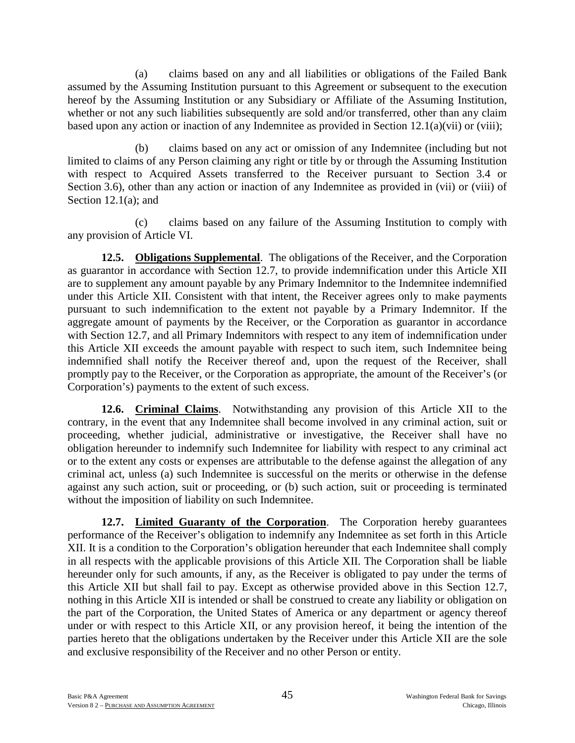(a) claims based on any and all liabilities or obligations of the Failed Bank assumed by the Assuming Institution pursuant to this Agreement or subsequent to the execution hereof by the Assuming Institution or any Subsidiary or Affiliate of the Assuming Institution, whether or not any such liabilities subsequently are sold and/or transferred, other than any claim based upon any action or inaction of any Indemnitee as provided in Section 12.1(a)(vii) or (viii);

(b) claims based on any act or omission of any Indemnitee (including but not limited to claims of any Person claiming any right or title by or through the Assuming Institution with respect to Acquired Assets transferred to the Receiver pursuant to Section 3.4 or Section 3.6), other than any action or inaction of any Indemnitee as provided in (vii) or (viii) of Section 12.1(a); and

(c) claims based on any failure of the Assuming Institution to comply with any provision of Article VI.

**12.5. Obligations Supplemental**. The obligations of the Receiver, and the Corporation as guarantor in accordance with Section 12.7, to provide indemnification under this Article XII are to supplement any amount payable by any Primary Indemnitor to the Indemnitee indemnified under this Article XII. Consistent with that intent, the Receiver agrees only to make payments pursuant to such indemnification to the extent not payable by a Primary Indemnitor. If the aggregate amount of payments by the Receiver, or the Corporation as guarantor in accordance with Section 12.7, and all Primary Indemnitors with respect to any item of indemnification under this Article XII exceeds the amount payable with respect to such item, such Indemnitee being indemnified shall notify the Receiver thereof and, upon the request of the Receiver, shall promptly pay to the Receiver, or the Corporation as appropriate, the amount of the Receiver's (or Corporation's) payments to the extent of such excess.

**12.6. Criminal Claims**. Notwithstanding any provision of this Article XII to the contrary, in the event that any Indemnitee shall become involved in any criminal action, suit or proceeding, whether judicial, administrative or investigative, the Receiver shall have no obligation hereunder to indemnify such Indemnitee for liability with respect to any criminal act or to the extent any costs or expenses are attributable to the defense against the allegation of any criminal act, unless (a) such Indemnitee is successful on the merits or otherwise in the defense against any such action, suit or proceeding, or (b) such action, suit or proceeding is terminated without the imposition of liability on such Indemnitee.

**12.7. Limited Guaranty of the Corporation**. The Corporation hereby guarantees performance of the Receiver's obligation to indemnify any Indemnitee as set forth in this Article XII. It is a condition to the Corporation's obligation hereunder that each Indemnitee shall comply in all respects with the applicable provisions of this Article XII. The Corporation shall be liable hereunder only for such amounts, if any, as the Receiver is obligated to pay under the terms of this Article XII but shall fail to pay. Except as otherwise provided above in this Section 12.7, nothing in this Article XII is intended or shall be construed to create any liability or obligation on the part of the Corporation, the United States of America or any department or agency thereof under or with respect to this Article XII, or any provision hereof, it being the intention of the parties hereto that the obligations undertaken by the Receiver under this Article XII are the sole and exclusive responsibility of the Receiver and no other Person or entity.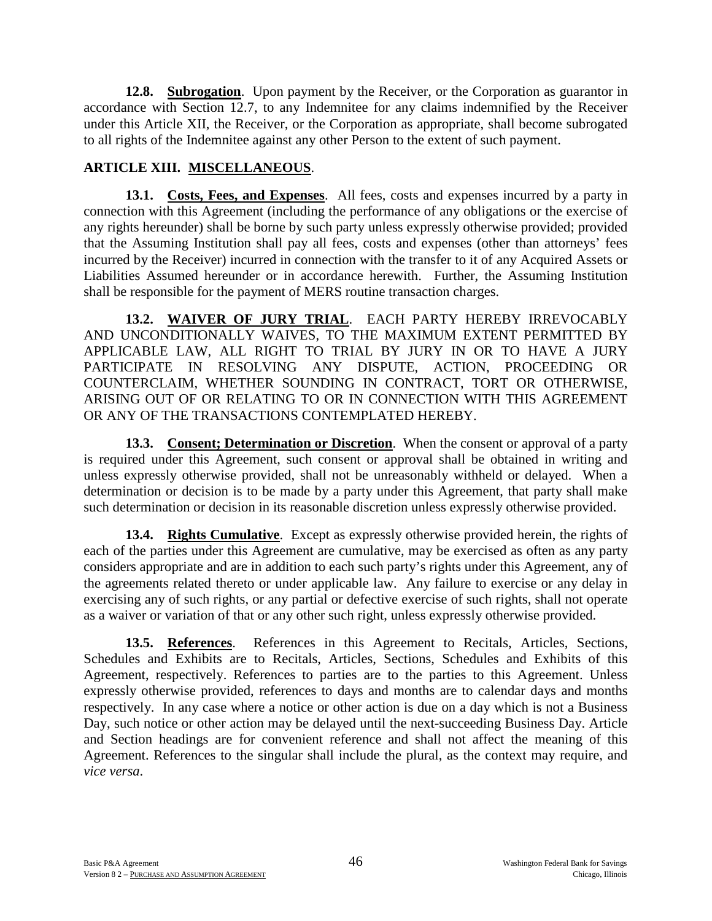**12.8. Subrogation**. Upon payment by the Receiver, or the Corporation as guarantor in accordance with Section 12.7, to any Indemnitee for any claims indemnified by the Receiver under this Article XII, the Receiver, or the Corporation as appropriate, shall become subrogated to all rights of the Indemnitee against any other Person to the extent of such payment.

## ARTICLE XIII. MISCELLANEOUS.

**13.1. Costs, Fees, and Expenses**. All fees, costs and expenses incurred by a party in connection with this Agreement (including the performance of any obligations or the exercise of any rights hereunder) shall be borne by such party unless expressly otherwise provided; provided that the Assuming Institution shall pay all fees, costs and expenses (other than attorneys' fees incurred by the Receiver) incurred in connection with the transfer to it of any Acquired Assets or Liabilities Assumed hereunder or in accordance herewith. Further, the Assuming Institution shall be responsible for the payment of MERS routine transaction charges.

**13.2. WAIVER OF JURY TRIAL**. EACH PARTY HEREBY IRREVOCABLY AND UNCONDITIONALLY WAIVES, TO THE MAXIMUM EXTENT PERMITTED BY APPLICABLE LAW, ALL RIGHT TO TRIAL BY JURY IN OR TO HAVE A JURY PARTICIPATE IN RESOLVING ANY DISPUTE, ACTION, PROCEEDING OR COUNTERCLAIM, WHETHER SOUNDING IN CONTRACT, TORT OR OTHERWISE, ARISING OUT OF OR RELATING TO OR IN CONNECTION WITH THIS AGREEMENT OR ANY OF THE TRANSACTIONS CONTEMPLATED HEREBY.

**13.3. Consent; Determination or Discretion**. When the consent or approval of a party is required under this Agreement, such consent or approval shall be obtained in writing and unless expressly otherwise provided, shall not be unreasonably withheld or delayed. When a determination or decision is to be made by a party under this Agreement, that party shall make such determination or decision in its reasonable discretion unless expressly otherwise provided.

**13.4. Rights Cumulative**. Except as expressly otherwise provided herein, the rights of each of the parties under this Agreement are cumulative, may be exercised as often as any party considers appropriate and are in addition to each such party's rights under this Agreement, any of the agreements related thereto or under applicable law. Any failure to exercise or any delay in exercising any of such rights, or any partial or defective exercise of such rights, shall not operate as a waiver or variation of that or any other such right, unless expressly otherwise provided.

**13.5. References**. References in this Agreement to Recitals, Articles, Sections, Schedules and Exhibits are to Recitals, Articles, Sections, Schedules and Exhibits of this Agreement, respectively. References to parties are to the parties to this Agreement. Unless expressly otherwise provided, references to days and months are to calendar days and months respectively. In any case where a notice or other action is due on a day which is not a Business Day, such notice or other action may be delayed until the next-succeeding Business Day. Article and Section headings are for convenient reference and shall not affect the meaning of this Agreement. References to the singular shall include the plural, as the context may require, and *vice versa*.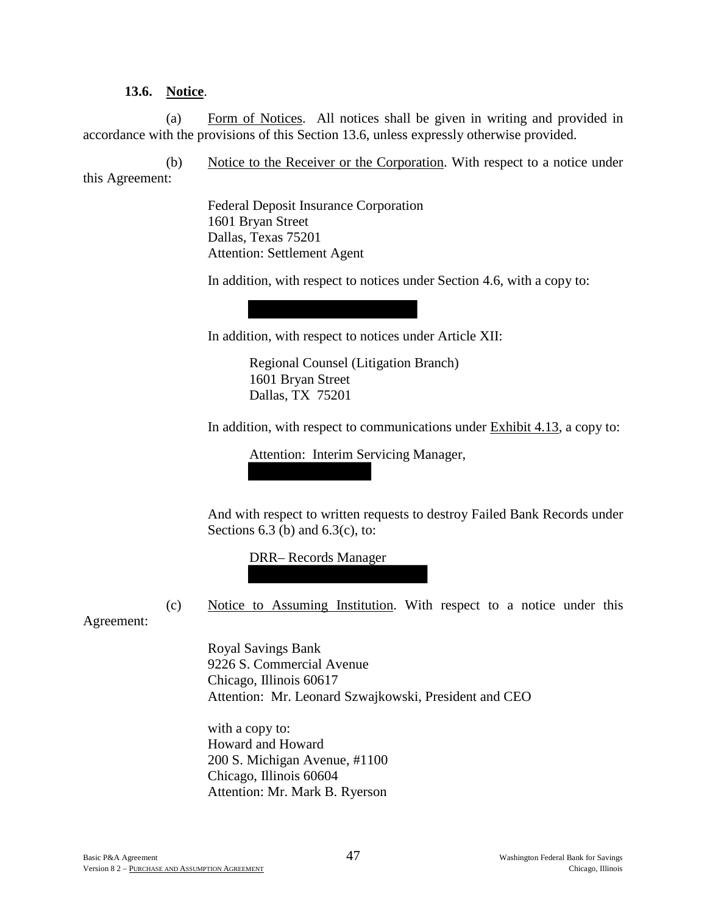**13.6. Notice**.

(a) Form of Notices. All notices shall be given in writing and provided in accordance with the provisions of this Section 13.6, unless expressly otherwise provided.

(b) Notice to the Receiver or the Corporation. With respect to a notice under this Agreement:

> Federal Deposit Insurance Corporation
> 1601 Bryan Street
> Dallas, Texas 75201
> Attention: Settlement Agent
>
> In addition, with respect to notices under Section 4.6, with a copy to:
>
> In addition, with respect to notices under Article XII:
>
> > Regional Counsel (Litigation Branch)
> > 1601 Bryan Street
> > Dallas, TX 75201
>
> In addition, with respect to communications under Exhibit 4.13, a copy to:
>
> > Attention: Interim Servicing Manager,
>
> And with respect to written requests to destroy Failed Bank Records under Sections 6.3 (b) and 6.3(c), to:
>
> > DRR– Records Manager

(c) Notice to Assuming Institution. With respect to a notice under this Agreement:

> Royal Savings Bank
> 9226 S. Commercial Avenue
> Chicago, Illinois 60617
> Attention: Mr. Leonard Szwajkowski, President and CEO
>
> with a copy to:
> Howard and Howard
> 200 S. Michigan Avenue, #1100
> Chicago, Illinois 60604
> Attention: Mr. Mark B. Ryerson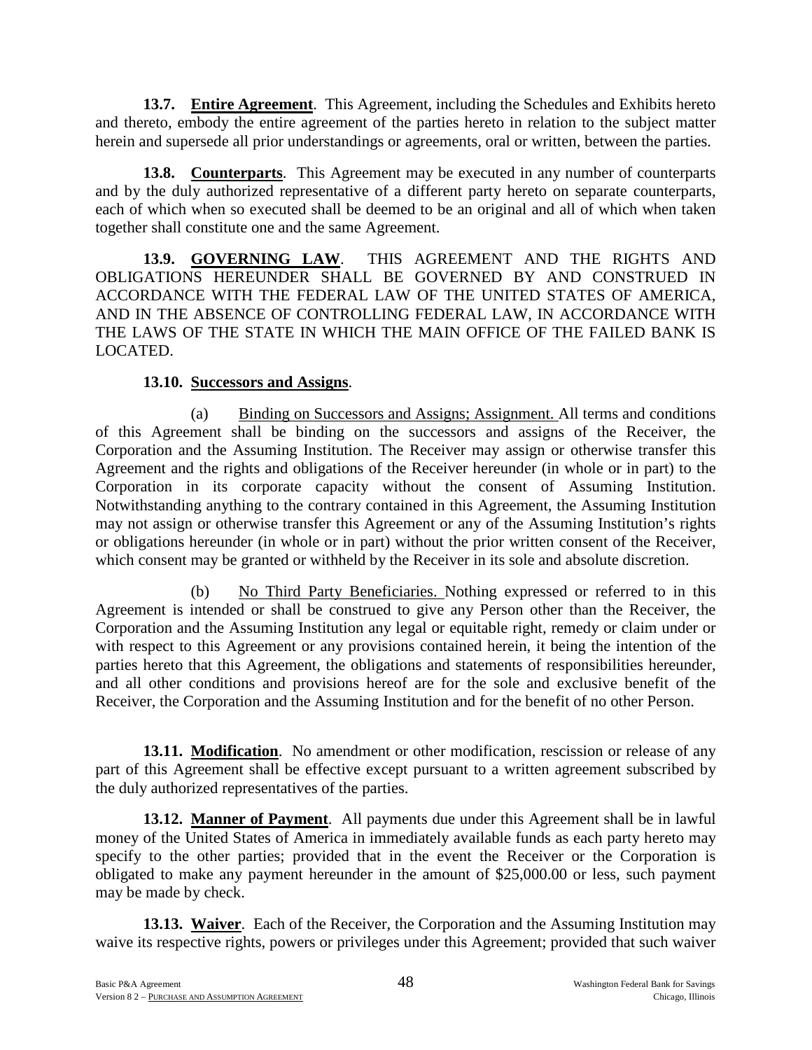**13.7. Entire Agreement**. This Agreement, including the Schedules and Exhibits hereto and thereto, embody the entire agreement of the parties hereto in relation to the subject matter herein and supersede all prior understandings or agreements, oral or written, between the parties.

**13.8. Counterparts**. This Agreement may be executed in any number of counterparts and by the duly authorized representative of a different party hereto on separate counterparts, each of which when so executed shall be deemed to be an original and all of which when taken together shall constitute one and the same Agreement.

**13.9. GOVERNING LAW**. THIS AGREEMENT AND THE RIGHTS AND OBLIGATIONS HEREUNDER SHALL BE GOVERNED BY AND CONSTRUED IN ACCORDANCE WITH THE FEDERAL LAW OF THE UNITED STATES OF AMERICA, AND IN THE ABSENCE OF CONTROLLING FEDERAL LAW, IN ACCORDANCE WITH THE LAWS OF THE STATE IN WHICH THE MAIN OFFICE OF THE FAILED BANK IS LOCATED.

**13.10. Successors and Assigns**.

(a) Binding on Successors and Assigns; Assignment. All terms and conditions of this Agreement shall be binding on the successors and assigns of the Receiver, the Corporation and the Assuming Institution. The Receiver may assign or otherwise transfer this Agreement and the rights and obligations of the Receiver hereunder (in whole or in part) to the Corporation in its corporate capacity without the consent of Assuming Institution. Notwithstanding anything to the contrary contained in this Agreement, the Assuming Institution may not assign or otherwise transfer this Agreement or any of the Assuming Institution's rights or obligations hereunder (in whole or in part) without the prior written consent of the Receiver, which consent may be granted or withheld by the Receiver in its sole and absolute discretion.

(b) No Third Party Beneficiaries. Nothing expressed or referred to in this Agreement is intended or shall be construed to give any Person other than the Receiver, the Corporation and the Assuming Institution any legal or equitable right, remedy or claim under or with respect to this Agreement or any provisions contained herein, it being the intention of the parties hereto that this Agreement, the obligations and statements of responsibilities hereunder, and all other conditions and provisions hereof are for the sole and exclusive benefit of the Receiver, the Corporation and the Assuming Institution and for the benefit of no other Person.

**13.11. Modification**. No amendment or other modification, rescission or release of any part of this Agreement shall be effective except pursuant to a written agreement subscribed by the duly authorized representatives of the parties.

**13.12. Manner of Payment**. All payments due under this Agreement shall be in lawful money of the United States of America in immediately available funds as each party hereto may specify to the other parties; provided that in the event the Receiver or the Corporation is obligated to make any payment hereunder in the amount of $25,000.00 or less, such payment may be made by check.

**13.13. Waiver**. Each of the Receiver, the Corporation and the Assuming Institution may waive its respective rights, powers or privileges under this Agreement; provided that such waiver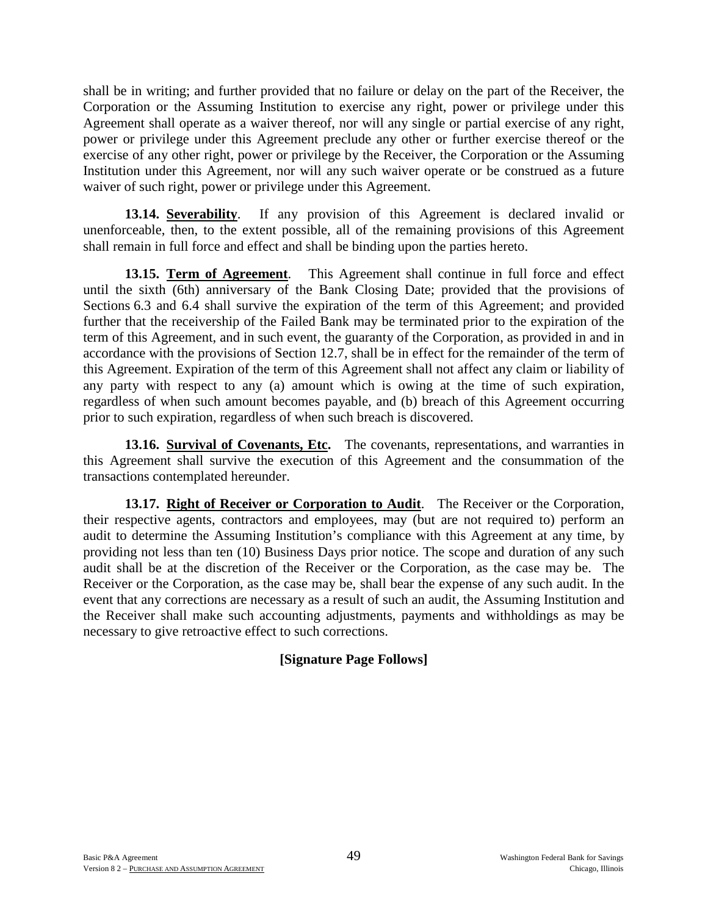shall be in writing; and further provided that no failure or delay on the part of the Receiver, the Corporation or the Assuming Institution to exercise any right, power or privilege under this Agreement shall operate as a waiver thereof, nor will any single or partial exercise of any right, power or privilege under this Agreement preclude any other or further exercise thereof or the exercise of any other right, power or privilege by the Receiver, the Corporation or the Assuming Institution under this Agreement, nor will any such waiver operate or be construed as a future waiver of such right, power or privilege under this Agreement.

**13.14. Severability**. If any provision of this Agreement is declared invalid or unenforceable, then, to the extent possible, all of the remaining provisions of this Agreement shall remain in full force and effect and shall be binding upon the parties hereto.

**13.15. Term of Agreement**. This Agreement shall continue in full force and effect until the sixth (6th) anniversary of the Bank Closing Date; provided that the provisions of Sections 6.3 and 6.4 shall survive the expiration of the term of this Agreement; and provided further that the receivership of the Failed Bank may be terminated prior to the expiration of the term of this Agreement, and in such event, the guaranty of the Corporation, as provided in and in accordance with the provisions of Section 12.7, shall be in effect for the remainder of the term of this Agreement. Expiration of the term of this Agreement shall not affect any claim or liability of any party with respect to any (a) amount which is owing at the time of such expiration, regardless of when such amount becomes payable, and (b) breach of this Agreement occurring prior to such expiration, regardless of when such breach is discovered.

**13.16. Survival of Covenants, Etc.** The covenants, representations, and warranties in this Agreement shall survive the execution of this Agreement and the consummation of the transactions contemplated hereunder.

**13.17. Right of Receiver or Corporation to Audit**. The Receiver or the Corporation, their respective agents, contractors and employees, may (but are not required to) perform an audit to determine the Assuming Institution's compliance with this Agreement at any time, by providing not less than ten (10) Business Days prior notice. The scope and duration of any such audit shall be at the discretion of the Receiver or the Corporation, as the case may be. The Receiver or the Corporation, as the case may be, shall bear the expense of any such audit. In the event that any corrections are necessary as a result of such an audit, the Assuming Institution and the Receiver shall make such accounting adjustments, payments and withholdings as may be necessary to give retroactive effect to such corrections.

**[Signature Page Follows]**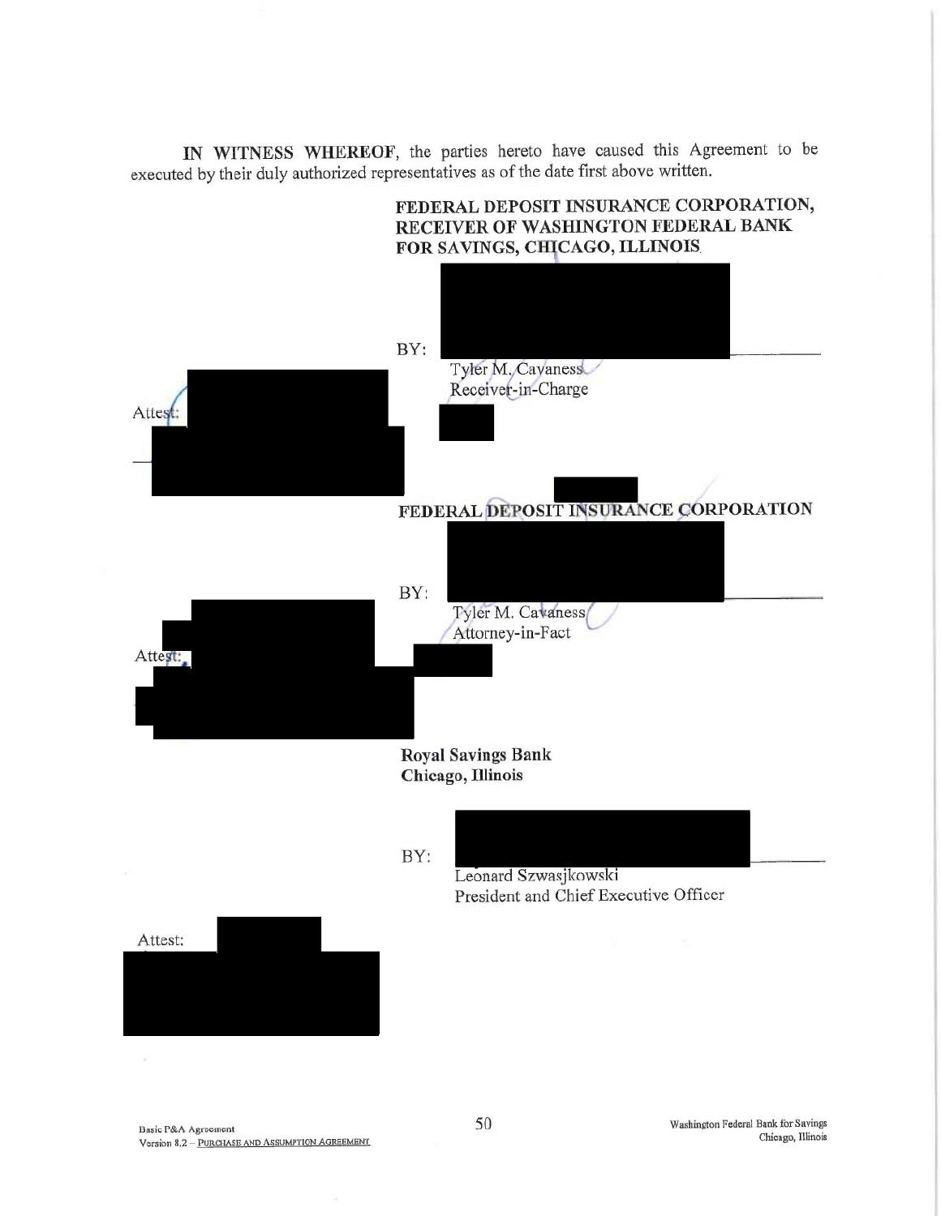**IN WITNESS WHEREOF**, the parties hereto have caused this Agreement to be executed by their duly authorized representatives as of the date first above written.

**FEDERAL DEPOSIT INSURANCE CORPORATION, RECEIVER OF WASHINGTON FEDERAL BANK FOR SAVINGS, CHICAGO, ILLINOIS**

BY: ____________________
Tyler M. Cavaness
Receiver-in-Charge

Attest:

____________________

**FEDERAL DEPOSIT INSURANCE CORPORATION**

BY: ____________________
Tyler M. Cavaness
Attorney-in-Fact

Attest:

____________________

**Royal Savings Bank**
**Chicago, Illinois**

BY: ____________________
Leonard Szwasjkowski
President and Chief Executive Officer

Attest:

____________________

Basic P&A Agreement
Version 8.2 – PURCHASE AND ASSUMPTION AGREEMENT

Washington Federal Bank for Savings
Chicago, Illinois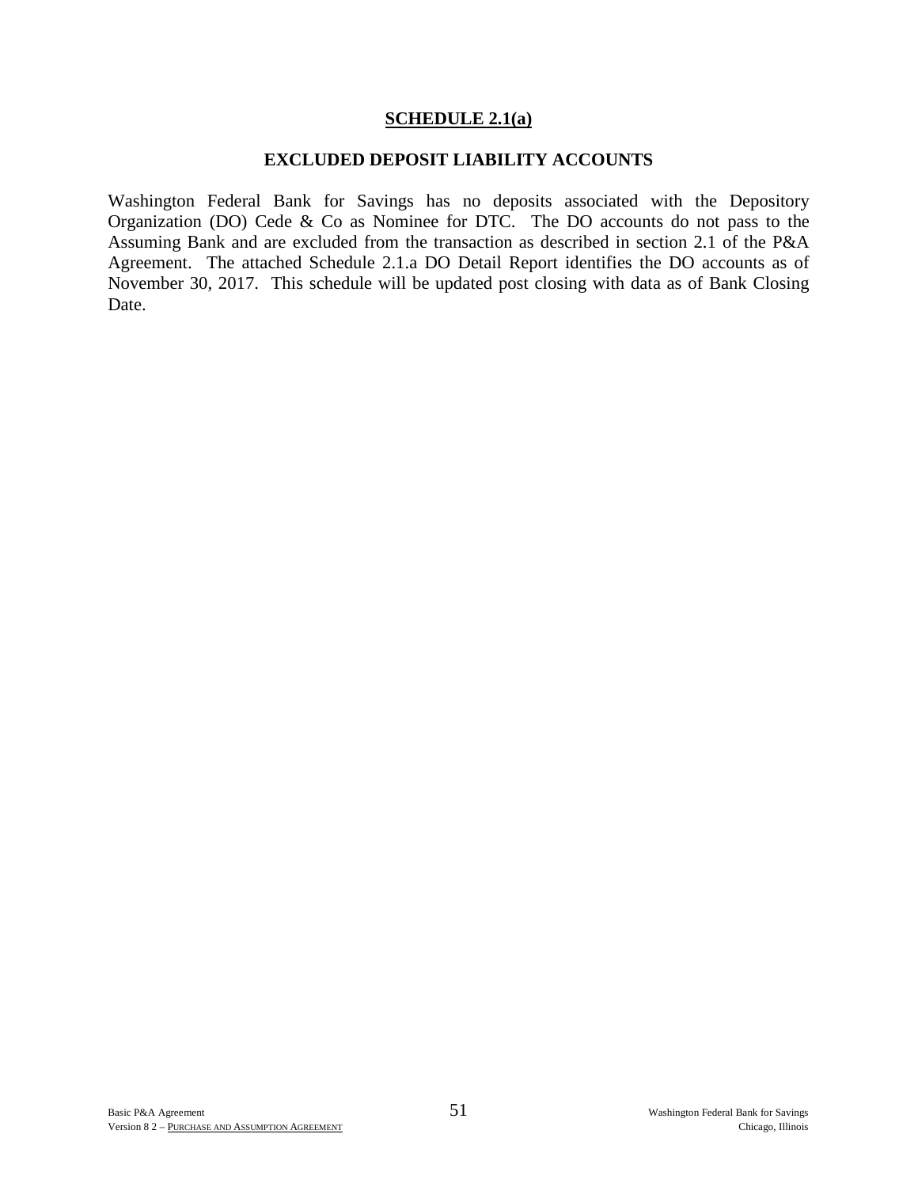## SCHEDULE 2.1(a)

### EXCLUDED DEPOSIT LIABILITY ACCOUNTS

Washington Federal Bank for Savings has no deposits associated with the Depository Organization (DO) Cede & Co as Nominee for DTC. The DO accounts do not pass to the Assuming Bank and are excluded from the transaction as described in section 2.1 of the P&A Agreement. The attached Schedule 2.1.a DO Detail Report identifies the DO accounts as of November 30, 2017. This schedule will be updated post closing with data as of Bank Closing Date.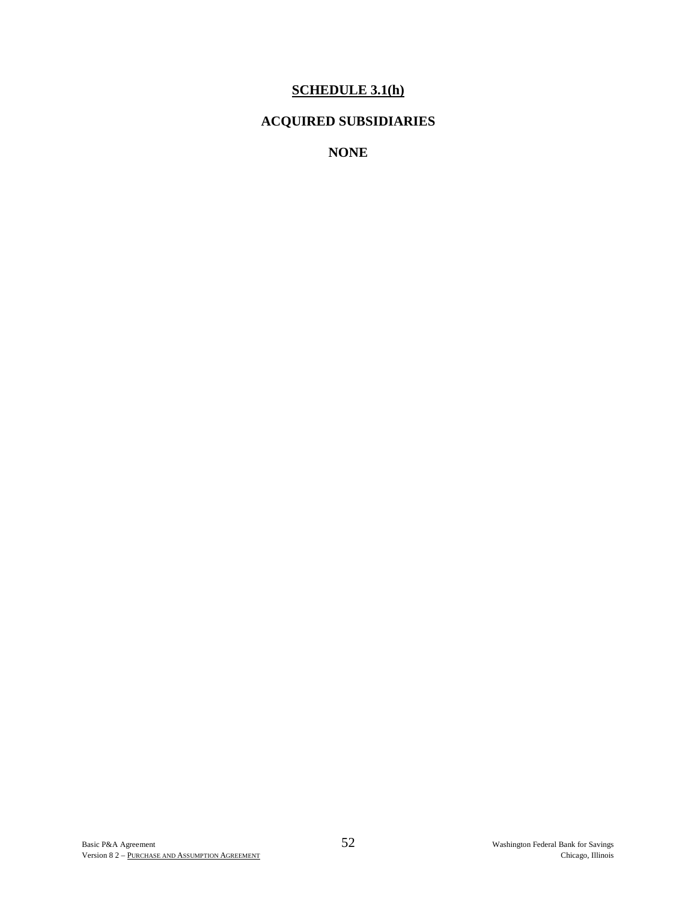# SCHEDULE 3.1(h)

## ACQUIRED SUBSIDIARIES

**NONE**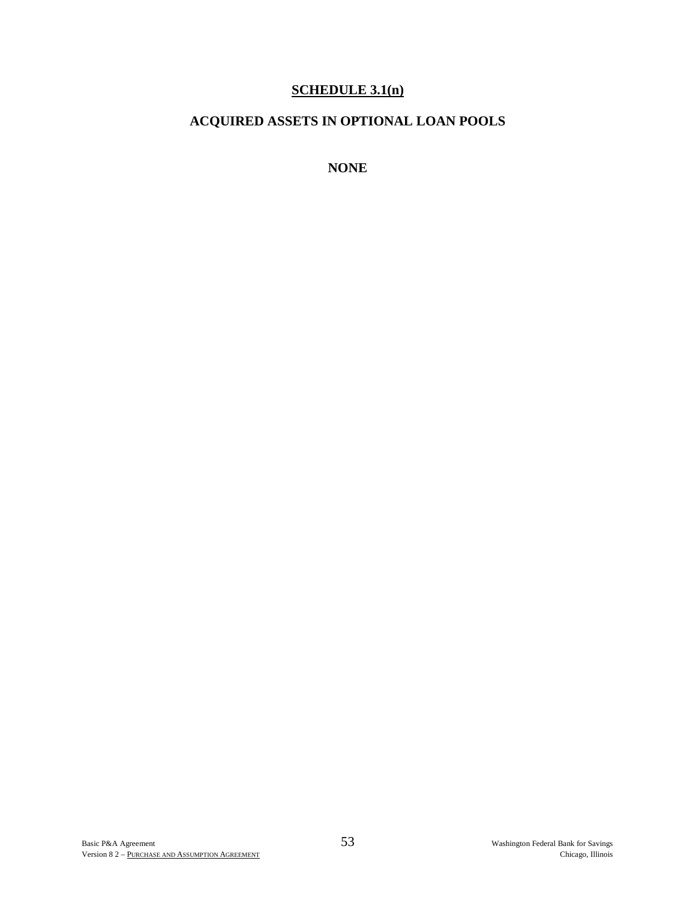## SCHEDULE 3.1(n)

## ACQUIRED ASSETS IN OPTIONAL LOAN POOLS

**NONE**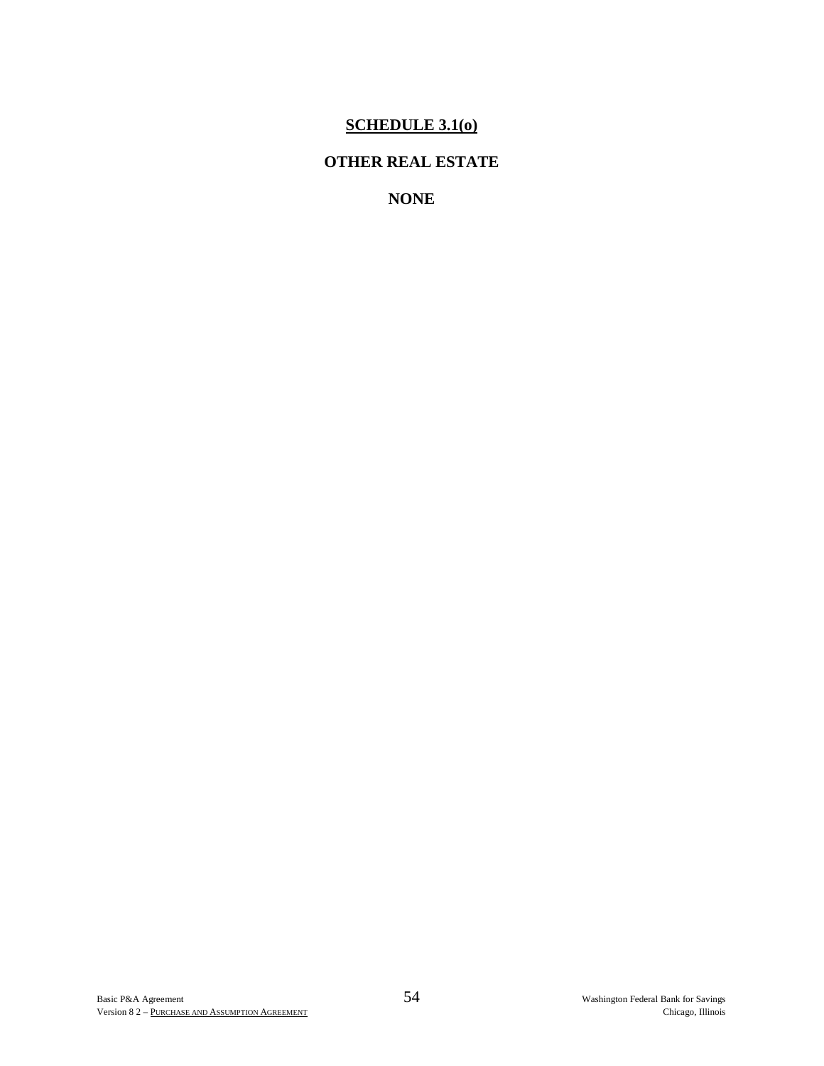# SCHEDULE 3.1(o)

## OTHER REAL ESTATE

**NONE**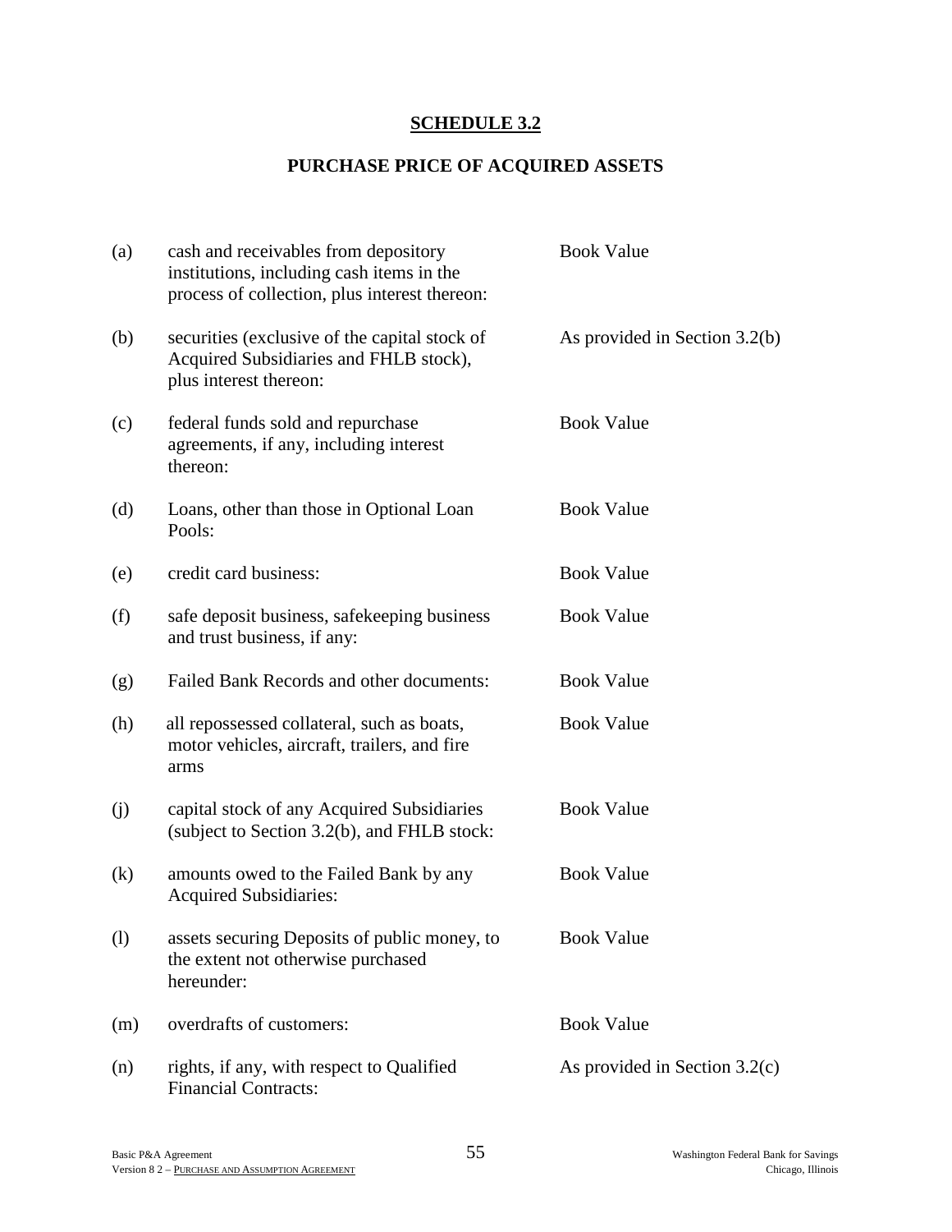## SCHEDULE 3.2

## PURCHASE PRICE OF ACQUIRED ASSETS

| | | |
|---|---|---|
| (a) | cash and receivables from depository institutions, including cash items in the process of collection, plus interest thereon: | Book Value |
| (b) | securities (exclusive of the capital stock of Acquired Subsidiaries and FHLB stock), plus interest thereon: | As provided in Section 3.2(b) |
| (c) | federal funds sold and repurchase agreements, if any, including interest thereon: | Book Value |
| (d) | Loans, other than those in Optional Loan Pools: | Book Value |
| (e) | credit card business: | Book Value |
| (f) | safe deposit business, safekeeping business and trust business, if any: | Book Value |
| (g) | Failed Bank Records and other documents: | Book Value |
| (h) | all repossessed collateral, such as boats, motor vehicles, aircraft, trailers, and fire arms | Book Value |
| (j) | capital stock of any Acquired Subsidiaries (subject to Section 3.2(b), and FHLB stock: | Book Value |
| (k) | amounts owed to the Failed Bank by any Acquired Subsidiaries: | Book Value |
| (l) | assets securing Deposits of public money, to the extent not otherwise purchased hereunder: | Book Value |
| (m) | overdrafts of customers: | Book Value |
| (n) | rights, if any, with respect to Qualified Financial Contracts: | As provided in Section 3.2(c) |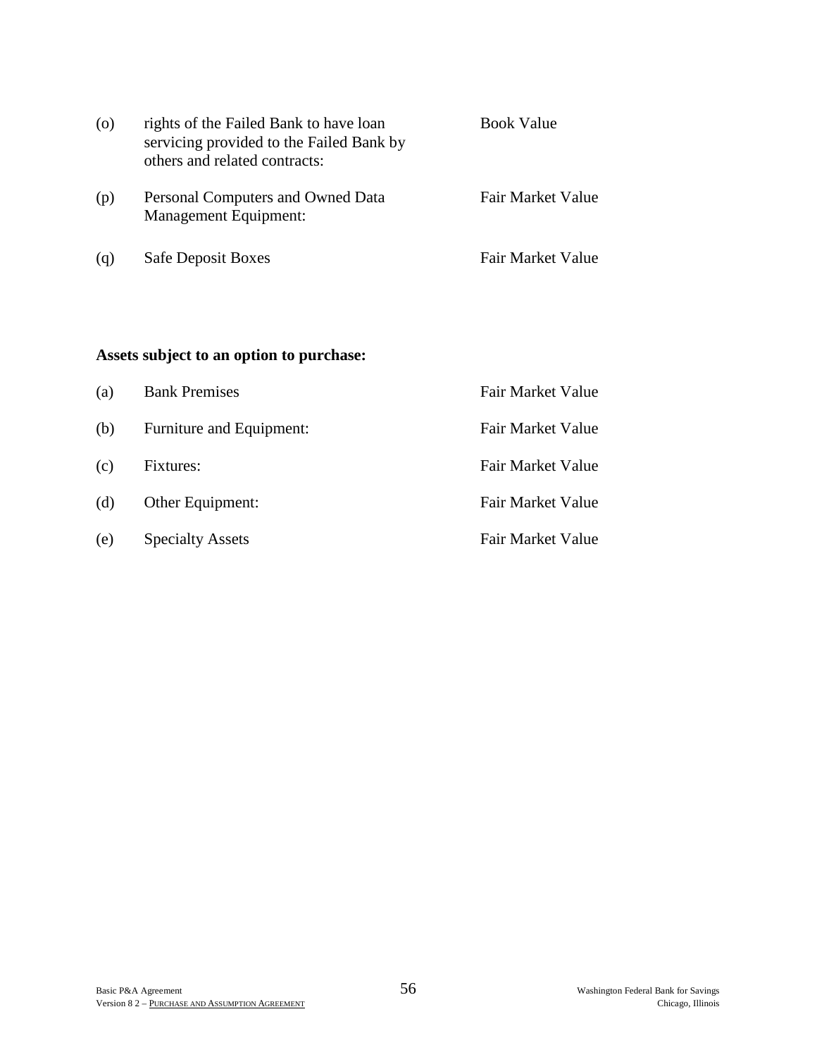| | | |
|---|---|---|
| (o) | rights of the Failed Bank to have loan servicing provided to the Failed Bank by others and related contracts: | Book Value |
| (p) | Personal Computers and Owned Data Management Equipment: | Fair Market Value |
| (q) | Safe Deposit Boxes | Fair Market Value |

**Assets subject to an option to purchase:**

| | | |
|---|---|---|
| (a) | Bank Premises | Fair Market Value |
| (b) | Furniture and Equipment: | Fair Market Value |
| (c) | Fixtures: | Fair Market Value |
| (d) | Other Equipment: | Fair Market Value |
| (e) | Specialty Assets | Fair Market Value |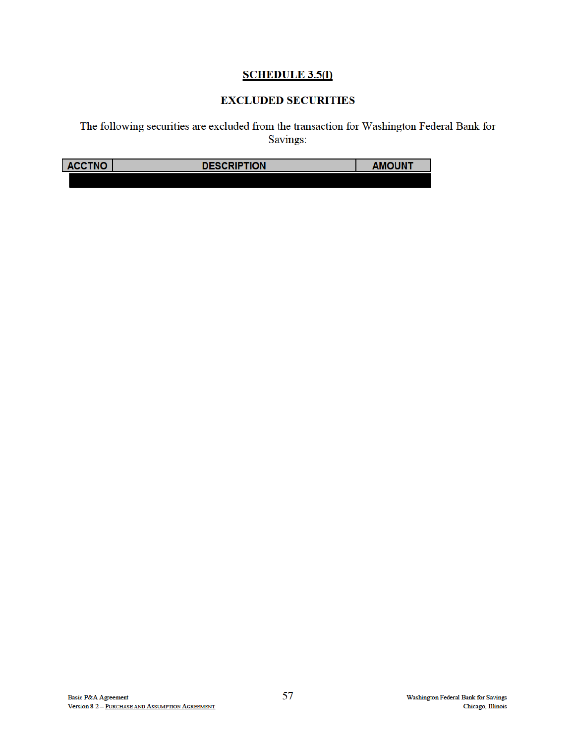# SCHEDULE 3.5(l)

## EXCLUDED SECURITIES

The following securities are excluded from the transaction for Washington Federal Bank for Savings:

| ACCTNO | DESCRIPTION | AMOUNT |
|---|---|---|
| | | |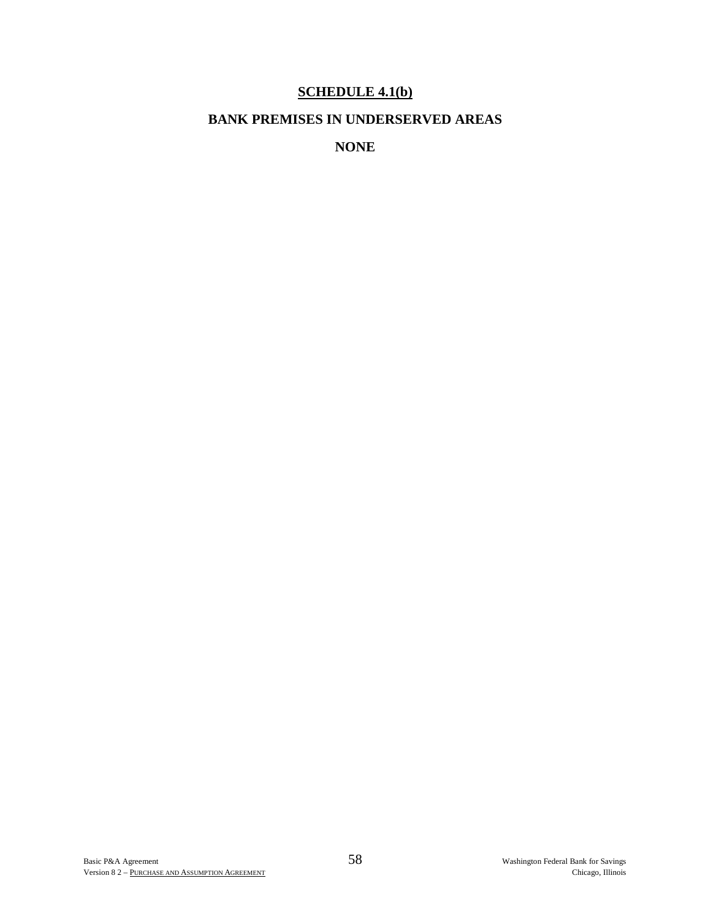# SCHEDULE 4.1(b)

## BANK PREMISES IN UNDERSERVED AREAS

**NONE**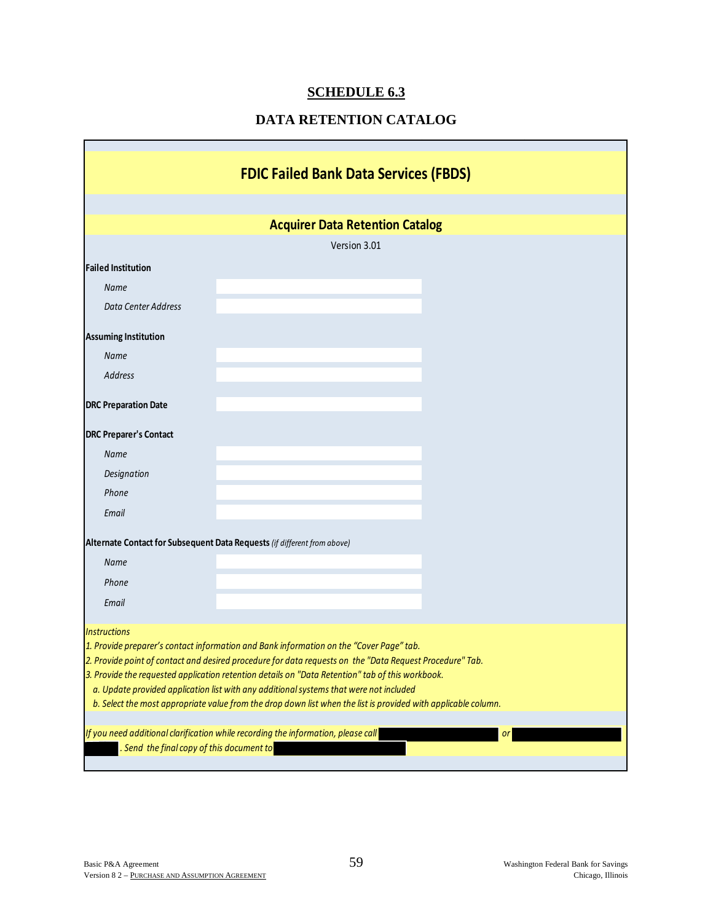# SCHEDULE 6.3

## DATA RETENTION CATALOG

### FDIC Failed Bank Data Services (FBDS)

### Acquirer Data Retention Catalog

Version 3.01

**Failed Institution**

| | |
|---|---|
| *Name* | |
| *Data Center Address* | |

**Assuming Institution**

| | |
|---|---|
| *Name* | |
| *Address* | |

**DRC Preparation Date**

**DRC Preparer's Contact**

| | |
|---|---|
| *Name* | |
| *Designation* | |
| *Phone* | |
| *Email* | |

**Alternate Contact for Subsequent Data Requests** *(if different from above)*

| | |
|---|---|
| *Name* | |
| *Phone* | |
| *Email* | |

*Instructions*

*1. Provide preparer's contact information and Bank information on the "Cover Page" tab.*

*2. Provide point of contact and desired procedure for data requests on the "Data Request Procedure" Tab.*

*3. Provide the requested application retention details on "Data Retention" tab of this workbook.*

*a. Update provided application list with any additional systems that were not included*

*b. Select the most appropriate value from the drop down list when the list is provided with applicable column.*

*If you need additional clarification while recording the information, please call* [REDACTED] *or* [REDACTED] [REDACTED]*. Send the final copy of this document to* [REDACTED]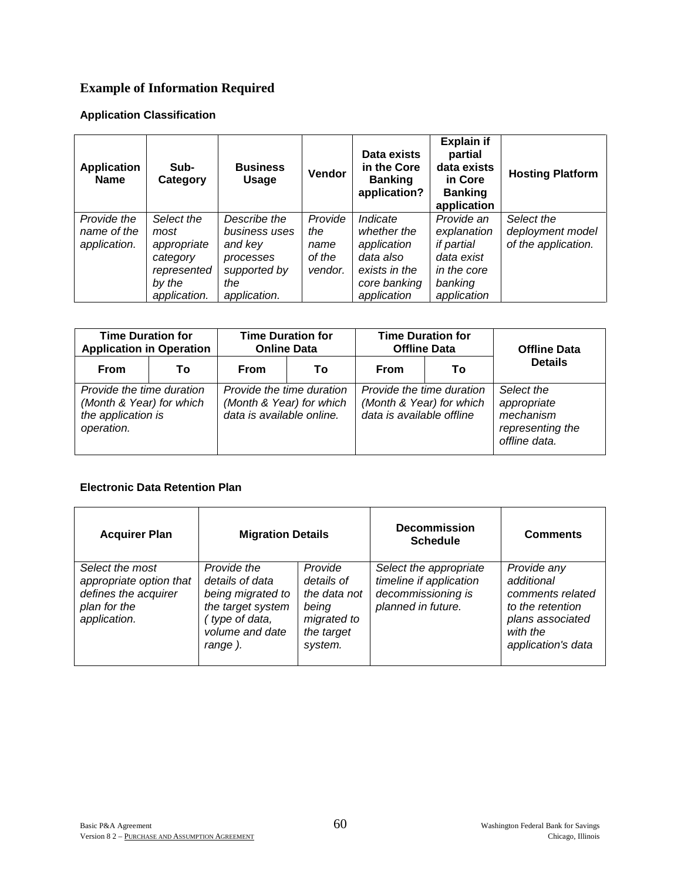## Example of Information Required

### Application Classification

| Application Name | Sub-Category | Business Usage | Vendor | Data exists in the Core Banking application? | Explain if partial data exists in Core Banking application | Hosting Platform |
|---|---|---|---|---|---|---|
| *Provide the name of the application.* | *Select the most appropriate category represented by the application.* | *Describe the business uses and key processes supported by the application.* | *Provide the name of the vendor.* | *Indicate whether the application data also exists in the core banking application* | *Provide an explanation if partial data exist in the core banking application* | *Select the deployment model of the application.* |

| Time Duration for Application in Operation | | Time Duration for Online Data | | Time Duration for Offline Data | | Offline Data Details |
|---|---|---|---|---|---|---|
| From | To | From | To | From | To | |
| *Provide the time duration (Month & Year) for which the application is operation.* | | *Provide the time duration (Month & Year) for which data is available online.* | | *Provide the time duration (Month & Year) for which data is available offline* | | *Select the appropriate mechanism representing the offline data.* |

### Electronic Data Retention Plan

| Acquirer Plan | Migration Details | | Decommission Schedule | Comments |
|---|---|---|---|---|
| *Select the most appropriate option that defines the acquirer plan for the application.* | *Provide the details of data being migrated to the target system ( type of data, volume and date range ).* | *Provide details of the data not being migrated to the target system.* | *Select the appropriate timeline if application decommissioning is planned in future.* | *Provide any additional comments related to the retention plans associated with the application's data* |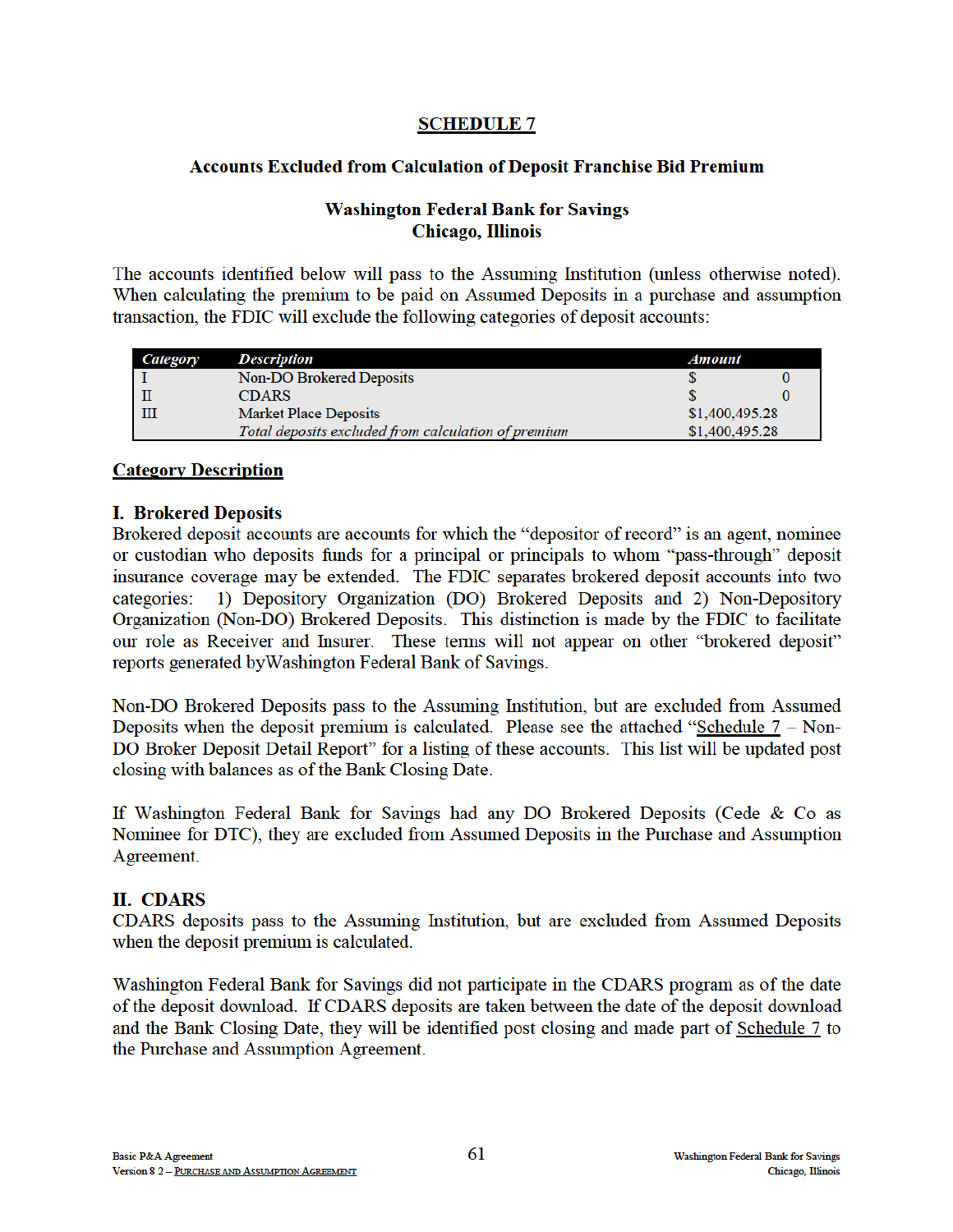# SCHEDULE 7

## Accounts Excluded from Calculation of Deposit Franchise Bid Premium

## Washington Federal Bank for Savings
## Chicago, Illinois

The accounts identified below will pass to the Assuming Institution (unless otherwise noted). When calculating the premium to be paid on Assumed Deposits in a purchase and assumption transaction, the FDIC will exclude the following categories of deposit accounts:

| *Category* | *Description* | *Amount* |
|---|---|---|
| I | Non-DO Brokered Deposits | $ 0 |
| II | CDARS | $ 0 |
| III | Market Place Deposits | $1,400,495.28 |
| | *Total deposits excluded from calculation of premium* | $1,400,495.28 |

**Category Description**

### I. Brokered Deposits

Brokered deposit accounts are accounts for which the "depositor of record" is an agent, nominee or custodian who deposits funds for a principal or principals to whom "pass-through" deposit insurance coverage may be extended. The FDIC separates brokered deposit accounts into two categories: 1) Depository Organization (DO) Brokered Deposits and 2) Non-Depository Organization (Non-DO) Brokered Deposits. This distinction is made by the FDIC to facilitate our role as Receiver and Insurer. These terms will not appear on other "brokered deposit" reports generated byWashington Federal Bank of Savings.

Non-DO Brokered Deposits pass to the Assuming Institution, but are excluded from Assumed Deposits when the deposit premium is calculated. Please see the attached "Schedule 7 – Non-DO Broker Deposit Detail Report" for a listing of these accounts. This list will be updated post closing with balances as of the Bank Closing Date.

If Washington Federal Bank for Savings had any DO Brokered Deposits (Cede & Co as Nominee for DTC), they are excluded from Assumed Deposits in the Purchase and Assumption Agreement.

### II. CDARS

CDARS deposits pass to the Assuming Institution, but are excluded from Assumed Deposits when the deposit premium is calculated.

Washington Federal Bank for Savings did not participate in the CDARS program as of the date of the deposit download. If CDARS deposits are taken between the date of the deposit download and the Bank Closing Date, they will be identified post closing and made part of Schedule 7 to the Purchase and Assumption Agreement.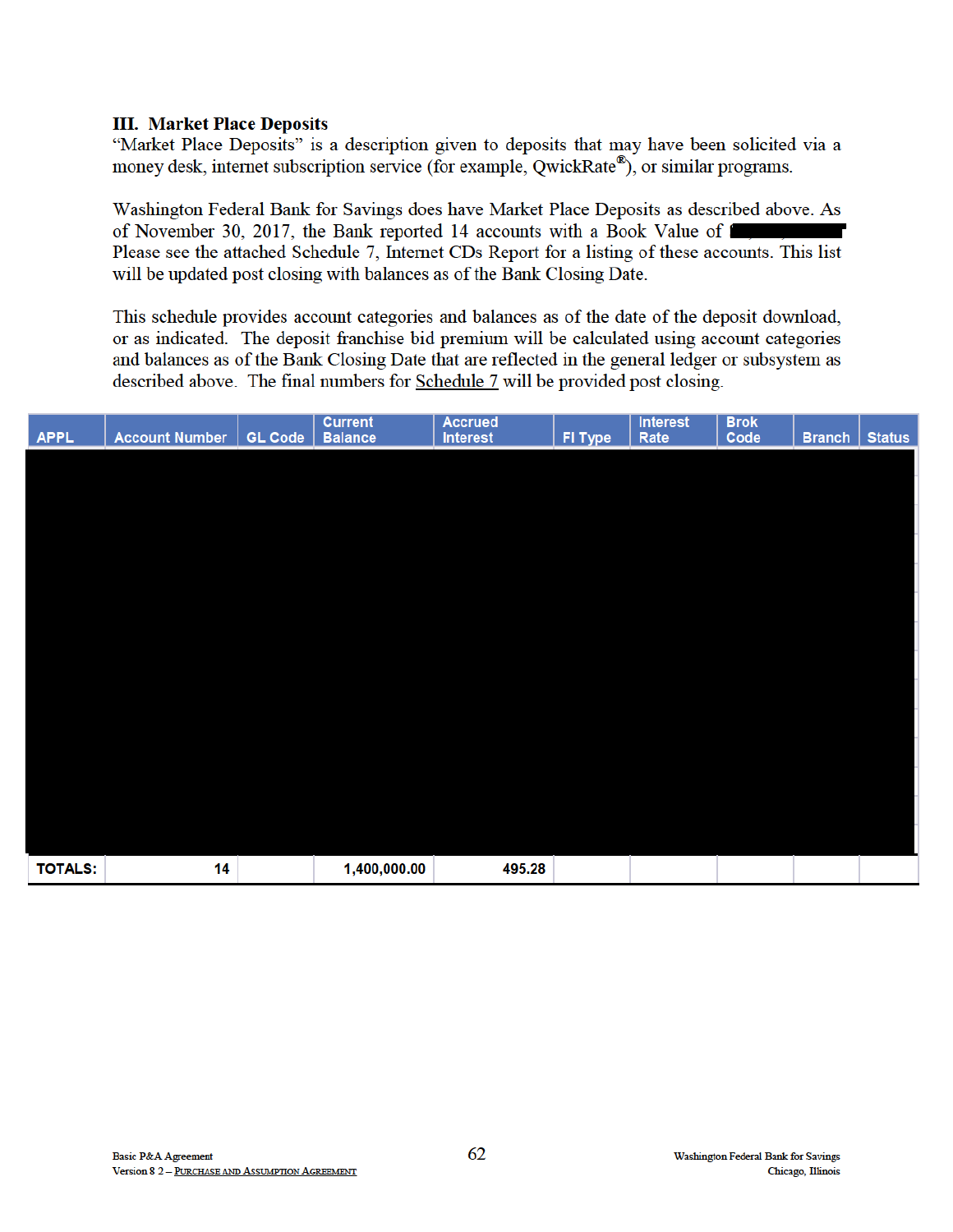### III. Market Place Deposits

"Market Place Deposits" is a description given to deposits that may have been solicited via a money desk, internet subscription service (for example, QwickRate®), or similar programs.

Washington Federal Bank for Savings does have Market Place Deposits as described above. As of November 30, 2017, the Bank reported 14 accounts with a Book Value of [REDACTED] Please see the attached Schedule 7, Internet CDs Report for a listing of these accounts. This list will be updated post closing with balances as of the Bank Closing Date.

This schedule provides account categories and balances as of the date of the deposit download, or as indicated. The deposit franchise bid premium will be calculated using account categories and balances as of the Bank Closing Date that are reflected in the general ledger or subsystem as described above. The final numbers for Schedule 7 will be provided post closing.

| APPL | Account Number | GL Code | Current Balance | Accrued Interest | FI Type | Interest Rate | Brok Code | Branch | Status |
|---|---|---|---|---|---|---|---|---|---|
| [REDACTED] | | | | | | | | | |
| **TOTALS:** | 14 | | 1,400,000.00 | 495.28 | | | | | |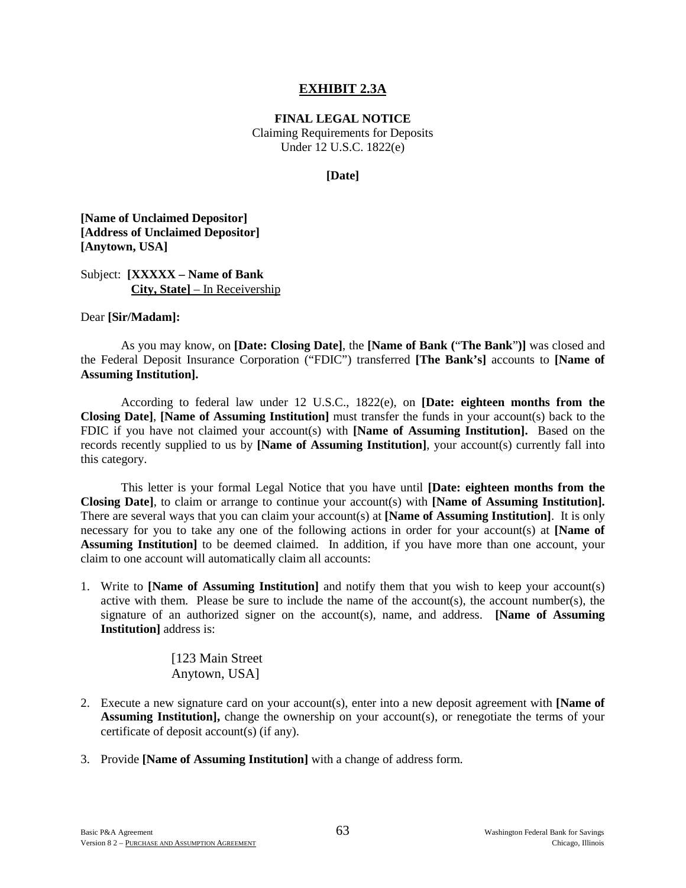# EXHIBIT 2.3A

**FINAL LEGAL NOTICE**
Claiming Requirements for Deposits
Under 12 U.S.C. 1822(e)

**[Date]**

**[Name of Unclaimed Depositor]**
**[Address of Unclaimed Depositor]**
**[Anytown, USA]**

Subject: **[XXXXX – Name of Bank**
**City, State]** – In Receivership

Dear **[Sir/Madam]:**

As you may know, on **[Date: Closing Date]**, the **[Name of Bank (**"**The Bank**"**)]** was closed and the Federal Deposit Insurance Corporation ("FDIC") transferred **[The Bank's]** accounts to **[Name of Assuming Institution].**

According to federal law under 12 U.S.C., 1822(e), on **[Date: eighteen months from the Closing Date]**, **[Name of Assuming Institution]** must transfer the funds in your account(s) back to the FDIC if you have not claimed your account(s) with **[Name of Assuming Institution].** Based on the records recently supplied to us by **[Name of Assuming Institution]**, your account(s) currently fall into this category.

This letter is your formal Legal Notice that you have until **[Date: eighteen months from the Closing Date]**, to claim or arrange to continue your account(s) with **[Name of Assuming Institution].** There are several ways that you can claim your account(s) at **[Name of Assuming Institution]**. It is only necessary for you to take any one of the following actions in order for your account(s) at **[Name of Assuming Institution]** to be deemed claimed. In addition, if you have more than one account, your claim to one account will automatically claim all accounts:

1. Write to **[Name of Assuming Institution]** and notify them that you wish to keep your account(s) active with them. Please be sure to include the name of the account(s), the account number(s), the signature of an authorized signer on the account(s), name, and address. **[Name of Assuming Institution]** address is:

   [123 Main Street
   Anytown, USA]

2. Execute a new signature card on your account(s), enter into a new deposit agreement with **[Name of Assuming Institution],** change the ownership on your account(s), or renegotiate the terms of your certificate of deposit account(s) (if any).

3. Provide **[Name of Assuming Institution]** with a change of address form.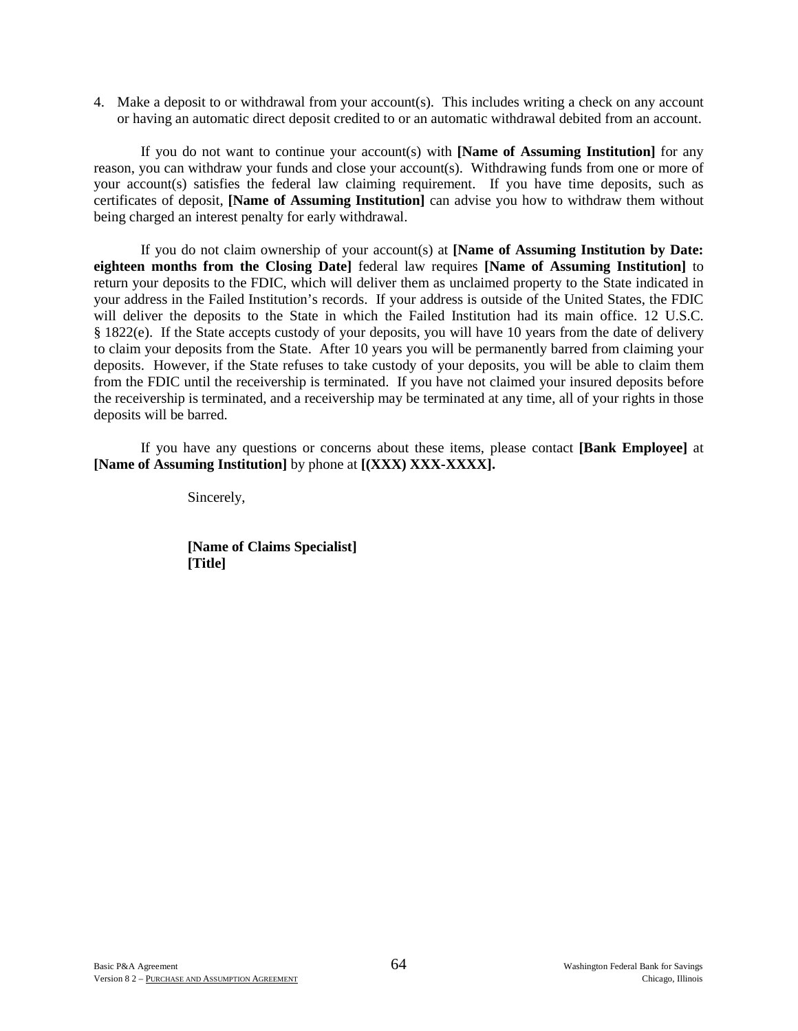4. Make a deposit to or withdrawal from your account(s). This includes writing a check on any account or having an automatic direct deposit credited to or an automatic withdrawal debited from an account.

If you do not want to continue your account(s) with **[Name of Assuming Institution]** for any reason, you can withdraw your funds and close your account(s). Withdrawing funds from one or more of your account(s) satisfies the federal law claiming requirement. If you have time deposits, such as certificates of deposit, **[Name of Assuming Institution]** can advise you how to withdraw them without being charged an interest penalty for early withdrawal.

If you do not claim ownership of your account(s) at **[Name of Assuming Institution by Date: eighteen months from the Closing Date]** federal law requires **[Name of Assuming Institution]** to return your deposits to the FDIC, which will deliver them as unclaimed property to the State indicated in your address in the Failed Institution's records. If your address is outside of the United States, the FDIC will deliver the deposits to the State in which the Failed Institution had its main office. 12 U.S.C. § 1822(e). If the State accepts custody of your deposits, you will have 10 years from the date of delivery to claim your deposits from the State. After 10 years you will be permanently barred from claiming your deposits. However, if the State refuses to take custody of your deposits, you will be able to claim them from the FDIC until the receivership is terminated. If you have not claimed your insured deposits before the receivership is terminated, and a receivership may be terminated at any time, all of your rights in those deposits will be barred.

If you have any questions or concerns about these items, please contact **[Bank Employee]** at **[Name of Assuming Institution]** by phone at **[(XXX) XXX-XXXX].**

Sincerely,

**[Name of Claims Specialist]**
**[Title]**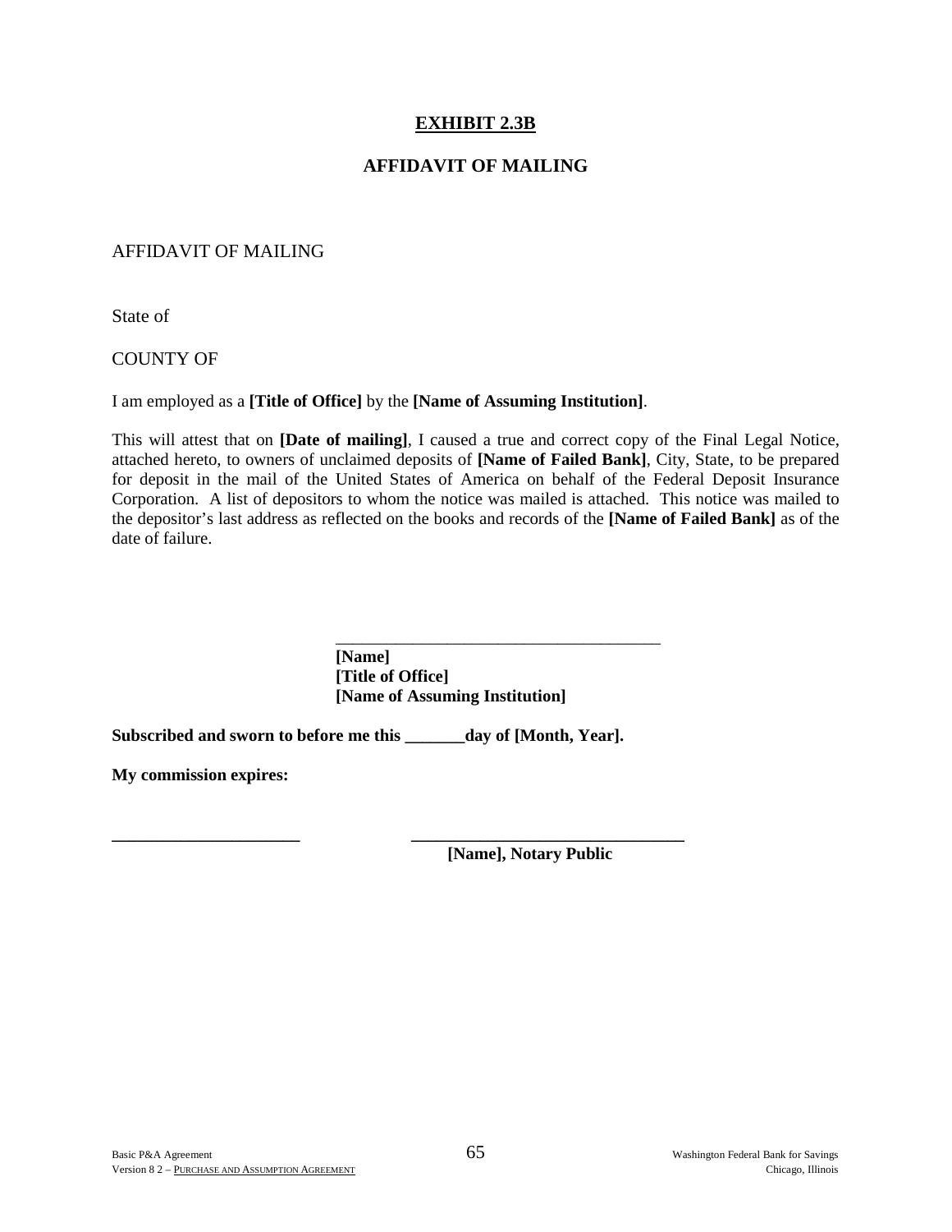# EXHIBIT 2.3B

## AFFIDAVIT OF MAILING

AFFIDAVIT OF MAILING

State of

COUNTY OF

I am employed as a **[Title of Office]** by the **[Name of Assuming Institution]**.

This will attest that on **[Date of mailing]**, I caused a true and correct copy of the Final Legal Notice, attached hereto, to owners of unclaimed deposits of **[Name of Failed Bank]**, City, State, to be prepared for deposit in the mail of the United States of America on behalf of the Federal Deposit Insurance Corporation. A list of depositors to whom the notice was mailed is attached. This notice was mailed to the depositor's last address as reflected on the books and records of the **[Name of Failed Bank]** as of the date of failure.

\_\_\_\_\_\_\_\_\_\_\_\_\_\_\_\_\_\_\_\_\_\_\_\_\_\_\_\_\_\_\_\_\_\_\_\_\_\_\_\_
**[Name]**
**[Title of Office]**
**[Name of Assuming Institution]**

**Subscribed and sworn to before me this \_\_\_\_\_\_\_day of [Month, Year].**

**My commission expires:**

\_\_\_\_\_\_\_\_\_\_\_\_\_\_\_\_\_\_\_\_\_\_ \_\_\_\_\_\_\_\_\_\_\_\_\_\_\_\_\_\_\_\_\_\_\_\_\_\_\_\_\_\_\_\_\_
**[Name], Notary Public**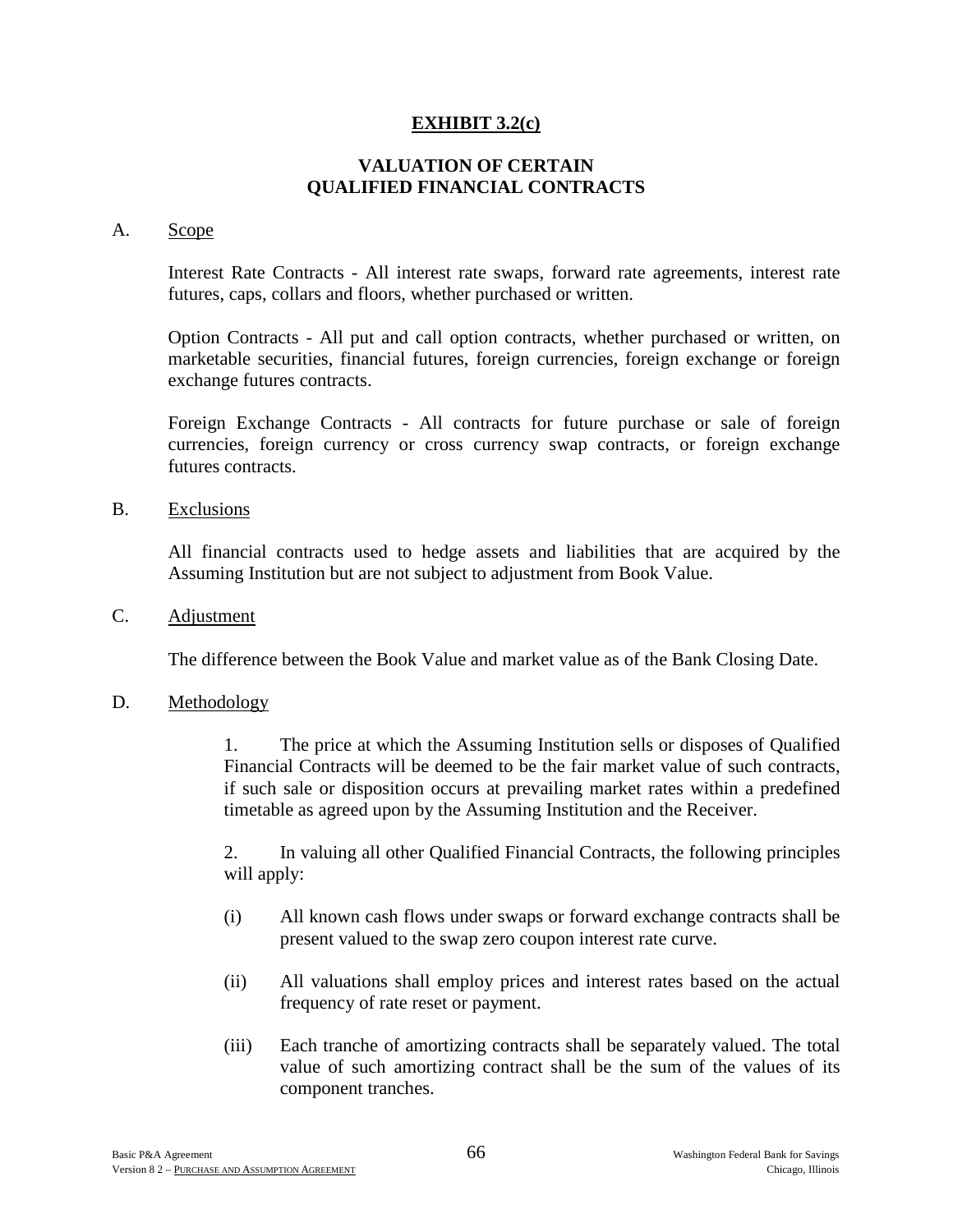# **EXHIBIT 3.2(c)**

## **VALUATION OF CERTAIN QUALIFIED FINANCIAL CONTRACTS**

A. Scope

Interest Rate Contracts - All interest rate swaps, forward rate agreements, interest rate futures, caps, collars and floors, whether purchased or written.

Option Contracts - All put and call option contracts, whether purchased or written, on marketable securities, financial futures, foreign currencies, foreign exchange or foreign exchange futures contracts.

Foreign Exchange Contracts - All contracts for future purchase or sale of foreign currencies, foreign currency or cross currency swap contracts, or foreign exchange futures contracts.

B. Exclusions

All financial contracts used to hedge assets and liabilities that are acquired by the Assuming Institution but are not subject to adjustment from Book Value.

C. Adjustment

The difference between the Book Value and market value as of the Bank Closing Date.

D. Methodology

1. The price at which the Assuming Institution sells or disposes of Qualified Financial Contracts will be deemed to be the fair market value of such contracts, if such sale or disposition occurs at prevailing market rates within a predefined timetable as agreed upon by the Assuming Institution and the Receiver.

2. In valuing all other Qualified Financial Contracts, the following principles will apply:

(i) All known cash flows under swaps or forward exchange contracts shall be present valued to the swap zero coupon interest rate curve.

(ii) All valuations shall employ prices and interest rates based on the actual frequency of rate reset or payment.

(iii) Each tranche of amortizing contracts shall be separately valued. The total value of such amortizing contract shall be the sum of the values of its component tranches.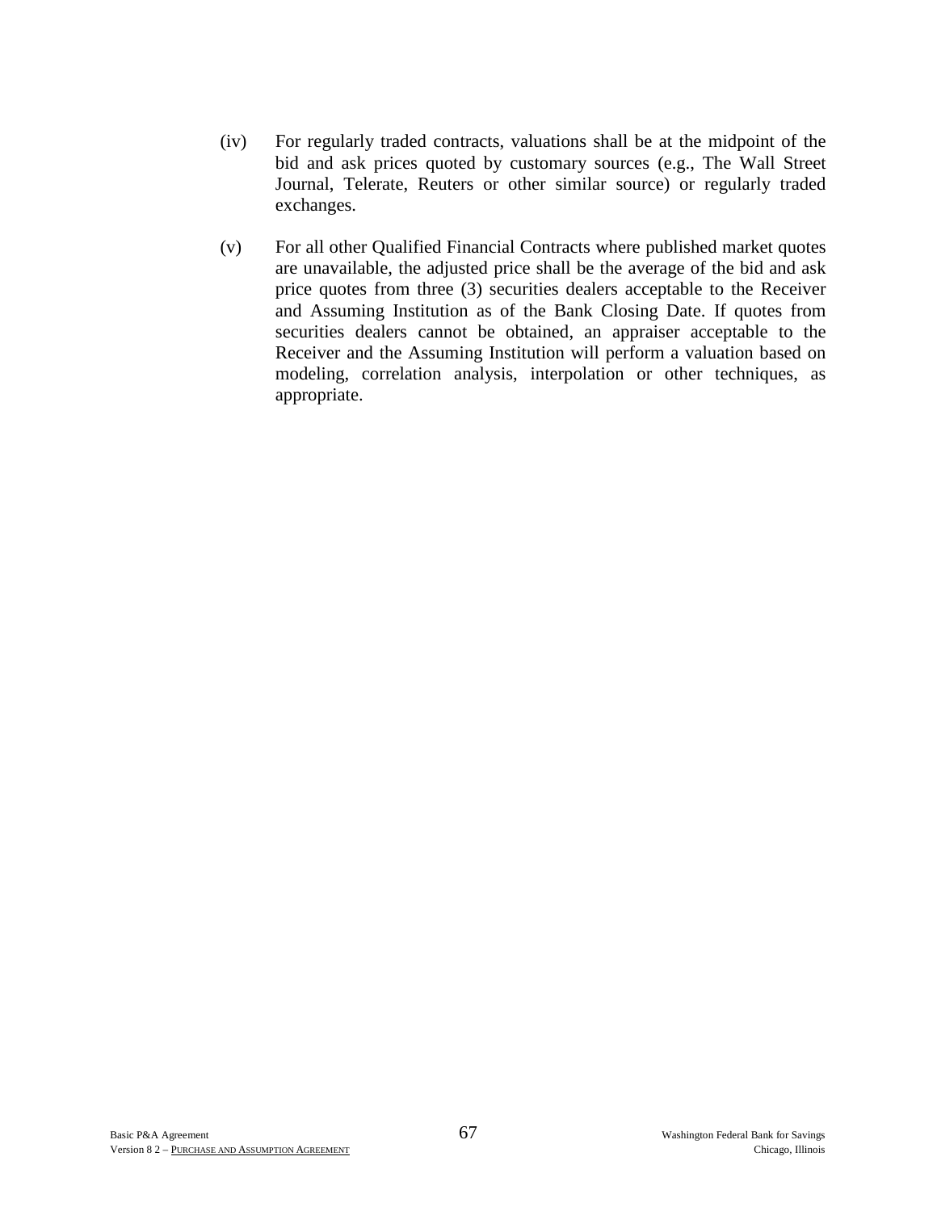(iv) For regularly traded contracts, valuations shall be at the midpoint of the bid and ask prices quoted by customary sources (e.g., The Wall Street Journal, Telerate, Reuters or other similar source) or regularly traded exchanges.

(v) For all other Qualified Financial Contracts where published market quotes are unavailable, the adjusted price shall be the average of the bid and ask price quotes from three (3) securities dealers acceptable to the Receiver and Assuming Institution as of the Bank Closing Date. If quotes from securities dealers cannot be obtained, an appraiser acceptable to the Receiver and the Assuming Institution will perform a valuation based on modeling, correlation analysis, interpolation or other techniques, as appropriate.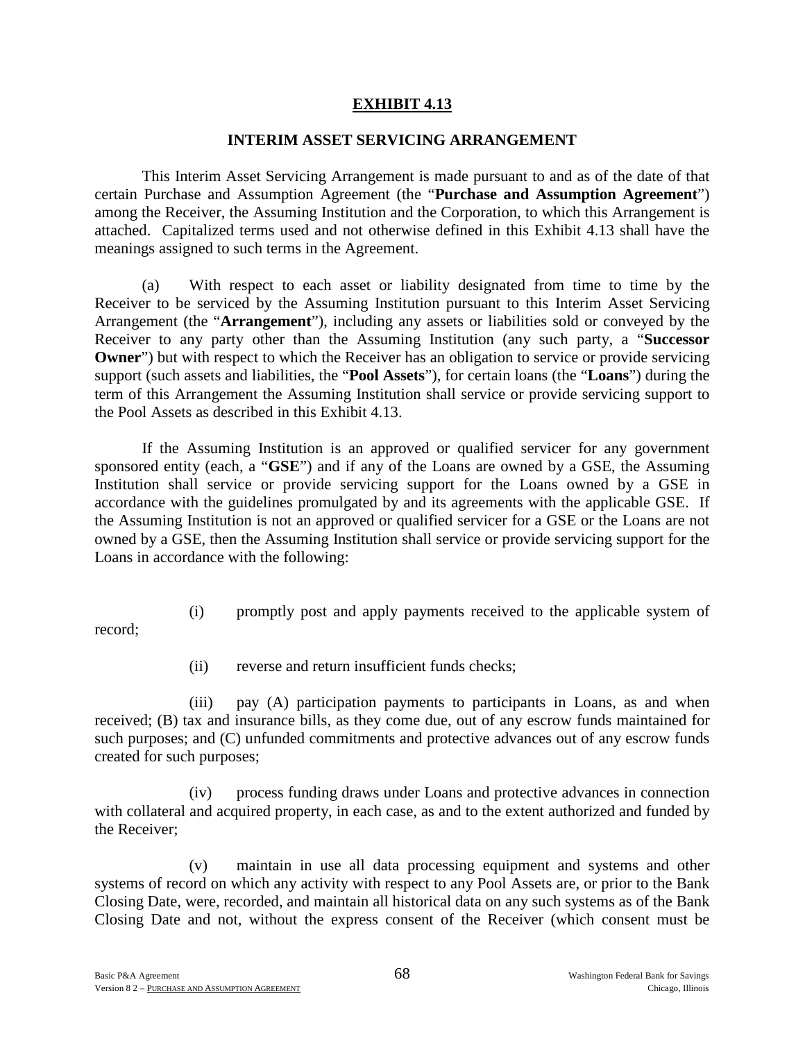**EXHIBIT 4.13**

**INTERIM ASSET SERVICING ARRANGEMENT**

This Interim Asset Servicing Arrangement is made pursuant to and as of the date of that certain Purchase and Assumption Agreement (the "**Purchase and Assumption Agreement**") among the Receiver, the Assuming Institution and the Corporation, to which this Arrangement is attached. Capitalized terms used and not otherwise defined in this Exhibit 4.13 shall have the meanings assigned to such terms in the Agreement.

(a) With respect to each asset or liability designated from time to time by the Receiver to be serviced by the Assuming Institution pursuant to this Interim Asset Servicing Arrangement (the "**Arrangement**"), including any assets or liabilities sold or conveyed by the Receiver to any party other than the Assuming Institution (any such party, a "**Successor Owner**") but with respect to which the Receiver has an obligation to service or provide servicing support (such assets and liabilities, the "**Pool Assets**"), for certain loans (the "**Loans**") during the term of this Arrangement the Assuming Institution shall service or provide servicing support to the Pool Assets as described in this Exhibit 4.13.

If the Assuming Institution is an approved or qualified servicer for any government sponsored entity (each, a "**GSE**") and if any of the Loans are owned by a GSE, the Assuming Institution shall service or provide servicing support for the Loans owned by a GSE in accordance with the guidelines promulgated by and its agreements with the applicable GSE. If the Assuming Institution is not an approved or qualified servicer for a GSE or the Loans are not owned by a GSE, then the Assuming Institution shall service or provide servicing support for the Loans in accordance with the following:

(i) promptly post and apply payments received to the applicable system of record;

(ii) reverse and return insufficient funds checks;

(iii) pay (A) participation payments to participants in Loans, as and when received; (B) tax and insurance bills, as they come due, out of any escrow funds maintained for such purposes; and (C) unfunded commitments and protective advances out of any escrow funds created for such purposes;

(iv) process funding draws under Loans and protective advances in connection with collateral and acquired property, in each case, as and to the extent authorized and funded by the Receiver;

(v) maintain in use all data processing equipment and systems and other systems of record on which any activity with respect to any Pool Assets are, or prior to the Bank Closing Date, were, recorded, and maintain all historical data on any such systems as of the Bank Closing Date and not, without the express consent of the Receiver (which consent must be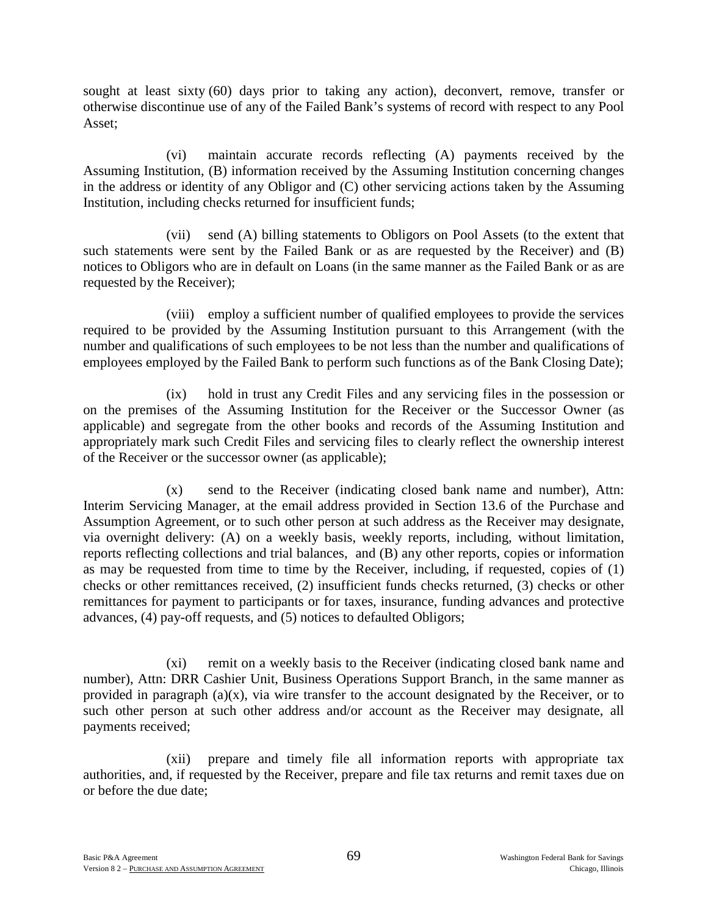sought at least sixty (60) days prior to taking any action), deconvert, remove, transfer or otherwise discontinue use of any of the Failed Bank's systems of record with respect to any Pool Asset;

(vi) maintain accurate records reflecting (A) payments received by the Assuming Institution, (B) information received by the Assuming Institution concerning changes in the address or identity of any Obligor and (C) other servicing actions taken by the Assuming Institution, including checks returned for insufficient funds;

(vii) send (A) billing statements to Obligors on Pool Assets (to the extent that such statements were sent by the Failed Bank or as are requested by the Receiver) and (B) notices to Obligors who are in default on Loans (in the same manner as the Failed Bank or as are requested by the Receiver);

(viii) employ a sufficient number of qualified employees to provide the services required to be provided by the Assuming Institution pursuant to this Arrangement (with the number and qualifications of such employees to be not less than the number and qualifications of employees employed by the Failed Bank to perform such functions as of the Bank Closing Date);

(ix) hold in trust any Credit Files and any servicing files in the possession or on the premises of the Assuming Institution for the Receiver or the Successor Owner (as applicable) and segregate from the other books and records of the Assuming Institution and appropriately mark such Credit Files and servicing files to clearly reflect the ownership interest of the Receiver or the successor owner (as applicable);

(x) send to the Receiver (indicating closed bank name and number), Attn: Interim Servicing Manager, at the email address provided in Section 13.6 of the Purchase and Assumption Agreement, or to such other person at such address as the Receiver may designate, via overnight delivery: (A) on a weekly basis, weekly reports, including, without limitation, reports reflecting collections and trial balances, and (B) any other reports, copies or information as may be requested from time to time by the Receiver, including, if requested, copies of (1) checks or other remittances received, (2) insufficient funds checks returned, (3) checks or other remittances for payment to participants or for taxes, insurance, funding advances and protective advances, (4) pay-off requests, and (5) notices to defaulted Obligors;

(xi) remit on a weekly basis to the Receiver (indicating closed bank name and number), Attn: DRR Cashier Unit, Business Operations Support Branch, in the same manner as provided in paragraph (a)(x), via wire transfer to the account designated by the Receiver, or to such other person at such other address and/or account as the Receiver may designate, all payments received;

(xii) prepare and timely file all information reports with appropriate tax authorities, and, if requested by the Receiver, prepare and file tax returns and remit taxes due on or before the due date;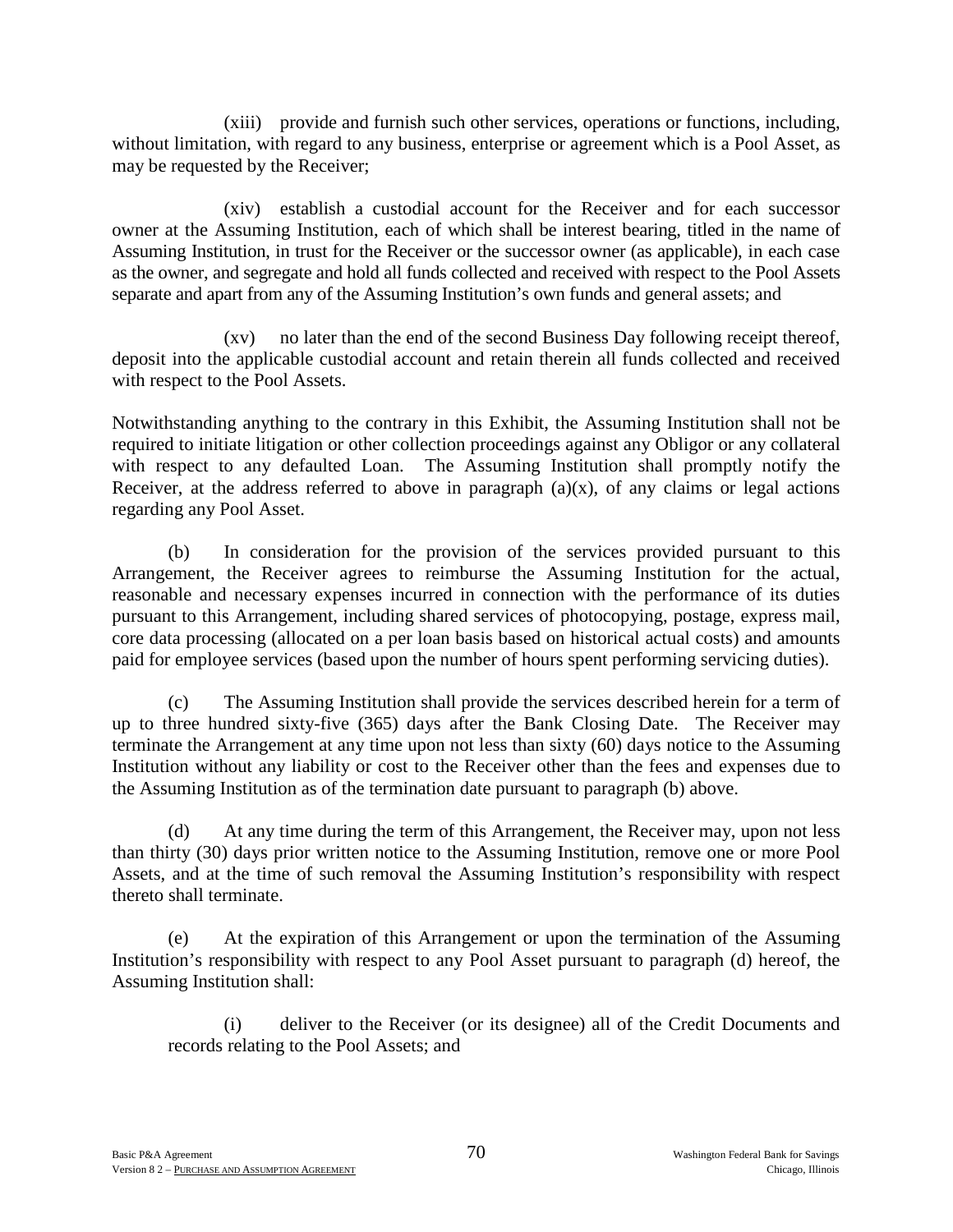(xiii) provide and furnish such other services, operations or functions, including, without limitation, with regard to any business, enterprise or agreement which is a Pool Asset, as may be requested by the Receiver;

(xiv) establish a custodial account for the Receiver and for each successor owner at the Assuming Institution, each of which shall be interest bearing, titled in the name of Assuming Institution, in trust for the Receiver or the successor owner (as applicable), in each case as the owner, and segregate and hold all funds collected and received with respect to the Pool Assets separate and apart from any of the Assuming Institution's own funds and general assets; and

(xv) no later than the end of the second Business Day following receipt thereof, deposit into the applicable custodial account and retain therein all funds collected and received with respect to the Pool Assets.

Notwithstanding anything to the contrary in this Exhibit, the Assuming Institution shall not be required to initiate litigation or other collection proceedings against any Obligor or any collateral with respect to any defaulted Loan. The Assuming Institution shall promptly notify the Receiver, at the address referred to above in paragraph (a)(x), of any claims or legal actions regarding any Pool Asset.

(b) In consideration for the provision of the services provided pursuant to this Arrangement, the Receiver agrees to reimburse the Assuming Institution for the actual, reasonable and necessary expenses incurred in connection with the performance of its duties pursuant to this Arrangement, including shared services of photocopying, postage, express mail, core data processing (allocated on a per loan basis based on historical actual costs) and amounts paid for employee services (based upon the number of hours spent performing servicing duties).

(c) The Assuming Institution shall provide the services described herein for a term of up to three hundred sixty-five (365) days after the Bank Closing Date. The Receiver may terminate the Arrangement at any time upon not less than sixty (60) days notice to the Assuming Institution without any liability or cost to the Receiver other than the fees and expenses due to the Assuming Institution as of the termination date pursuant to paragraph (b) above.

(d) At any time during the term of this Arrangement, the Receiver may, upon not less than thirty (30) days prior written notice to the Assuming Institution, remove one or more Pool Assets, and at the time of such removal the Assuming Institution's responsibility with respect thereto shall terminate.

(e) At the expiration of this Arrangement or upon the termination of the Assuming Institution's responsibility with respect to any Pool Asset pursuant to paragraph (d) hereof, the Assuming Institution shall:

(i) deliver to the Receiver (or its designee) all of the Credit Documents and records relating to the Pool Assets; and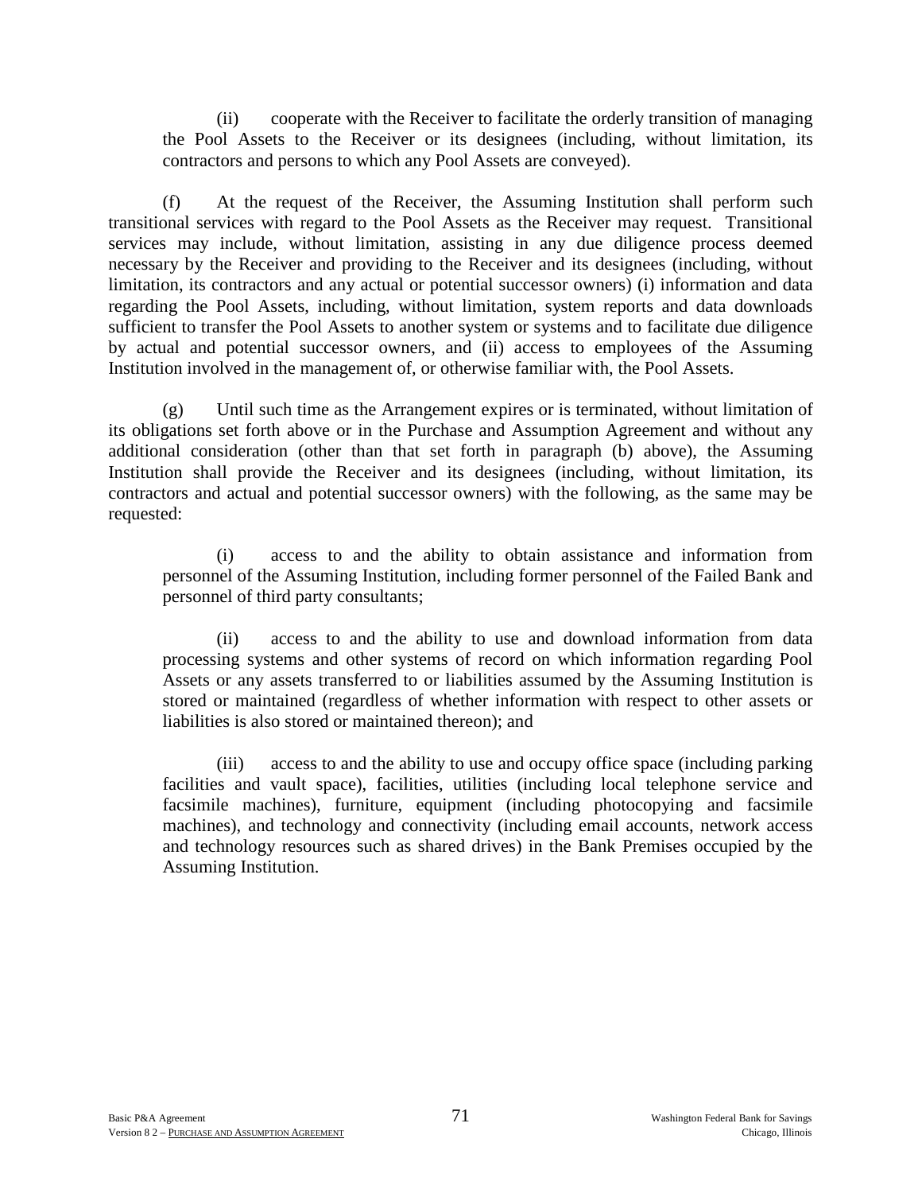(ii) cooperate with the Receiver to facilitate the orderly transition of managing the Pool Assets to the Receiver or its designees (including, without limitation, its contractors and persons to which any Pool Assets are conveyed).

(f) At the request of the Receiver, the Assuming Institution shall perform such transitional services with regard to the Pool Assets as the Receiver may request. Transitional services may include, without limitation, assisting in any due diligence process deemed necessary by the Receiver and providing to the Receiver and its designees (including, without limitation, its contractors and any actual or potential successor owners) (i) information and data regarding the Pool Assets, including, without limitation, system reports and data downloads sufficient to transfer the Pool Assets to another system or systems and to facilitate due diligence by actual and potential successor owners, and (ii) access to employees of the Assuming Institution involved in the management of, or otherwise familiar with, the Pool Assets.

(g) Until such time as the Arrangement expires or is terminated, without limitation of its obligations set forth above or in the Purchase and Assumption Agreement and without any additional consideration (other than that set forth in paragraph (b) above), the Assuming Institution shall provide the Receiver and its designees (including, without limitation, its contractors and actual and potential successor owners) with the following, as the same may be requested:

(i) access to and the ability to obtain assistance and information from personnel of the Assuming Institution, including former personnel of the Failed Bank and personnel of third party consultants;

(ii) access to and the ability to use and download information from data processing systems and other systems of record on which information regarding Pool Assets or any assets transferred to or liabilities assumed by the Assuming Institution is stored or maintained (regardless of whether information with respect to other assets or liabilities is also stored or maintained thereon); and

(iii) access to and the ability to use and occupy office space (including parking facilities and vault space), facilities, utilities (including local telephone service and facsimile machines), furniture, equipment (including photocopying and facsimile machines), and technology and connectivity (including email accounts, network access and technology resources such as shared drives) in the Bank Premises occupied by the Assuming Institution.